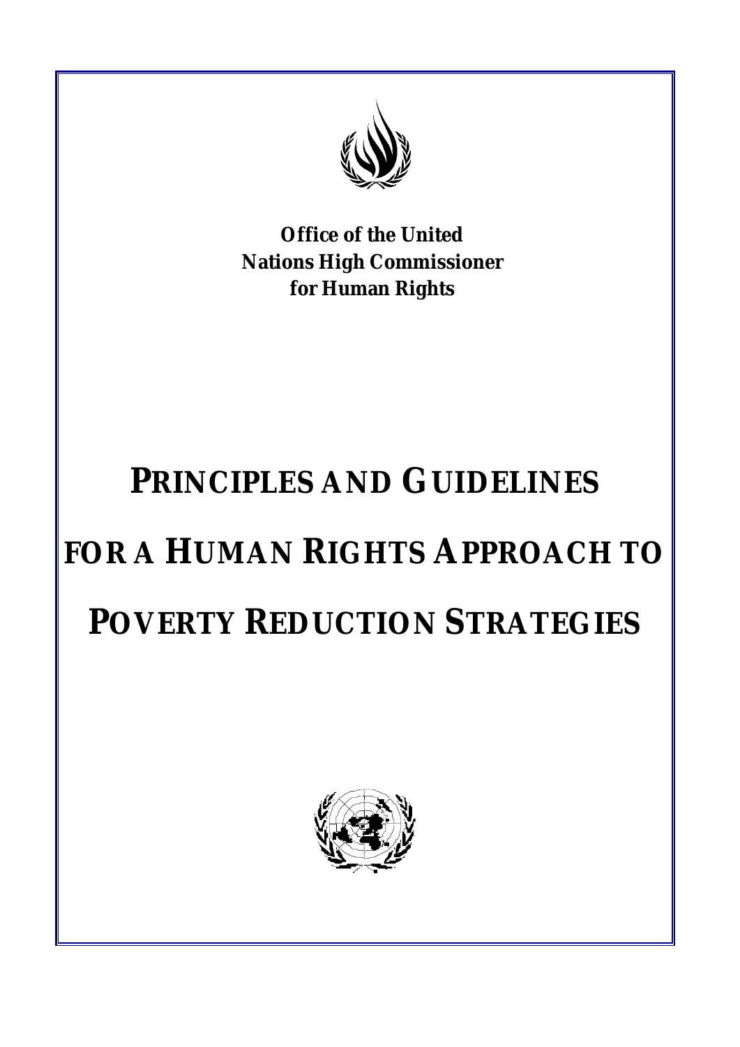**Office of the United Nations High Commissioner for Human Rights**

# PRINCIPLES AND GUIDELINES FOR A HUMAN RIGHTS APPROACH TO POVERTY REDUCTION STRATEGIES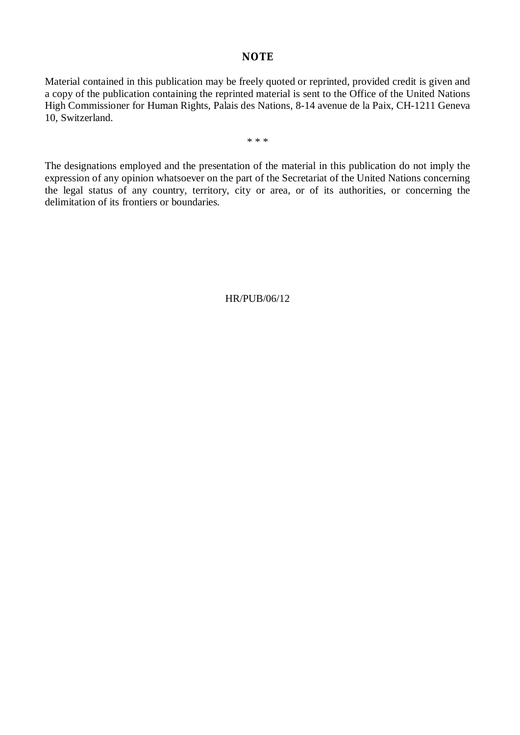## NOTE

Material contained in this publication may be freely quoted or reprinted, provided credit is given and a copy of the publication containing the reprinted material is sent to the Office of the United Nations High Commissioner for Human Rights, Palais des Nations, 8-14 avenue de la Paix, CH-1211 Geneva 10, Switzerland.

* * *

The designations employed and the presentation of the material in this publication do not imply the expression of any opinion whatsoever on the part of the Secretariat of the United Nations concerning the legal status of any country, territory, city or area, or of its authorities, or concerning the delimitation of its frontiers or boundaries.

HR/PUB/06/12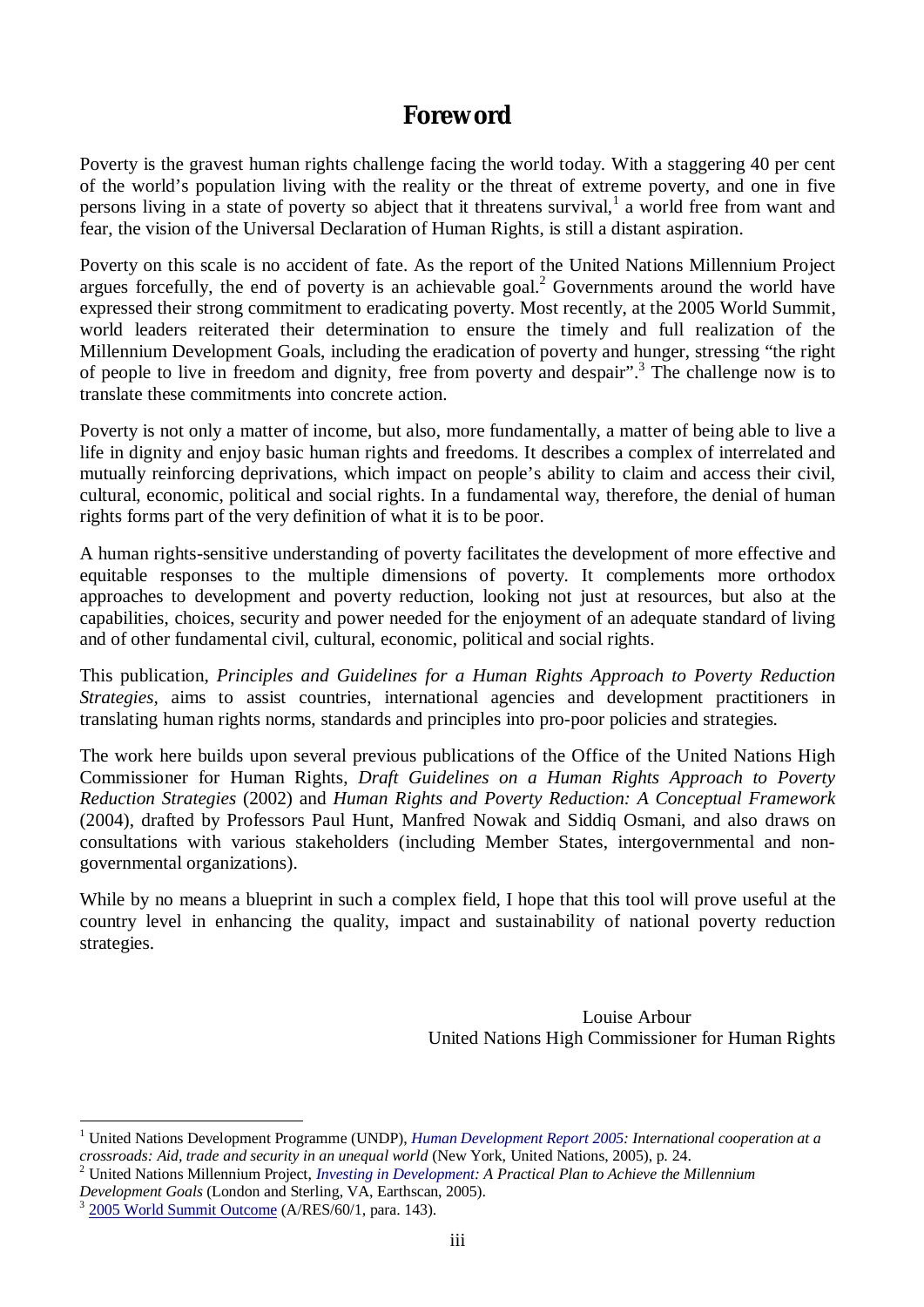# Foreword

Poverty is the gravest human rights challenge facing the world today. With a staggering 40 per cent of the world's population living with the reality or the threat of extreme poverty, and one in five persons living in a state of poverty so abject that it threatens survival,[1] a world free from want and fear, the vision of the Universal Declaration of Human Rights, is still a distant aspiration.

Poverty on this scale is no accident of fate. As the report of the United Nations Millennium Project argues forcefully, the end of poverty is an achievable goal.[2] Governments around the world have expressed their strong commitment to eradicating poverty. Most recently, at the 2005 World Summit, world leaders reiterated their determination to ensure the timely and full realization of the Millennium Development Goals, including the eradication of poverty and hunger, stressing "the right of people to live in freedom and dignity, free from poverty and despair".[3] The challenge now is to translate these commitments into concrete action.

Poverty is not only a matter of income, but also, more fundamentally, a matter of being able to live a life in dignity and enjoy basic human rights and freedoms. It describes a complex of interrelated and mutually reinforcing deprivations, which impact on people's ability to claim and access their civil, cultural, economic, political and social rights. In a fundamental way, therefore, the denial of human rights forms part of the very definition of what it is to be poor.

A human rights-sensitive understanding of poverty facilitates the development of more effective and equitable responses to the multiple dimensions of poverty. It complements more orthodox approaches to development and poverty reduction, looking not just at resources, but also at the capabilities, choices, security and power needed for the enjoyment of an adequate standard of living and of other fundamental civil, cultural, economic, political and social rights.

This publication, *Principles and Guidelines for a Human Rights Approach to Poverty Reduction Strategies,* aims to assist countries, international agencies and development practitioners in translating human rights norms, standards and principles into pro-poor policies and strategies.

The work here builds upon several previous publications of the Office of the United Nations High Commissioner for Human Rights, *Draft Guidelines on a Human Rights Approach to Poverty Reduction Strategies* (2002) and *Human Rights and Poverty Reduction: A Conceptual Framework* (2004), drafted by Professors Paul Hunt, Manfred Nowak and Siddiq Osmani, and also draws on consultations with various stakeholders (including Member States, intergovernmental and non-governmental organizations).

While by no means a blueprint in such a complex field, I hope that this tool will prove useful at the country level in enhancing the quality, impact and sustainability of national poverty reduction strategies.

Louise Arbour
United Nations High Commissioner for Human Rights

---

[1] United Nations Development Programme (UNDP), *Human Development Report 2005: International cooperation at a crossroads: Aid, trade and security in an unequal world* (New York, United Nations, 2005), p. 24.

[2] United Nations Millennium Project, *Investing in Development: A Practical Plan to Achieve the Millennium Development Goals* (London and Sterling, VA, Earthscan, 2005).

[3] 2005 World Summit Outcome (A/RES/60/1, para. 143).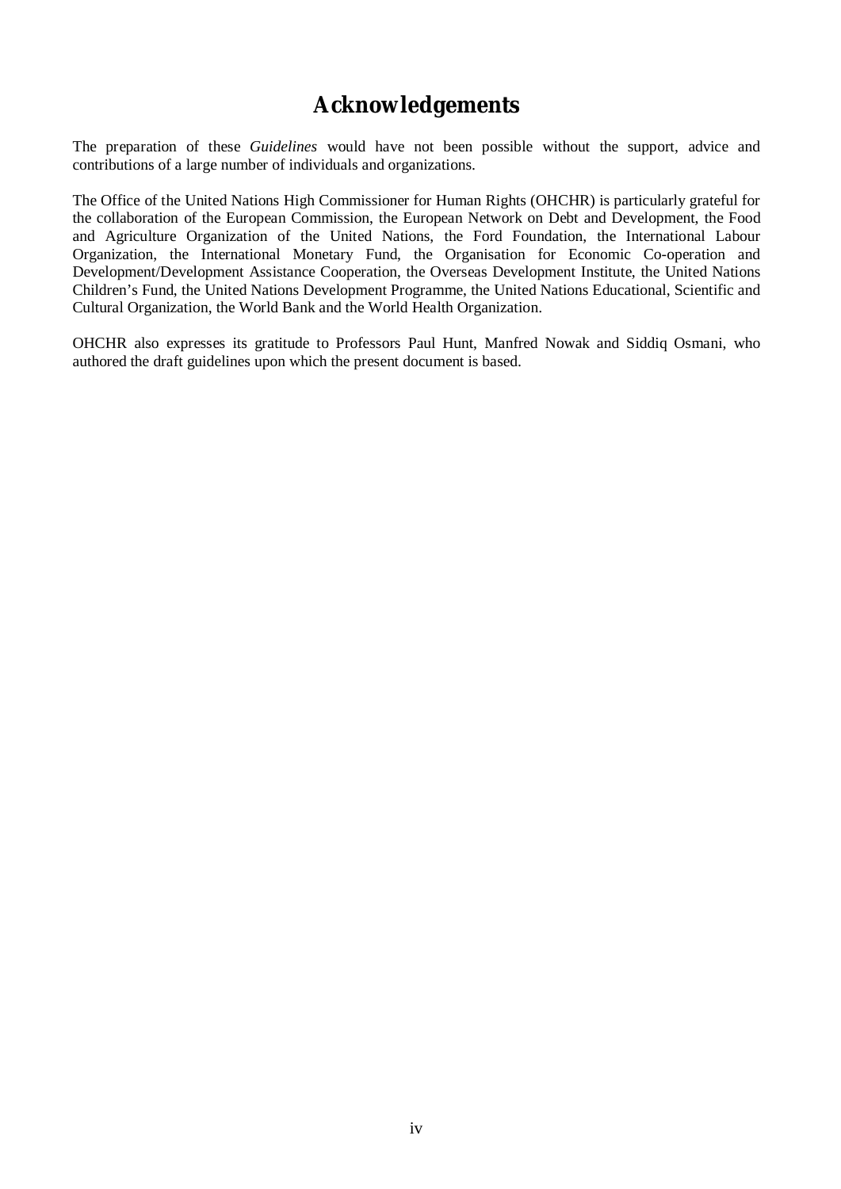# Acknowledgements

The preparation of these *Guidelines* would have not been possible without the support, advice and contributions of a large number of individuals and organizations.

The Office of the United Nations High Commissioner for Human Rights (OHCHR) is particularly grateful for the collaboration of the European Commission, the European Network on Debt and Development, the Food and Agriculture Organization of the United Nations, the Ford Foundation, the International Labour Organization, the International Monetary Fund, the Organisation for Economic Co-operation and Development/Development Assistance Cooperation, the Overseas Development Institute, the United Nations Children's Fund, the United Nations Development Programme, the United Nations Educational, Scientific and Cultural Organization, the World Bank and the World Health Organization.

OHCHR also expresses its gratitude to Professors Paul Hunt, Manfred Nowak and Siddiq Osmani, who authored the draft guidelines upon which the present document is based.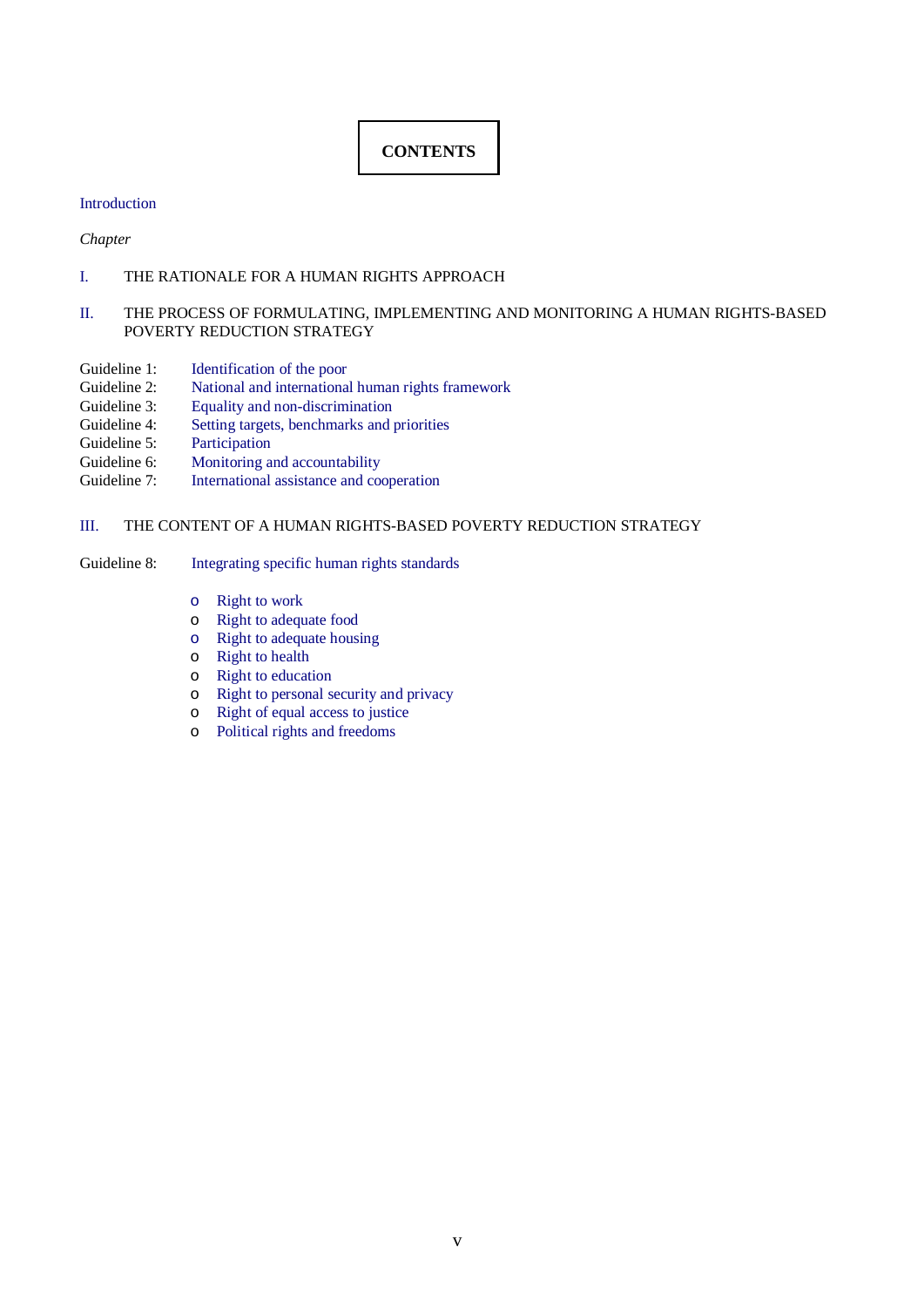# CONTENTS

Introduction

*Chapter*

I. THE RATIONALE FOR A HUMAN RIGHTS APPROACH

II. THE PROCESS OF FORMULATING, IMPLEMENTING AND MONITORING A HUMAN RIGHTS-BASED POVERTY REDUCTION STRATEGY

Guideline 1: Identification of the poor
Guideline 2: National and international human rights framework
Guideline 3: Equality and non-discrimination
Guideline 4: Setting targets, benchmarks and priorities
Guideline 5: Participation
Guideline 6: Monitoring and accountability
Guideline 7: International assistance and cooperation

III. THE CONTENT OF A HUMAN RIGHTS-BASED POVERTY REDUCTION STRATEGY

Guideline 8: Integrating specific human rights standards

- Right to work
- Right to adequate food
- Right to adequate housing
- Right to health
- Right to education
- Right to personal security and privacy
- Right of equal access to justice
- Political rights and freedoms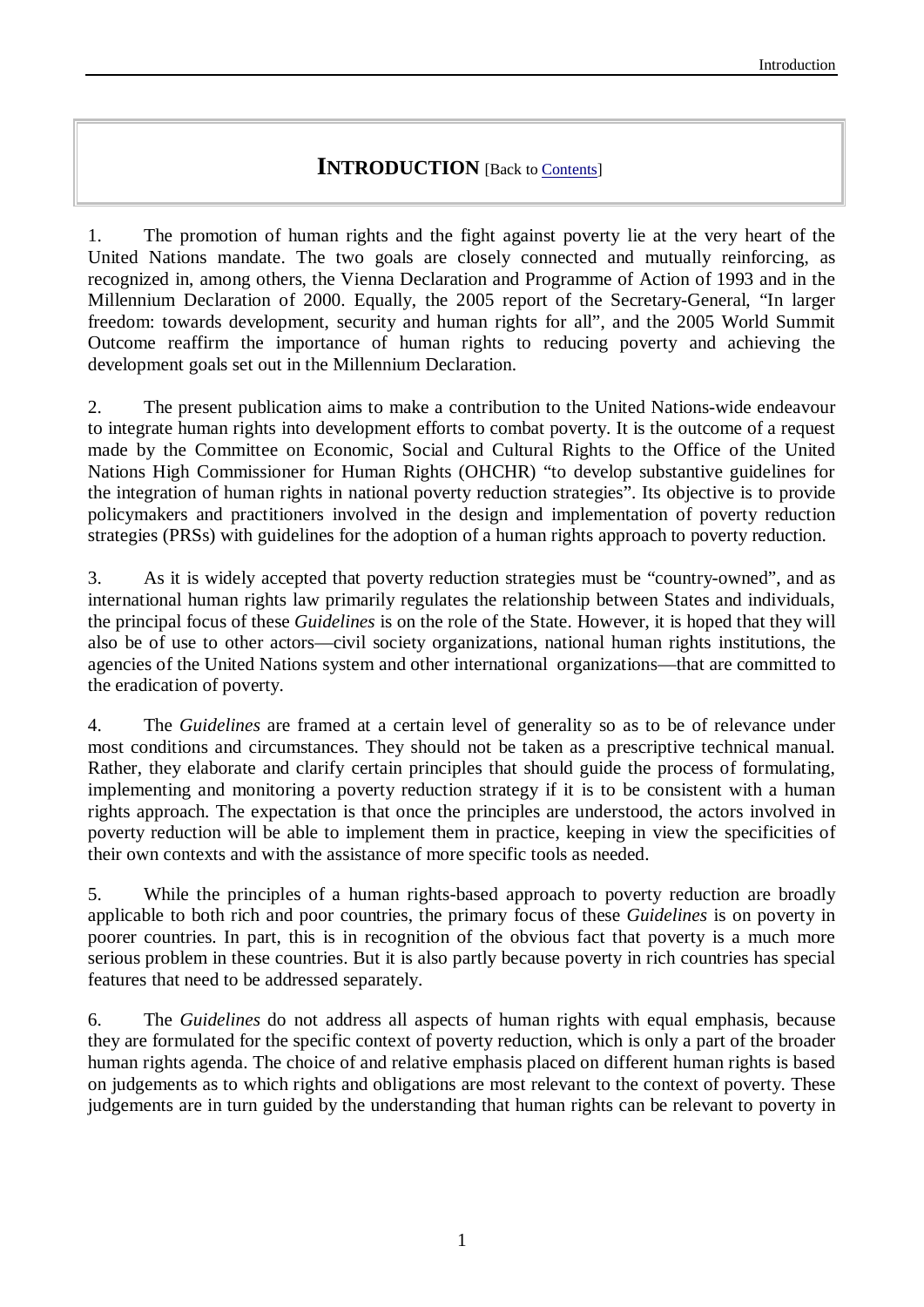# INTRODUCTION [Back to Contents]

1. The promotion of human rights and the fight against poverty lie at the very heart of the United Nations mandate. The two goals are closely connected and mutually reinforcing, as recognized in, among others, the Vienna Declaration and Programme of Action of 1993 and in the Millennium Declaration of 2000. Equally, the 2005 report of the Secretary-General, "In larger freedom: towards development, security and human rights for all", and the 2005 World Summit Outcome reaffirm the importance of human rights to reducing poverty and achieving the development goals set out in the Millennium Declaration.

2. The present publication aims to make a contribution to the United Nations-wide endeavour to integrate human rights into development efforts to combat poverty. It is the outcome of a request made by the Committee on Economic, Social and Cultural Rights to the Office of the United Nations High Commissioner for Human Rights (OHCHR) "to develop substantive guidelines for the integration of human rights in national poverty reduction strategies". Its objective is to provide policymakers and practitioners involved in the design and implementation of poverty reduction strategies (PRSs) with guidelines for the adoption of a human rights approach to poverty reduction.

3. As it is widely accepted that poverty reduction strategies must be "country-owned", and as international human rights law primarily regulates the relationship between States and individuals, the principal focus of these *Guidelines* is on the role of the State. However, it is hoped that they will also be of use to other actors—civil society organizations, national human rights institutions, the agencies of the United Nations system and other international organizations—that are committed to the eradication of poverty.

4. The *Guidelines* are framed at a certain level of generality so as to be of relevance under most conditions and circumstances. They should not be taken as a prescriptive technical manual. Rather, they elaborate and clarify certain principles that should guide the process of formulating, implementing and monitoring a poverty reduction strategy if it is to be consistent with a human rights approach. The expectation is that once the principles are understood, the actors involved in poverty reduction will be able to implement them in practice, keeping in view the specificities of their own contexts and with the assistance of more specific tools as needed.

5. While the principles of a human rights-based approach to poverty reduction are broadly applicable to both rich and poor countries, the primary focus of these *Guidelines* is on poverty in poorer countries. In part, this is in recognition of the obvious fact that poverty is a much more serious problem in these countries. But it is also partly because poverty in rich countries has special features that need to be addressed separately.

6. The *Guidelines* do not address all aspects of human rights with equal emphasis, because they are formulated for the specific context of poverty reduction, which is only a part of the broader human rights agenda. The choice of and relative emphasis placed on different human rights is based on judgements as to which rights and obligations are most relevant to the context of poverty. These judgements are in turn guided by the understanding that human rights can be relevant to poverty in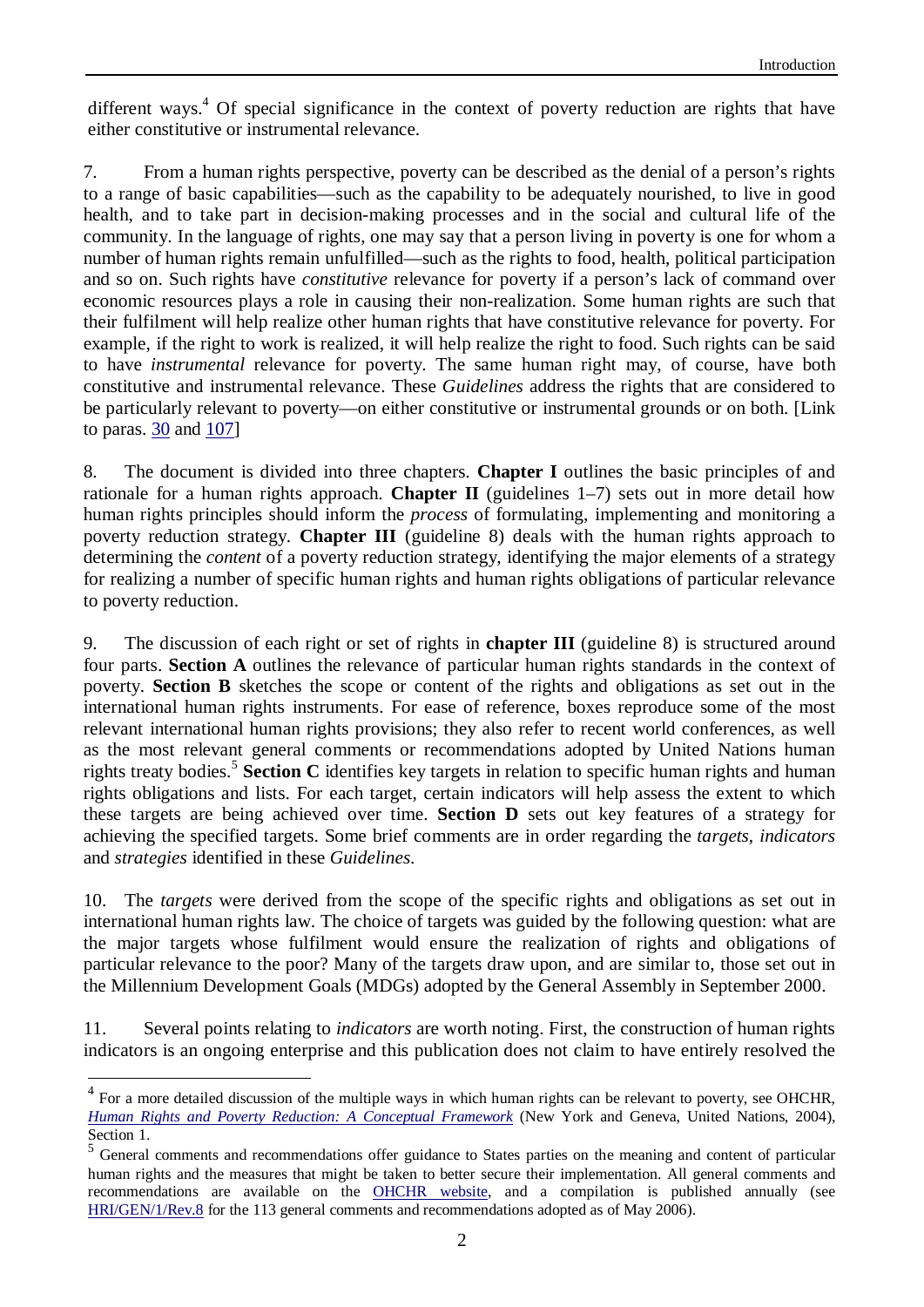different ways.[4] Of special significance in the context of poverty reduction are rights that have either constitutive or instrumental relevance.

7. From a human rights perspective, poverty can be described as the denial of a person's rights to a range of basic capabilities—such as the capability to be adequately nourished, to live in good health, and to take part in decision-making processes and in the social and cultural life of the community. In the language of rights, one may say that a person living in poverty is one for whom a number of human rights remain unfulfilled—such as the rights to food, health, political participation and so on. Such rights have *constitutive* relevance for poverty if a person's lack of command over economic resources plays a role in causing their non-realization. Some human rights are such that their fulfilment will help realize other human rights that have constitutive relevance for poverty. For example, if the right to work is realized, it will help realize the right to food. Such rights can be said to have *instrumental* relevance for poverty. The same human right may, of course, have both constitutive and instrumental relevance. These *Guidelines* address the rights that are considered to be particularly relevant to poverty—on either constitutive or instrumental grounds or on both. [Link to paras. 30 and 107]

8. The document is divided into three chapters. **Chapter I** outlines the basic principles of and rationale for a human rights approach. **Chapter II** (guidelines 1–7) sets out in more detail how human rights principles should inform the *process* of formulating, implementing and monitoring a poverty reduction strategy. **Chapter III** (guideline 8) deals with the human rights approach to determining the *content* of a poverty reduction strategy, identifying the major elements of a strategy for realizing a number of specific human rights and human rights obligations of particular relevance to poverty reduction.

9. The discussion of each right or set of rights in **chapter III** (guideline 8) is structured around four parts. **Section A** outlines the relevance of particular human rights standards in the context of poverty. **Section B** sketches the scope or content of the rights and obligations as set out in the international human rights instruments. For ease of reference, boxes reproduce some of the most relevant international human rights provisions; they also refer to recent world conferences, as well as the most relevant general comments or recommendations adopted by United Nations human rights treaty bodies.[5] **Section C** identifies key targets in relation to specific human rights and human rights obligations and lists. For each target, certain indicators will help assess the extent to which these targets are being achieved over time. **Section D** sets out key features of a strategy for achieving the specified targets. Some brief comments are in order regarding the *targets*, *indicators* and *strategies* identified in these *Guidelines*.

10. The *targets* were derived from the scope of the specific rights and obligations as set out in international human rights law. The choice of targets was guided by the following question: what are the major targets whose fulfilment would ensure the realization of rights and obligations of particular relevance to the poor? Many of the targets draw upon, and are similar to, those set out in the Millennium Development Goals (MDGs) adopted by the General Assembly in September 2000.

11. Several points relating to *indicators* are worth noting. First, the construction of human rights indicators is an ongoing enterprise and this publication does not claim to have entirely resolved the

---

[4] For a more detailed discussion of the multiple ways in which human rights can be relevant to poverty, see OHCHR, *Human Rights and Poverty Reduction: A Conceptual Framework* (New York and Geneva, United Nations, 2004), Section 1.

[5] General comments and recommendations offer guidance to States parties on the meaning and content of particular human rights and the measures that might be taken to better secure their implementation. All general comments and recommendations are available on the OHCHR website, and a compilation is published annually (see HRI/GEN/1/Rev.8 for the 113 general comments and recommendations adopted as of May 2006).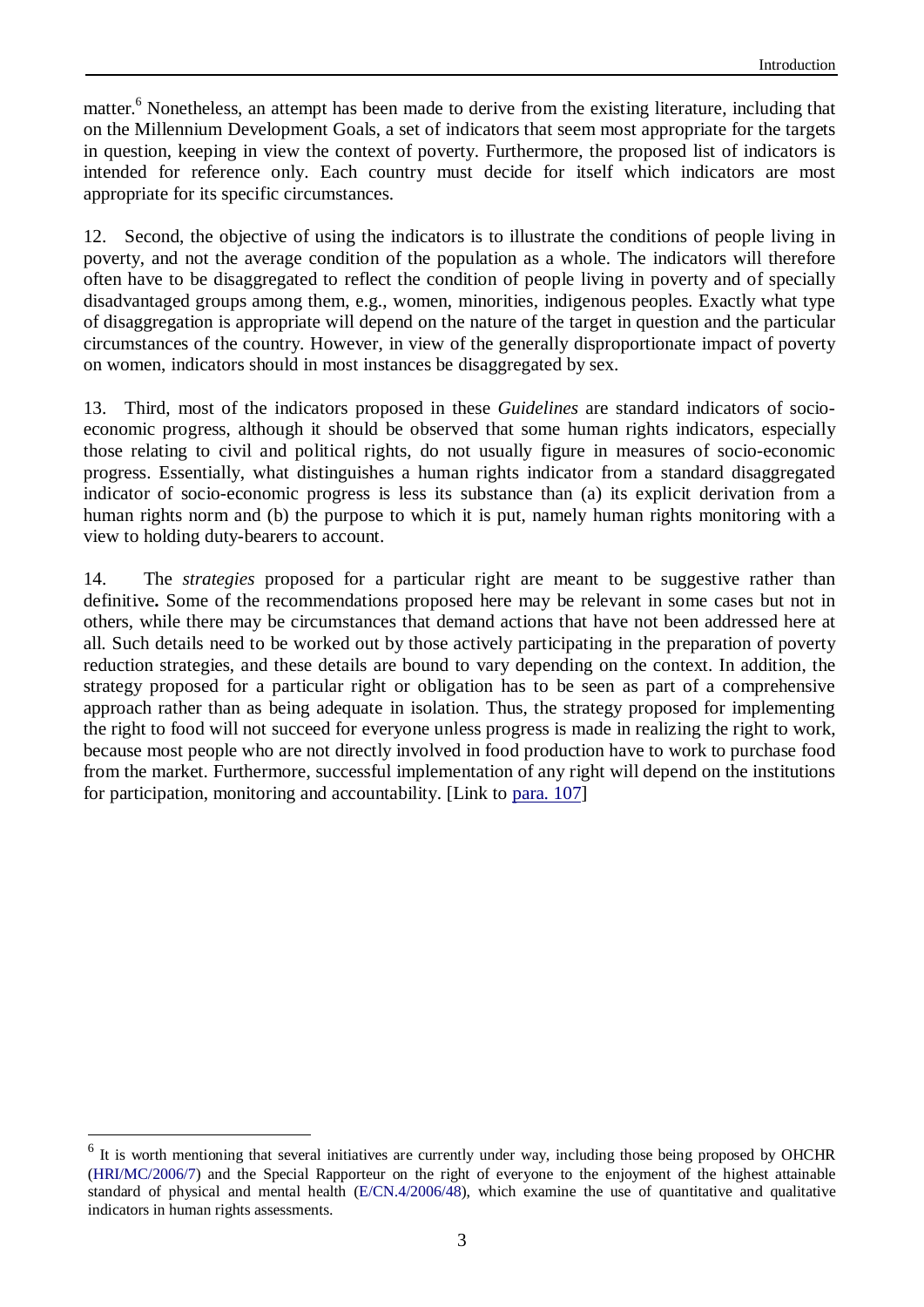matter.[6] Nonetheless, an attempt has been made to derive from the existing literature, including that on the Millennium Development Goals, a set of indicators that seem most appropriate for the targets in question, keeping in view the context of poverty. Furthermore, the proposed list of indicators is intended for reference only. Each country must decide for itself which indicators are most appropriate for its specific circumstances.

12. Second, the objective of using the indicators is to illustrate the conditions of people living in poverty, and not the average condition of the population as a whole. The indicators will therefore often have to be disaggregated to reflect the condition of people living in poverty and of specially disadvantaged groups among them, e.g., women, minorities, indigenous peoples. Exactly what type of disaggregation is appropriate will depend on the nature of the target in question and the particular circumstances of the country. However, in view of the generally disproportionate impact of poverty on women, indicators should in most instances be disaggregated by sex.

13. Third, most of the indicators proposed in these *Guidelines* are standard indicators of socio-economic progress, although it should be observed that some human rights indicators, especially those relating to civil and political rights, do not usually figure in measures of socio-economic progress. Essentially, what distinguishes a human rights indicator from a standard disaggregated indicator of socio-economic progress is less its substance than (a) its explicit derivation from a human rights norm and (b) the purpose to which it is put, namely human rights monitoring with a view to holding duty-bearers to account.

14. The *strategies* proposed for a particular right are meant to be suggestive rather than definitive**.** Some of the recommendations proposed here may be relevant in some cases but not in others, while there may be circumstances that demand actions that have not been addressed here at all. Such details need to be worked out by those actively participating in the preparation of poverty reduction strategies, and these details are bound to vary depending on the context. In addition, the strategy proposed for a particular right or obligation has to be seen as part of a comprehensive approach rather than as being adequate in isolation. Thus, the strategy proposed for implementing the right to food will not succeed for everyone unless progress is made in realizing the right to work, because most people who are not directly involved in food production have to work to purchase food from the market. Furthermore, successful implementation of any right will depend on the institutions for participation, monitoring and accountability. [Link to para. 107]

---

[6] It is worth mentioning that several initiatives are currently under way, including those being proposed by OHCHR (HRI/MC/2006/7) and the Special Rapporteur on the right of everyone to the enjoyment of the highest attainable standard of physical and mental health (E/CN.4/2006/48), which examine the use of quantitative and qualitative indicators in human rights assessments.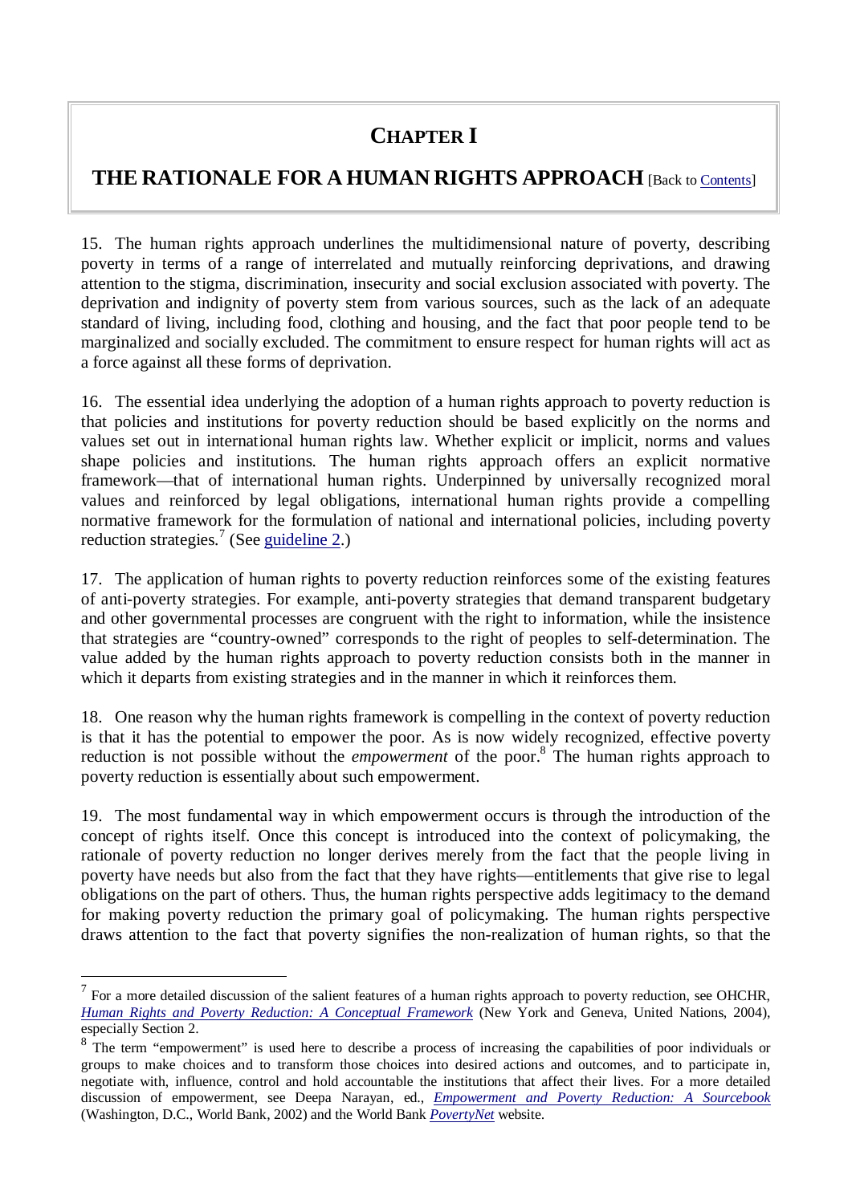# CHAPTER I

## THE RATIONALE FOR A HUMAN RIGHTS APPROACH [Back to Contents]

15. The human rights approach underlines the multidimensional nature of poverty, describing poverty in terms of a range of interrelated and mutually reinforcing deprivations, and drawing attention to the stigma, discrimination, insecurity and social exclusion associated with poverty. The deprivation and indignity of poverty stem from various sources, such as the lack of an adequate standard of living, including food, clothing and housing, and the fact that poor people tend to be marginalized and socially excluded. The commitment to ensure respect for human rights will act as a force against all these forms of deprivation.

16. The essential idea underlying the adoption of a human rights approach to poverty reduction is that policies and institutions for poverty reduction should be based explicitly on the norms and values set out in international human rights law. Whether explicit or implicit, norms and values shape policies and institutions. The human rights approach offers an explicit normative framework—that of international human rights. Underpinned by universally recognized moral values and reinforced by legal obligations, international human rights provide a compelling normative framework for the formulation of national and international policies, including poverty reduction strategies.[7] (See guideline 2.)

17. The application of human rights to poverty reduction reinforces some of the existing features of anti-poverty strategies. For example, anti-poverty strategies that demand transparent budgetary and other governmental processes are congruent with the right to information, while the insistence that strategies are "country-owned" corresponds to the right of peoples to self-determination. The value added by the human rights approach to poverty reduction consists both in the manner in which it departs from existing strategies and in the manner in which it reinforces them.

18. One reason why the human rights framework is compelling in the context of poverty reduction is that it has the potential to empower the poor. As is now widely recognized, effective poverty reduction is not possible without the *empowerment* of the poor.[8] The human rights approach to poverty reduction is essentially about such empowerment.

19. The most fundamental way in which empowerment occurs is through the introduction of the concept of rights itself. Once this concept is introduced into the context of policymaking, the rationale of poverty reduction no longer derives merely from the fact that the people living in poverty have needs but also from the fact that they have rights—entitlements that give rise to legal obligations on the part of others. Thus, the human rights perspective adds legitimacy to the demand for making poverty reduction the primary goal of policymaking. The human rights perspective draws attention to the fact that poverty signifies the non-realization of human rights, so that the

---

[7] For a more detailed discussion of the salient features of a human rights approach to poverty reduction, see OHCHR, *Human Rights and Poverty Reduction: A Conceptual Framework* (New York and Geneva, United Nations, 2004), especially Section 2.

[8] The term "empowerment" is used here to describe a process of increasing the capabilities of poor individuals or groups to make choices and to transform those choices into desired actions and outcomes, and to participate in, negotiate with, influence, control and hold accountable the institutions that affect their lives. For a more detailed discussion of empowerment, see Deepa Narayan, ed., *Empowerment and Poverty Reduction: A Sourcebook* (Washington, D.C., World Bank, 2002) and the World Bank *PovertyNet* website.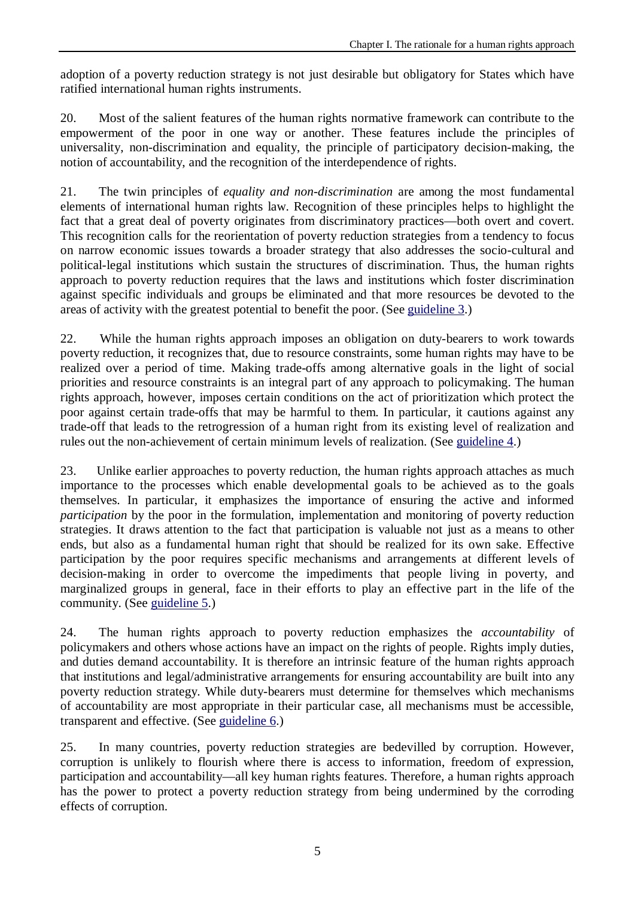adoption of a poverty reduction strategy is not just desirable but obligatory for States which have ratified international human rights instruments.

20. Most of the salient features of the human rights normative framework can contribute to the empowerment of the poor in one way or another. These features include the principles of universality, non-discrimination and equality, the principle of participatory decision-making, the notion of accountability, and the recognition of the interdependence of rights.

21. The twin principles of *equality and non-discrimination* are among the most fundamental elements of international human rights law. Recognition of these principles helps to highlight the fact that a great deal of poverty originates from discriminatory practices—both overt and covert. This recognition calls for the reorientation of poverty reduction strategies from a tendency to focus on narrow economic issues towards a broader strategy that also addresses the socio-cultural and political-legal institutions which sustain the structures of discrimination. Thus, the human rights approach to poverty reduction requires that the laws and institutions which foster discrimination against specific individuals and groups be eliminated and that more resources be devoted to the areas of activity with the greatest potential to benefit the poor. (See guideline 3.)

22. While the human rights approach imposes an obligation on duty-bearers to work towards poverty reduction, it recognizes that, due to resource constraints, some human rights may have to be realized over a period of time. Making trade-offs among alternative goals in the light of social priorities and resource constraints is an integral part of any approach to policymaking. The human rights approach, however, imposes certain conditions on the act of prioritization which protect the poor against certain trade-offs that may be harmful to them. In particular, it cautions against any trade-off that leads to the retrogression of a human right from its existing level of realization and rules out the non-achievement of certain minimum levels of realization. (See guideline 4.)

23. Unlike earlier approaches to poverty reduction, the human rights approach attaches as much importance to the processes which enable developmental goals to be achieved as to the goals themselves. In particular, it emphasizes the importance of ensuring the active and informed *participation* by the poor in the formulation, implementation and monitoring of poverty reduction strategies. It draws attention to the fact that participation is valuable not just as a means to other ends, but also as a fundamental human right that should be realized for its own sake. Effective participation by the poor requires specific mechanisms and arrangements at different levels of decision-making in order to overcome the impediments that people living in poverty, and marginalized groups in general, face in their efforts to play an effective part in the life of the community. (See guideline 5.)

24. The human rights approach to poverty reduction emphasizes the *accountability* of policymakers and others whose actions have an impact on the rights of people. Rights imply duties, and duties demand accountability. It is therefore an intrinsic feature of the human rights approach that institutions and legal/administrative arrangements for ensuring accountability are built into any poverty reduction strategy. While duty-bearers must determine for themselves which mechanisms of accountability are most appropriate in their particular case, all mechanisms must be accessible, transparent and effective. (See guideline 6.)

25. In many countries, poverty reduction strategies are bedevilled by corruption. However, corruption is unlikely to flourish where there is access to information, freedom of expression, participation and accountability—all key human rights features. Therefore, a human rights approach has the power to protect a poverty reduction strategy from being undermined by the corroding effects of corruption.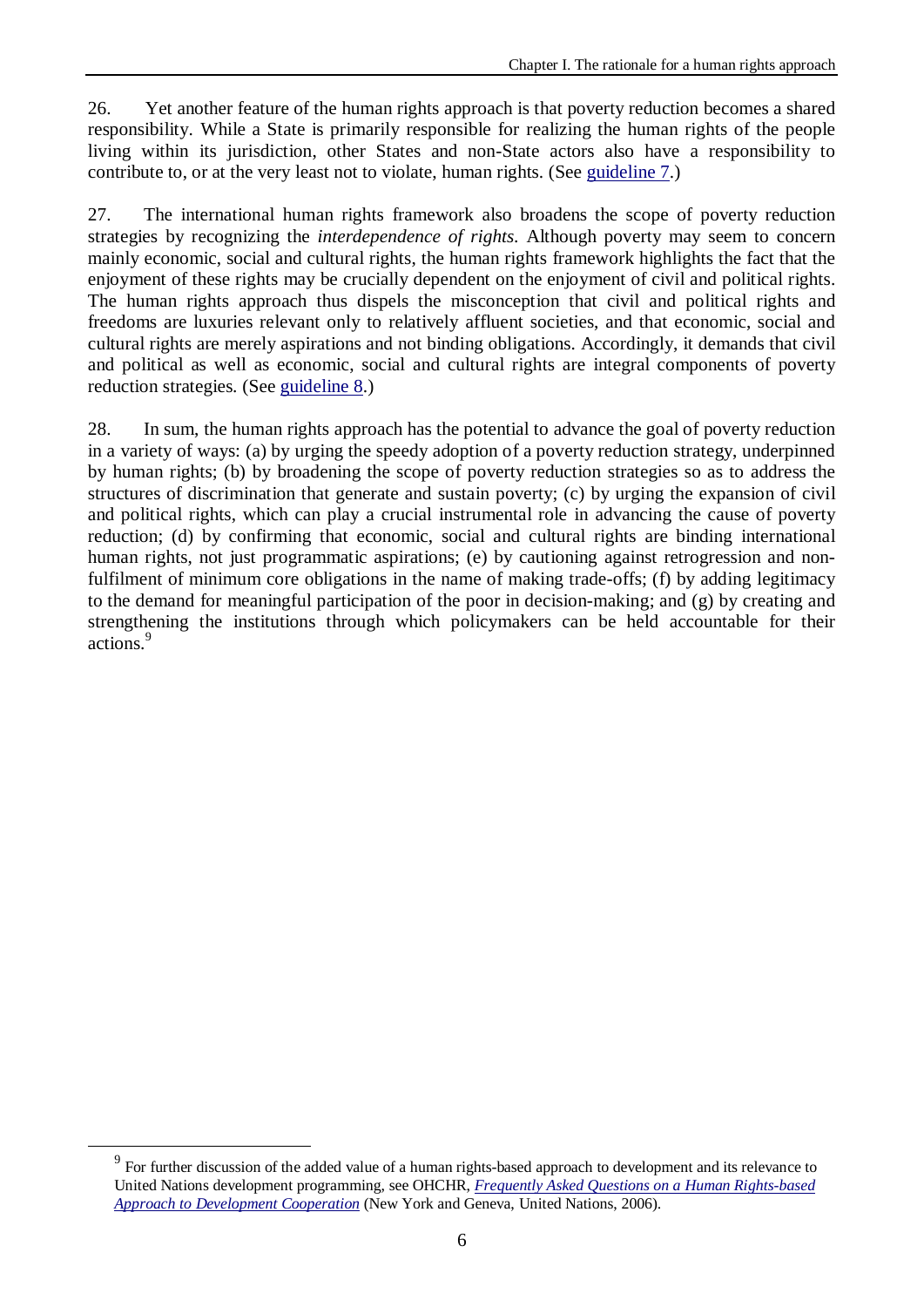26. Yet another feature of the human rights approach is that poverty reduction becomes a shared responsibility. While a State is primarily responsible for realizing the human rights of the people living within its jurisdiction, other States and non-State actors also have a responsibility to contribute to, or at the very least not to violate, human rights. (See guideline 7.)

27. The international human rights framework also broadens the scope of poverty reduction strategies by recognizing the *interdependence of rights*. Although poverty may seem to concern mainly economic, social and cultural rights, the human rights framework highlights the fact that the enjoyment of these rights may be crucially dependent on the enjoyment of civil and political rights. The human rights approach thus dispels the misconception that civil and political rights and freedoms are luxuries relevant only to relatively affluent societies, and that economic, social and cultural rights are merely aspirations and not binding obligations. Accordingly, it demands that civil and political as well as economic, social and cultural rights are integral components of poverty reduction strategies. (See guideline 8.)

28. In sum, the human rights approach has the potential to advance the goal of poverty reduction in a variety of ways: (a) by urging the speedy adoption of a poverty reduction strategy, underpinned by human rights; (b) by broadening the scope of poverty reduction strategies so as to address the structures of discrimination that generate and sustain poverty; (c) by urging the expansion of civil and political rights, which can play a crucial instrumental role in advancing the cause of poverty reduction; (d) by confirming that economic, social and cultural rights are binding international human rights, not just programmatic aspirations; (e) by cautioning against retrogression and non-fulfilment of minimum core obligations in the name of making trade-offs; (f) by adding legitimacy to the demand for meaningful participation of the poor in decision-making; and (g) by creating and strengthening the institutions through which policymakers can be held accountable for their actions.[9]

[9] For further discussion of the added value of a human rights-based approach to development and its relevance to United Nations development programming, see OHCHR, *Frequently Asked Questions on a Human Rights-based Approach to Development Cooperation* (New York and Geneva, United Nations, 2006).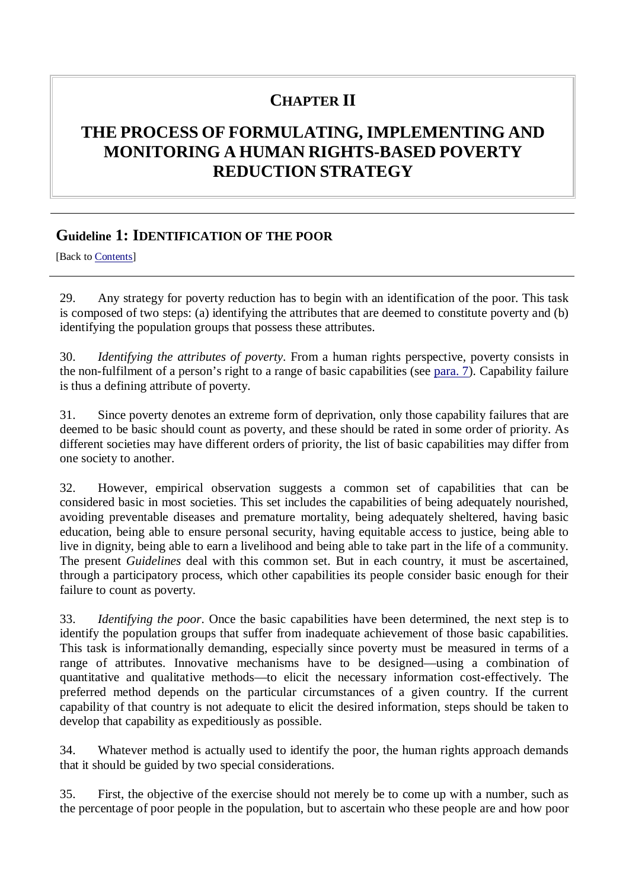# CHAPTER II

# THE PROCESS OF FORMULATING, IMPLEMENTING AND MONITORING A HUMAN RIGHTS-BASED POVERTY REDUCTION STRATEGY

## Guideline 1: IDENTIFICATION OF THE POOR

[Back to Contents]

29. Any strategy for poverty reduction has to begin with an identification of the poor. This task is composed of two steps: (a) identifying the attributes that are deemed to constitute poverty and (b) identifying the population groups that possess these attributes.

30. *Identifying the attributes of poverty*. From a human rights perspective, poverty consists in the non-fulfilment of a person's right to a range of basic capabilities (see para. 7). Capability failure is thus a defining attribute of poverty.

31. Since poverty denotes an extreme form of deprivation, only those capability failures that are deemed to be basic should count as poverty, and these should be rated in some order of priority. As different societies may have different orders of priority, the list of basic capabilities may differ from one society to another.

32. However, empirical observation suggests a common set of capabilities that can be considered basic in most societies. This set includes the capabilities of being adequately nourished, avoiding preventable diseases and premature mortality, being adequately sheltered, having basic education, being able to ensure personal security, having equitable access to justice, being able to live in dignity, being able to earn a livelihood and being able to take part in the life of a community. The present *Guidelines* deal with this common set. But in each country, it must be ascertained, through a participatory process, which other capabilities its people consider basic enough for their failure to count as poverty.

33. *Identifying the poor*. Once the basic capabilities have been determined, the next step is to identify the population groups that suffer from inadequate achievement of those basic capabilities. This task is informationally demanding, especially since poverty must be measured in terms of a range of attributes. Innovative mechanisms have to be designed—using a combination of quantitative and qualitative methods—to elicit the necessary information cost-effectively. The preferred method depends on the particular circumstances of a given country. If the current capability of that country is not adequate to elicit the desired information, steps should be taken to develop that capability as expeditiously as possible.

34. Whatever method is actually used to identify the poor, the human rights approach demands that it should be guided by two special considerations.

35. First, the objective of the exercise should not merely be to come up with a number, such as the percentage of poor people in the population, but to ascertain who these people are and how poor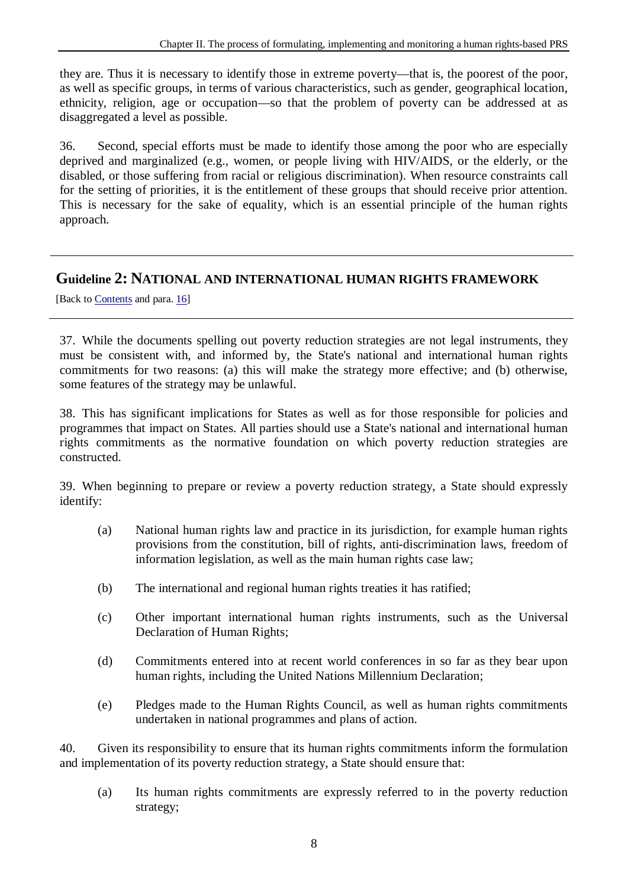they are. Thus it is necessary to identify those in extreme poverty—that is, the poorest of the poor, as well as specific groups, in terms of various characteristics, such as gender, geographical location, ethnicity, religion, age or occupation—so that the problem of poverty can be addressed at as disaggregated a level as possible.

36. Second, special efforts must be made to identify those among the poor who are especially deprived and marginalized (e.g., women, or people living with HIV/AIDS, or the elderly, or the disabled, or those suffering from racial or religious discrimination). When resource constraints call for the setting of priorities, it is the entitlement of these groups that should receive prior attention. This is necessary for the sake of equality, which is an essential principle of the human rights approach.

---

## Guideline 2: NATIONAL AND INTERNATIONAL HUMAN RIGHTS FRAMEWORK

[Back to Contents and para. 16]

---

37. While the documents spelling out poverty reduction strategies are not legal instruments, they must be consistent with, and informed by, the State's national and international human rights commitments for two reasons: (a) this will make the strategy more effective; and (b) otherwise, some features of the strategy may be unlawful.

38. This has significant implications for States as well as for those responsible for policies and programmes that impact on States. All parties should use a State's national and international human rights commitments as the normative foundation on which poverty reduction strategies are constructed.

39. When beginning to prepare or review a poverty reduction strategy, a State should expressly identify:

(a) National human rights law and practice in its jurisdiction, for example human rights provisions from the constitution, bill of rights, anti-discrimination laws, freedom of information legislation, as well as the main human rights case law;

(b) The international and regional human rights treaties it has ratified;

(c) Other important international human rights instruments, such as the Universal Declaration of Human Rights;

(d) Commitments entered into at recent world conferences in so far as they bear upon human rights, including the United Nations Millennium Declaration;

(e) Pledges made to the Human Rights Council, as well as human rights commitments undertaken in national programmes and plans of action.

40. Given its responsibility to ensure that its human rights commitments inform the formulation and implementation of its poverty reduction strategy, a State should ensure that:

(a) Its human rights commitments are expressly referred to in the poverty reduction strategy;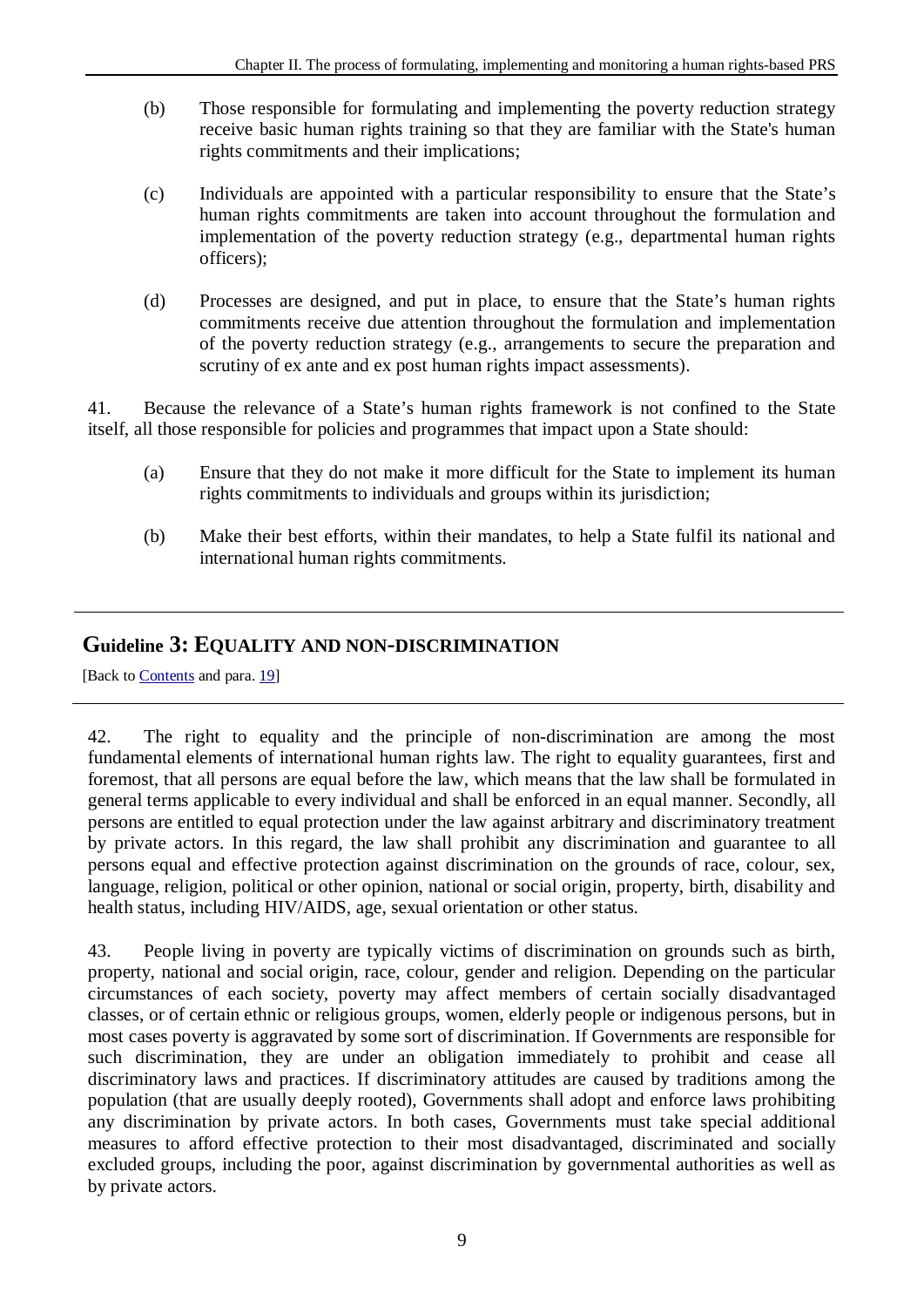(b) Those responsible for formulating and implementing the poverty reduction strategy receive basic human rights training so that they are familiar with the State's human rights commitments and their implications;

(c) Individuals are appointed with a particular responsibility to ensure that the State's human rights commitments are taken into account throughout the formulation and implementation of the poverty reduction strategy (e.g., departmental human rights officers);

(d) Processes are designed, and put in place, to ensure that the State's human rights commitments receive due attention throughout the formulation and implementation of the poverty reduction strategy (e.g., arrangements to secure the preparation and scrutiny of ex ante and ex post human rights impact assessments).

41. Because the relevance of a State's human rights framework is not confined to the State itself, all those responsible for policies and programmes that impact upon a State should:

(a) Ensure that they do not make it more difficult for the State to implement its human rights commitments to individuals and groups within its jurisdiction;

(b) Make their best efforts, within their mandates, to help a State fulfil its national and international human rights commitments.

## Guideline 3: EQUALITY AND NON-DISCRIMINATION

[Back to Contents and para. 19]

42. The right to equality and the principle of non-discrimination are among the most fundamental elements of international human rights law. The right to equality guarantees, first and foremost, that all persons are equal before the law, which means that the law shall be formulated in general terms applicable to every individual and shall be enforced in an equal manner. Secondly, all persons are entitled to equal protection under the law against arbitrary and discriminatory treatment by private actors. In this regard, the law shall prohibit any discrimination and guarantee to all persons equal and effective protection against discrimination on the grounds of race, colour, sex, language, religion, political or other opinion, national or social origin, property, birth, disability and health status, including HIV/AIDS, age, sexual orientation or other status.

43. People living in poverty are typically victims of discrimination on grounds such as birth, property, national and social origin, race, colour, gender and religion. Depending on the particular circumstances of each society, poverty may affect members of certain socially disadvantaged classes, or of certain ethnic or religious groups, women, elderly people or indigenous persons, but in most cases poverty is aggravated by some sort of discrimination. If Governments are responsible for such discrimination, they are under an obligation immediately to prohibit and cease all discriminatory laws and practices. If discriminatory attitudes are caused by traditions among the population (that are usually deeply rooted), Governments shall adopt and enforce laws prohibiting any discrimination by private actors. In both cases, Governments must take special additional measures to afford effective protection to their most disadvantaged, discriminated and socially excluded groups, including the poor, against discrimination by governmental authorities as well as by private actors.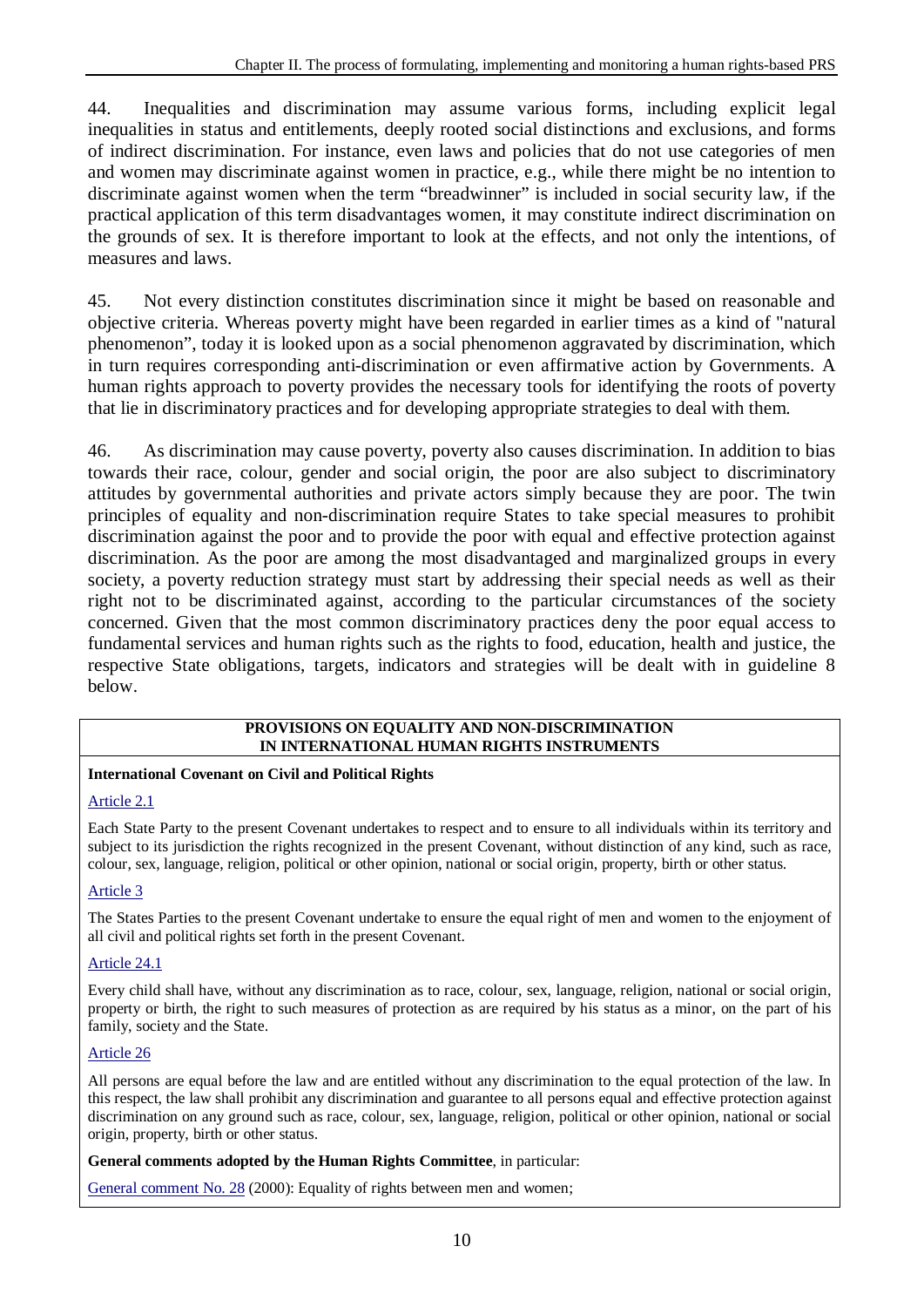44. Inequalities and discrimination may assume various forms, including explicit legal inequalities in status and entitlements, deeply rooted social distinctions and exclusions, and forms of indirect discrimination. For instance, even laws and policies that do not use categories of men and women may discriminate against women in practice, e.g., while there might be no intention to discriminate against women when the term "breadwinner" is included in social security law, if the practical application of this term disadvantages women, it may constitute indirect discrimination on the grounds of sex. It is therefore important to look at the effects, and not only the intentions, of measures and laws.

45. Not every distinction constitutes discrimination since it might be based on reasonable and objective criteria. Whereas poverty might have been regarded in earlier times as a kind of "natural phenomenon", today it is looked upon as a social phenomenon aggravated by discrimination, which in turn requires corresponding anti-discrimination or even affirmative action by Governments. A human rights approach to poverty provides the necessary tools for identifying the roots of poverty that lie in discriminatory practices and for developing appropriate strategies to deal with them.

46. As discrimination may cause poverty, poverty also causes discrimination. In addition to bias towards their race, colour, gender and social origin, the poor are also subject to discriminatory attitudes by governmental authorities and private actors simply because they are poor. The twin principles of equality and non-discrimination require States to take special measures to prohibit discrimination against the poor and to provide the poor with equal and effective protection against discrimination. As the poor are among the most disadvantaged and marginalized groups in every society, a poverty reduction strategy must start by addressing their special needs as well as their right not to be discriminated against, according to the particular circumstances of the society concerned. Given that the most common discriminatory practices deny the poor equal access to fundamental services and human rights such as the rights to food, education, health and justice, the respective State obligations, targets, indicators and strategies will be dealt with in guideline 8 below.

**PROVISIONS ON EQUALITY AND NON-DISCRIMINATION IN INTERNATIONAL HUMAN RIGHTS INSTRUMENTS**

**International Covenant on Civil and Political Rights**

Article 2.1

Each State Party to the present Covenant undertakes to respect and to ensure to all individuals within its territory and subject to its jurisdiction the rights recognized in the present Covenant, without distinction of any kind, such as race, colour, sex, language, religion, political or other opinion, national or social origin, property, birth or other status.

Article 3

The States Parties to the present Covenant undertake to ensure the equal right of men and women to the enjoyment of all civil and political rights set forth in the present Covenant.

Article 24.1

Every child shall have, without any discrimination as to race, colour, sex, language, religion, national or social origin, property or birth, the right to such measures of protection as are required by his status as a minor, on the part of his family, society and the State.

Article 26

All persons are equal before the law and are entitled without any discrimination to the equal protection of the law. In this respect, the law shall prohibit any discrimination and guarantee to all persons equal and effective protection against discrimination on any ground such as race, colour, sex, language, religion, political or other opinion, national or social origin, property, birth or other status.

**General comments adopted by the Human Rights Committee**, in particular:

General comment No. 28 (2000): Equality of rights between men and women;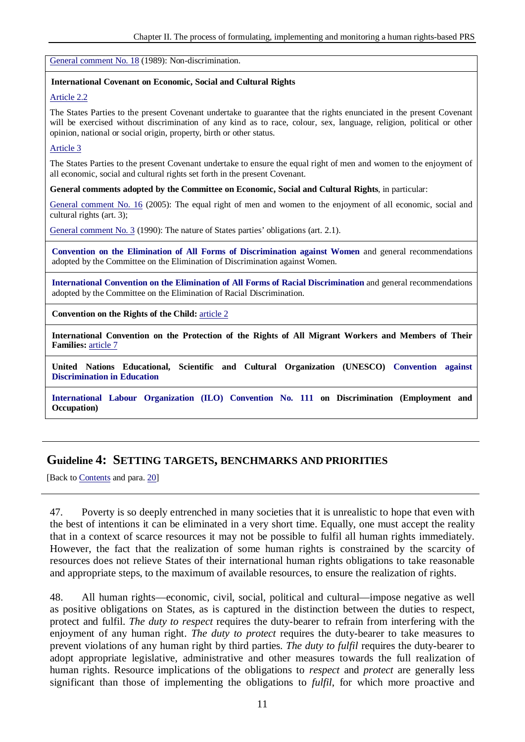General comment No. 18 (1989): Non-discrimination.

**International Covenant on Economic, Social and Cultural Rights**

Article 2.2

The States Parties to the present Covenant undertake to guarantee that the rights enunciated in the present Covenant will be exercised without discrimination of any kind as to race, colour, sex, language, religion, political or other opinion, national or social origin, property, birth or other status.

Article 3

The States Parties to the present Covenant undertake to ensure the equal right of men and women to the enjoyment of all economic, social and cultural rights set forth in the present Covenant.

**General comments adopted by the Committee on Economic, Social and Cultural Rights**, in particular:

General comment No. 16 (2005): The equal right of men and women to the enjoyment of all economic, social and cultural rights (art. 3);

General comment No. 3 (1990): The nature of States parties' obligations (art. 2.1).

**Convention on the Elimination of All Forms of Discrimination against Women** and general recommendations adopted by the Committee on the Elimination of Discrimination against Women.

**International Convention on the Elimination of All Forms of Racial Discrimination** and general recommendations adopted by the Committee on the Elimination of Racial Discrimination.

**Convention on the Rights of the Child:** article 2

**International Convention on the Protection of the Rights of All Migrant Workers and Members of Their Families:** article 7

**United Nations Educational, Scientific and Cultural Organization (UNESCO) Convention against Discrimination in Education**

**International Labour Organization (ILO) Convention No. 111 on Discrimination (Employment and Occupation)**

## Guideline 4: SETTING TARGETS, BENCHMARKS AND PRIORITIES

[Back to Contents and para. 20]

47. Poverty is so deeply entrenched in many societies that it is unrealistic to hope that even with the best of intentions it can be eliminated in a very short time. Equally, one must accept the reality that in a context of scarce resources it may not be possible to fulfil all human rights immediately. However, the fact that the realization of some human rights is constrained by the scarcity of resources does not relieve States of their international human rights obligations to take reasonable and appropriate steps, to the maximum of available resources, to ensure the realization of rights.

48. All human rights—economic, civil, social, political and cultural—impose negative as well as positive obligations on States, as is captured in the distinction between the duties to respect, protect and fulfil. *The duty to respect* requires the duty-bearer to refrain from interfering with the enjoyment of any human right. *The duty to protect* requires the duty-bearer to take measures to prevent violations of any human right by third parties. *The duty to fulfil* requires the duty-bearer to adopt appropriate legislative, administrative and other measures towards the full realization of human rights. Resource implications of the obligations to *respect* and *protect* are generally less significant than those of implementing the obligations to *fulfil*, for which more proactive and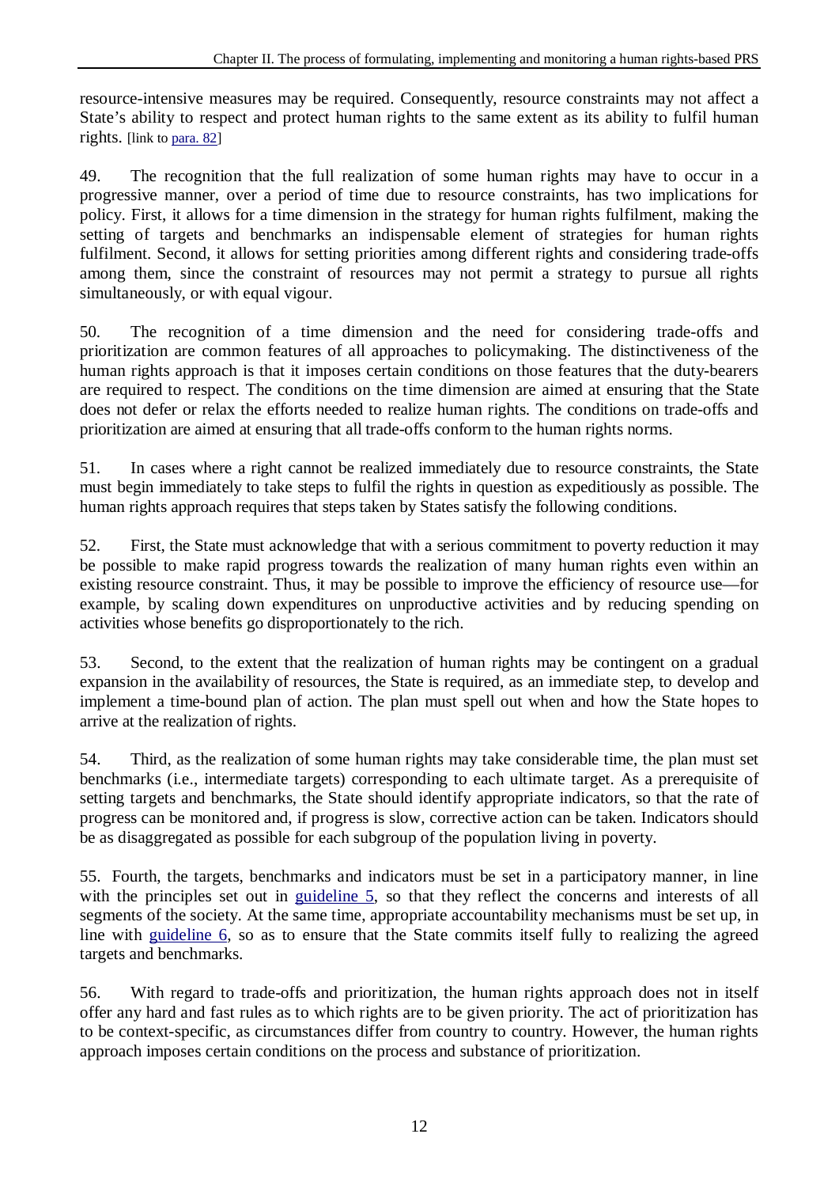resource-intensive measures may be required. Consequently, resource constraints may not affect a State's ability to respect and protect human rights to the same extent as its ability to fulfil human rights. [link to para. 82]

49. The recognition that the full realization of some human rights may have to occur in a progressive manner, over a period of time due to resource constraints, has two implications for policy. First, it allows for a time dimension in the strategy for human rights fulfilment, making the setting of targets and benchmarks an indispensable element of strategies for human rights fulfilment. Second, it allows for setting priorities among different rights and considering trade-offs among them, since the constraint of resources may not permit a strategy to pursue all rights simultaneously, or with equal vigour.

50. The recognition of a time dimension and the need for considering trade-offs and prioritization are common features of all approaches to policymaking. The distinctiveness of the human rights approach is that it imposes certain conditions on those features that the duty-bearers are required to respect. The conditions on the time dimension are aimed at ensuring that the State does not defer or relax the efforts needed to realize human rights. The conditions on trade-offs and prioritization are aimed at ensuring that all trade-offs conform to the human rights norms.

51. In cases where a right cannot be realized immediately due to resource constraints, the State must begin immediately to take steps to fulfil the rights in question as expeditiously as possible. The human rights approach requires that steps taken by States satisfy the following conditions.

52. First, the State must acknowledge that with a serious commitment to poverty reduction it may be possible to make rapid progress towards the realization of many human rights even within an existing resource constraint. Thus, it may be possible to improve the efficiency of resource use—for example, by scaling down expenditures on unproductive activities and by reducing spending on activities whose benefits go disproportionately to the rich.

53. Second, to the extent that the realization of human rights may be contingent on a gradual expansion in the availability of resources, the State is required, as an immediate step, to develop and implement a time-bound plan of action. The plan must spell out when and how the State hopes to arrive at the realization of rights.

54. Third, as the realization of some human rights may take considerable time, the plan must set benchmarks (i.e., intermediate targets) corresponding to each ultimate target. As a prerequisite of setting targets and benchmarks, the State should identify appropriate indicators, so that the rate of progress can be monitored and, if progress is slow, corrective action can be taken. Indicators should be as disaggregated as possible for each subgroup of the population living in poverty.

55. Fourth, the targets, benchmarks and indicators must be set in a participatory manner, in line with the principles set out in guideline 5, so that they reflect the concerns and interests of all segments of the society. At the same time, appropriate accountability mechanisms must be set up, in line with guideline 6, so as to ensure that the State commits itself fully to realizing the agreed targets and benchmarks.

56. With regard to trade-offs and prioritization, the human rights approach does not in itself offer any hard and fast rules as to which rights are to be given priority. The act of prioritization has to be context-specific, as circumstances differ from country to country. However, the human rights approach imposes certain conditions on the process and substance of prioritization.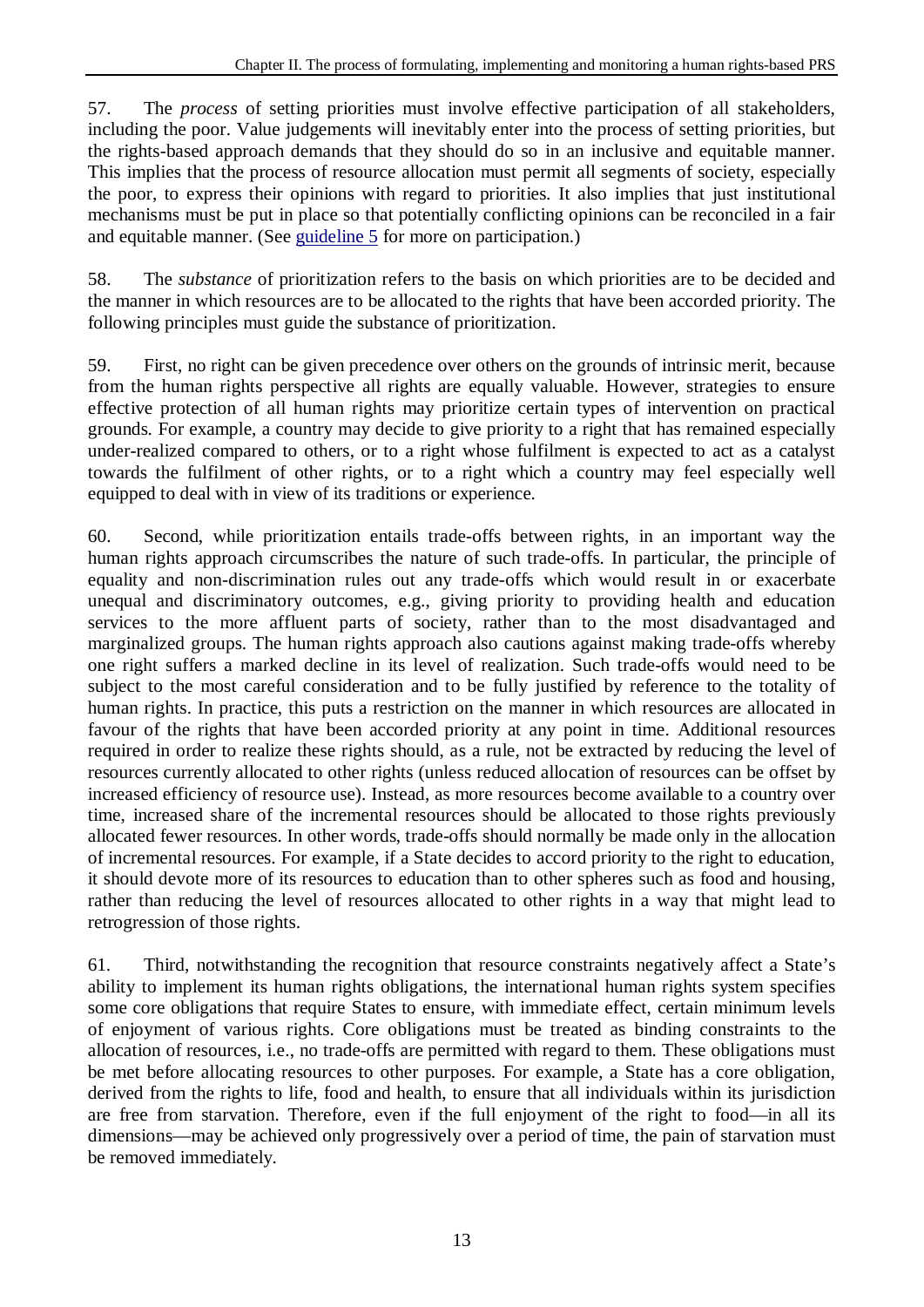57. The *process* of setting priorities must involve effective participation of all stakeholders, including the poor. Value judgements will inevitably enter into the process of setting priorities, but the rights-based approach demands that they should do so in an inclusive and equitable manner. This implies that the process of resource allocation must permit all segments of society, especially the poor, to express their opinions with regard to priorities. It also implies that just institutional mechanisms must be put in place so that potentially conflicting opinions can be reconciled in a fair and equitable manner. (See guideline 5 for more on participation.)

58. The *substance* of prioritization refers to the basis on which priorities are to be decided and the manner in which resources are to be allocated to the rights that have been accorded priority. The following principles must guide the substance of prioritization.

59. First, no right can be given precedence over others on the grounds of intrinsic merit, because from the human rights perspective all rights are equally valuable. However, strategies to ensure effective protection of all human rights may prioritize certain types of intervention on practical grounds. For example, a country may decide to give priority to a right that has remained especially under-realized compared to others, or to a right whose fulfilment is expected to act as a catalyst towards the fulfilment of other rights, or to a right which a country may feel especially well equipped to deal with in view of its traditions or experience.

60. Second, while prioritization entails trade-offs between rights, in an important way the human rights approach circumscribes the nature of such trade-offs. In particular, the principle of equality and non-discrimination rules out any trade-offs which would result in or exacerbate unequal and discriminatory outcomes, e.g., giving priority to providing health and education services to the more affluent parts of society, rather than to the most disadvantaged and marginalized groups. The human rights approach also cautions against making trade-offs whereby one right suffers a marked decline in its level of realization. Such trade-offs would need to be subject to the most careful consideration and to be fully justified by reference to the totality of human rights. In practice, this puts a restriction on the manner in which resources are allocated in favour of the rights that have been accorded priority at any point in time. Additional resources required in order to realize these rights should, as a rule, not be extracted by reducing the level of resources currently allocated to other rights (unless reduced allocation of resources can be offset by increased efficiency of resource use). Instead, as more resources become available to a country over time, increased share of the incremental resources should be allocated to those rights previously allocated fewer resources. In other words, trade-offs should normally be made only in the allocation of incremental resources. For example, if a State decides to accord priority to the right to education, it should devote more of its resources to education than to other spheres such as food and housing, rather than reducing the level of resources allocated to other rights in a way that might lead to retrogression of those rights.

61. Third, notwithstanding the recognition that resource constraints negatively affect a State's ability to implement its human rights obligations, the international human rights system specifies some core obligations that require States to ensure, with immediate effect, certain minimum levels of enjoyment of various rights. Core obligations must be treated as binding constraints to the allocation of resources, i.e., no trade-offs are permitted with regard to them. These obligations must be met before allocating resources to other purposes. For example, a State has a core obligation, derived from the rights to life, food and health, to ensure that all individuals within its jurisdiction are free from starvation. Therefore, even if the full enjoyment of the right to food—in all its dimensions—may be achieved only progressively over a period of time, the pain of starvation must be removed immediately.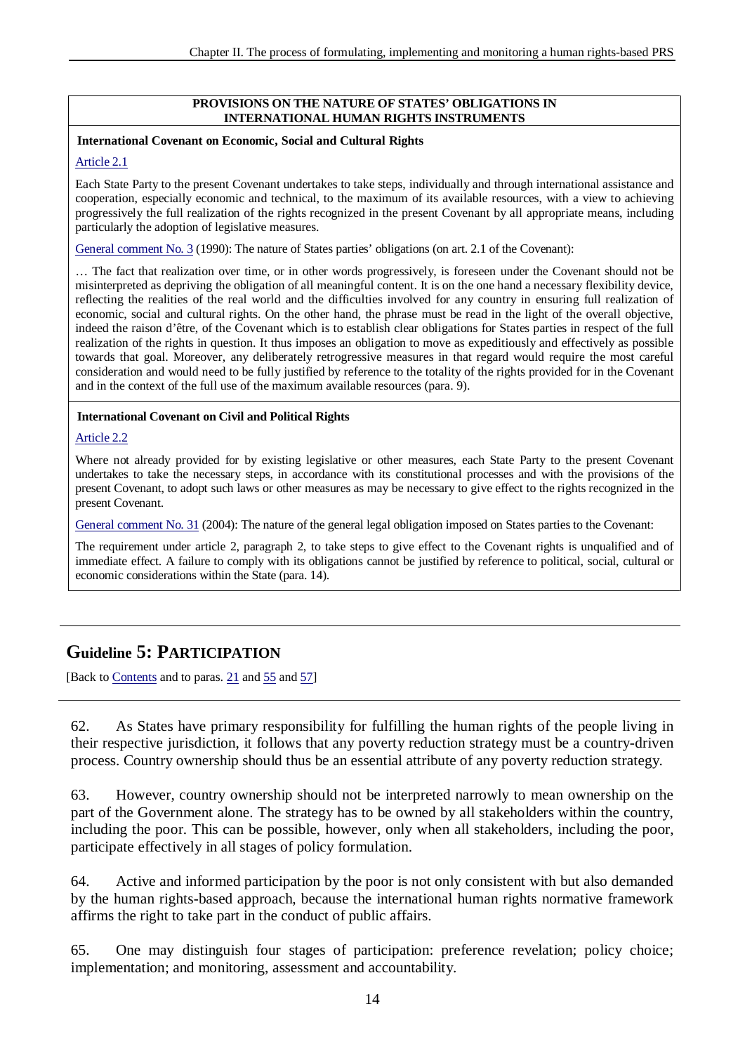**PROVISIONS ON THE NATURE OF STATES' OBLIGATIONS IN INTERNATIONAL HUMAN RIGHTS INSTRUMENTS**

**International Covenant on Economic, Social and Cultural Rights**

Article 2.1

Each State Party to the present Covenant undertakes to take steps, individually and through international assistance and cooperation, especially economic and technical, to the maximum of its available resources, with a view to achieving progressively the full realization of the rights recognized in the present Covenant by all appropriate means, including particularly the adoption of legislative measures.

General comment No. 3 (1990): The nature of States parties' obligations (on art. 2.1 of the Covenant):

… The fact that realization over time, or in other words progressively, is foreseen under the Covenant should not be misinterpreted as depriving the obligation of all meaningful content. It is on the one hand a necessary flexibility device, reflecting the realities of the real world and the difficulties involved for any country in ensuring full realization of economic, social and cultural rights. On the other hand, the phrase must be read in the light of the overall objective, indeed the raison d'être, of the Covenant which is to establish clear obligations for States parties in respect of the full realization of the rights in question. It thus imposes an obligation to move as expeditiously and effectively as possible towards that goal. Moreover, any deliberately retrogressive measures in that regard would require the most careful consideration and would need to be fully justified by reference to the totality of the rights provided for in the Covenant and in the context of the full use of the maximum available resources (para. 9).

**International Covenant on Civil and Political Rights**

Article 2.2

Where not already provided for by existing legislative or other measures, each State Party to the present Covenant undertakes to take the necessary steps, in accordance with its constitutional processes and with the provisions of the present Covenant, to adopt such laws or other measures as may be necessary to give effect to the rights recognized in the present Covenant.

General comment No. 31 (2004): The nature of the general legal obligation imposed on States parties to the Covenant:

The requirement under article 2, paragraph 2, to take steps to give effect to the Covenant rights is unqualified and of immediate effect. A failure to comply with its obligations cannot be justified by reference to political, social, cultural or economic considerations within the State (para. 14).

## Guideline 5: PARTICIPATION

[Back to Contents and to paras. 21 and 55 and 57]

62. As States have primary responsibility for fulfilling the human rights of the people living in their respective jurisdiction, it follows that any poverty reduction strategy must be a country-driven process. Country ownership should thus be an essential attribute of any poverty reduction strategy.

63. However, country ownership should not be interpreted narrowly to mean ownership on the part of the Government alone. The strategy has to be owned by all stakeholders within the country, including the poor. This can be possible, however, only when all stakeholders, including the poor, participate effectively in all stages of policy formulation.

64. Active and informed participation by the poor is not only consistent with but also demanded by the human rights-based approach, because the international human rights normative framework affirms the right to take part in the conduct of public affairs.

65. One may distinguish four stages of participation: preference revelation; policy choice; implementation; and monitoring, assessment and accountability.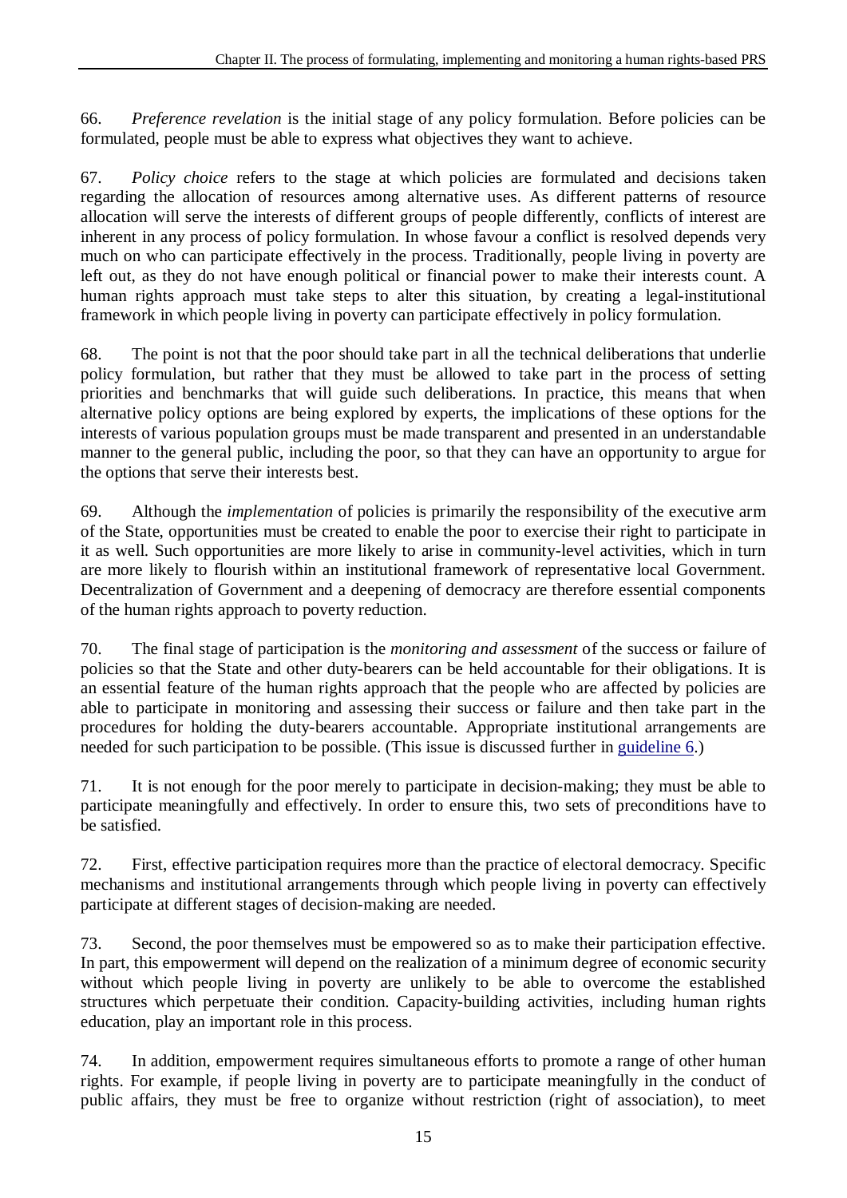66. *Preference revelation* is the initial stage of any policy formulation. Before policies can be formulated, people must be able to express what objectives they want to achieve.

67. *Policy choice* refers to the stage at which policies are formulated and decisions taken regarding the allocation of resources among alternative uses. As different patterns of resource allocation will serve the interests of different groups of people differently, conflicts of interest are inherent in any process of policy formulation. In whose favour a conflict is resolved depends very much on who can participate effectively in the process. Traditionally, people living in poverty are left out, as they do not have enough political or financial power to make their interests count. A human rights approach must take steps to alter this situation, by creating a legal-institutional framework in which people living in poverty can participate effectively in policy formulation.

68. The point is not that the poor should take part in all the technical deliberations that underlie policy formulation, but rather that they must be allowed to take part in the process of setting priorities and benchmarks that will guide such deliberations. In practice, this means that when alternative policy options are being explored by experts, the implications of these options for the interests of various population groups must be made transparent and presented in an understandable manner to the general public, including the poor, so that they can have an opportunity to argue for the options that serve their interests best.

69. Although the *implementation* of policies is primarily the responsibility of the executive arm of the State, opportunities must be created to enable the poor to exercise their right to participate in it as well. Such opportunities are more likely to arise in community-level activities, which in turn are more likely to flourish within an institutional framework of representative local Government. Decentralization of Government and a deepening of democracy are therefore essential components of the human rights approach to poverty reduction.

70. The final stage of participation is the *monitoring and assessment* of the success or failure of policies so that the State and other duty-bearers can be held accountable for their obligations. It is an essential feature of the human rights approach that the people who are affected by policies are able to participate in monitoring and assessing their success or failure and then take part in the procedures for holding the duty-bearers accountable. Appropriate institutional arrangements are needed for such participation to be possible. (This issue is discussed further in guideline 6.)

71. It is not enough for the poor merely to participate in decision-making; they must be able to participate meaningfully and effectively. In order to ensure this, two sets of preconditions have to be satisfied.

72. First, effective participation requires more than the practice of electoral democracy. Specific mechanisms and institutional arrangements through which people living in poverty can effectively participate at different stages of decision-making are needed.

73. Second, the poor themselves must be empowered so as to make their participation effective. In part, this empowerment will depend on the realization of a minimum degree of economic security without which people living in poverty are unlikely to be able to overcome the established structures which perpetuate their condition. Capacity-building activities, including human rights education, play an important role in this process.

74. In addition, empowerment requires simultaneous efforts to promote a range of other human rights. For example, if people living in poverty are to participate meaningfully in the conduct of public affairs, they must be free to organize without restriction (right of association), to meet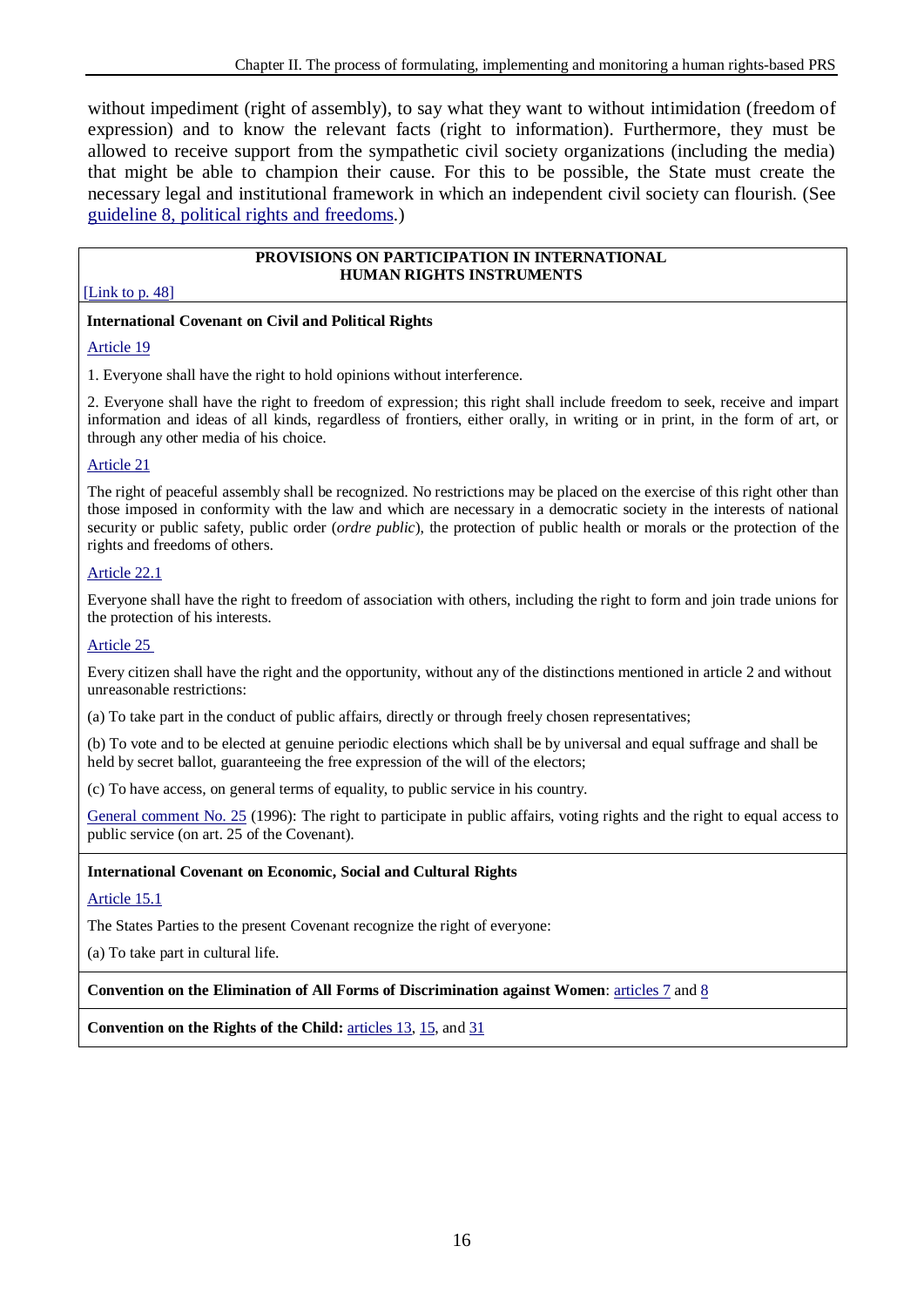without impediment (right of assembly), to say what they want to without intimidation (freedom of expression) and to know the relevant facts (right to information). Furthermore, they must be allowed to receive support from the sympathetic civil society organizations (including the media) that might be able to champion their cause. For this to be possible, the State must create the necessary legal and institutional framework in which an independent civil society can flourish. (See guideline 8, political rights and freedoms.)

**PROVISIONS ON PARTICIPATION IN INTERNATIONAL HUMAN RIGHTS INSTRUMENTS**

[Link to p. 48]

**International Covenant on Civil and Political Rights**

Article 19

1. Everyone shall have the right to hold opinions without interference.

2. Everyone shall have the right to freedom of expression; this right shall include freedom to seek, receive and impart information and ideas of all kinds, regardless of frontiers, either orally, in writing or in print, in the form of art, or through any other media of his choice.

Article 21

The right of peaceful assembly shall be recognized. No restrictions may be placed on the exercise of this right other than those imposed in conformity with the law and which are necessary in a democratic society in the interests of national security or public safety, public order (*ordre public*), the protection of public health or morals or the protection of the rights and freedoms of others.

Article 22.1

Everyone shall have the right to freedom of association with others, including the right to form and join trade unions for the protection of his interests.

Article 25

Every citizen shall have the right and the opportunity, without any of the distinctions mentioned in article 2 and without unreasonable restrictions:

(a) To take part in the conduct of public affairs, directly or through freely chosen representatives;

(b) To vote and to be elected at genuine periodic elections which shall be by universal and equal suffrage and shall be held by secret ballot, guaranteeing the free expression of the will of the electors;

(c) To have access, on general terms of equality, to public service in his country.

General comment No. 25 (1996): The right to participate in public affairs, voting rights and the right to equal access to public service (on art. 25 of the Covenant).

**International Covenant on Economic, Social and Cultural Rights**

Article 15.1

The States Parties to the present Covenant recognize the right of everyone:

(a) To take part in cultural life.

**Convention on the Elimination of All Forms of Discrimination against Women**: articles 7 and 8

**Convention on the Rights of the Child:** articles 13, 15, and 31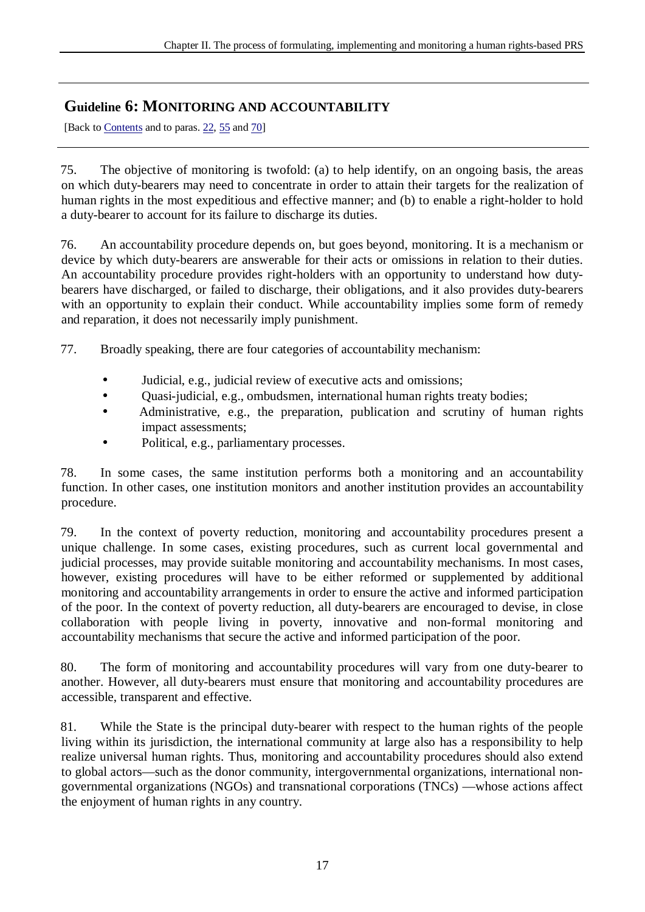## Guideline 6: MONITORING AND ACCOUNTABILITY

[Back to Contents and to paras. 22, 55 and 70]

75. The objective of monitoring is twofold: (a) to help identify, on an ongoing basis, the areas on which duty-bearers may need to concentrate in order to attain their targets for the realization of human rights in the most expeditious and effective manner; and (b) to enable a right-holder to hold a duty-bearer to account for its failure to discharge its duties.

76. An accountability procedure depends on, but goes beyond, monitoring. It is a mechanism or device by which duty-bearers are answerable for their acts or omissions in relation to their duties. An accountability procedure provides right-holders with an opportunity to understand how duty-bearers have discharged, or failed to discharge, their obligations, and it also provides duty-bearers with an opportunity to explain their conduct. While accountability implies some form of remedy and reparation, it does not necessarily imply punishment.

77. Broadly speaking, there are four categories of accountability mechanism:

- Judicial, e.g., judicial review of executive acts and omissions;
- Quasi-judicial, e.g., ombudsmen, international human rights treaty bodies;
- Administrative, e.g., the preparation, publication and scrutiny of human rights impact assessments;
- Political, e.g., parliamentary processes.

78. In some cases, the same institution performs both a monitoring and an accountability function. In other cases, one institution monitors and another institution provides an accountability procedure.

79. In the context of poverty reduction, monitoring and accountability procedures present a unique challenge. In some cases, existing procedures, such as current local governmental and judicial processes, may provide suitable monitoring and accountability mechanisms. In most cases, however, existing procedures will have to be either reformed or supplemented by additional monitoring and accountability arrangements in order to ensure the active and informed participation of the poor. In the context of poverty reduction, all duty-bearers are encouraged to devise, in close collaboration with people living in poverty, innovative and non-formal monitoring and accountability mechanisms that secure the active and informed participation of the poor.

80. The form of monitoring and accountability procedures will vary from one duty-bearer to another. However, all duty-bearers must ensure that monitoring and accountability procedures are accessible, transparent and effective.

81. While the State is the principal duty-bearer with respect to the human rights of the people living within its jurisdiction, the international community at large also has a responsibility to help realize universal human rights. Thus, monitoring and accountability procedures should also extend to global actors—such as the donor community, intergovernmental organizations, international non-governmental organizations (NGOs) and transnational corporations (TNCs) —whose actions affect the enjoyment of human rights in any country.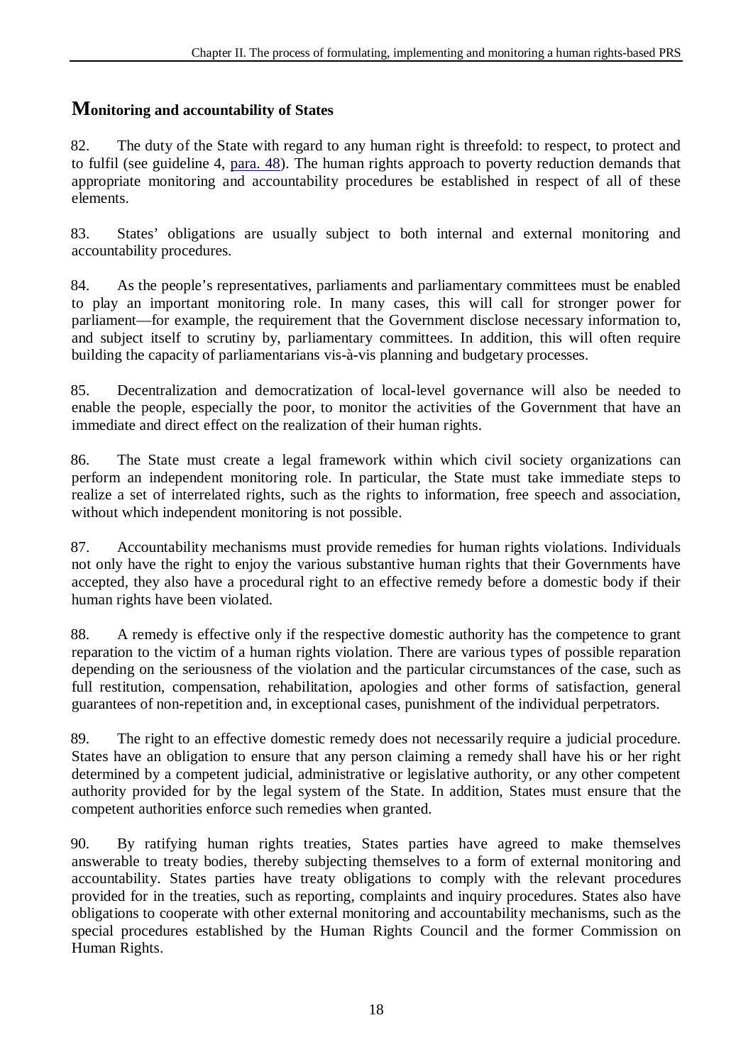## Monitoring and accountability of States

82. The duty of the State with regard to any human right is threefold: to respect, to protect and to fulfil (see guideline 4, para. 48). The human rights approach to poverty reduction demands that appropriate monitoring and accountability procedures be established in respect of all of these elements.

83. States' obligations are usually subject to both internal and external monitoring and accountability procedures.

84. As the people's representatives, parliaments and parliamentary committees must be enabled to play an important monitoring role. In many cases, this will call for stronger power for parliament—for example, the requirement that the Government disclose necessary information to, and subject itself to scrutiny by, parliamentary committees. In addition, this will often require building the capacity of parliamentarians vis-à-vis planning and budgetary processes.

85. Decentralization and democratization of local-level governance will also be needed to enable the people, especially the poor, to monitor the activities of the Government that have an immediate and direct effect on the realization of their human rights.

86. The State must create a legal framework within which civil society organizations can perform an independent monitoring role. In particular, the State must take immediate steps to realize a set of interrelated rights, such as the rights to information, free speech and association, without which independent monitoring is not possible.

87. Accountability mechanisms must provide remedies for human rights violations. Individuals not only have the right to enjoy the various substantive human rights that their Governments have accepted, they also have a procedural right to an effective remedy before a domestic body if their human rights have been violated.

88. A remedy is effective only if the respective domestic authority has the competence to grant reparation to the victim of a human rights violation. There are various types of possible reparation depending on the seriousness of the violation and the particular circumstances of the case, such as full restitution, compensation, rehabilitation, apologies and other forms of satisfaction, general guarantees of non-repetition and, in exceptional cases, punishment of the individual perpetrators.

89. The right to an effective domestic remedy does not necessarily require a judicial procedure. States have an obligation to ensure that any person claiming a remedy shall have his or her right determined by a competent judicial, administrative or legislative authority, or any other competent authority provided for by the legal system of the State. In addition, States must ensure that the competent authorities enforce such remedies when granted.

90. By ratifying human rights treaties, States parties have agreed to make themselves answerable to treaty bodies, thereby subjecting themselves to a form of external monitoring and accountability. States parties have treaty obligations to comply with the relevant procedures provided for in the treaties, such as reporting, complaints and inquiry procedures. States also have obligations to cooperate with other external monitoring and accountability mechanisms, such as the special procedures established by the Human Rights Council and the former Commission on Human Rights.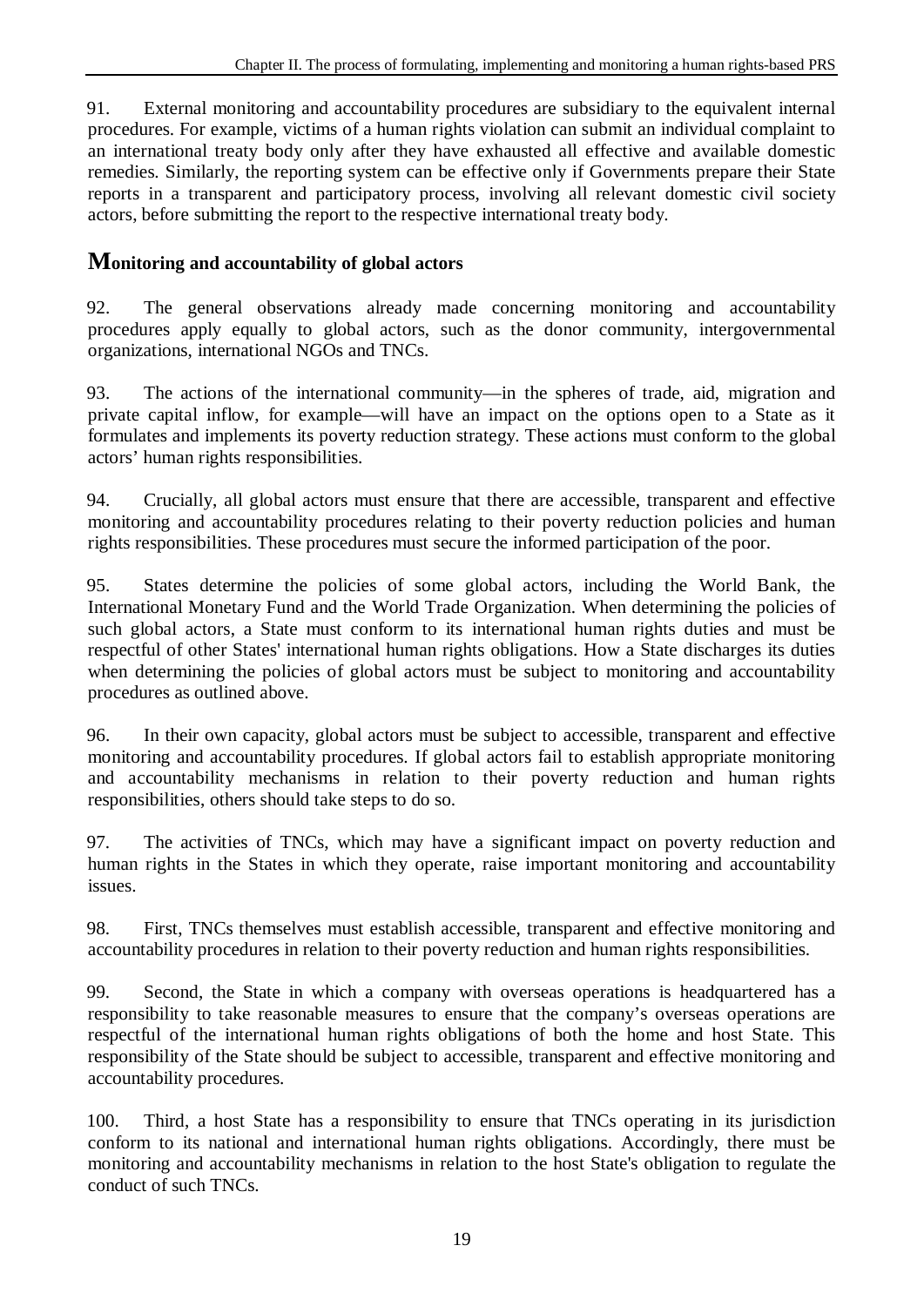91. External monitoring and accountability procedures are subsidiary to the equivalent internal procedures. For example, victims of a human rights violation can submit an individual complaint to an international treaty body only after they have exhausted all effective and available domestic remedies. Similarly, the reporting system can be effective only if Governments prepare their State reports in a transparent and participatory process, involving all relevant domestic civil society actors, before submitting the report to the respective international treaty body.

## Monitoring and accountability of global actors

92. The general observations already made concerning monitoring and accountability procedures apply equally to global actors, such as the donor community, intergovernmental organizations, international NGOs and TNCs.

93. The actions of the international community—in the spheres of trade, aid, migration and private capital inflow, for example—will have an impact on the options open to a State as it formulates and implements its poverty reduction strategy. These actions must conform to the global actors' human rights responsibilities.

94. Crucially, all global actors must ensure that there are accessible, transparent and effective monitoring and accountability procedures relating to their poverty reduction policies and human rights responsibilities. These procedures must secure the informed participation of the poor.

95. States determine the policies of some global actors, including the World Bank, the International Monetary Fund and the World Trade Organization. When determining the policies of such global actors, a State must conform to its international human rights duties and must be respectful of other States' international human rights obligations. How a State discharges its duties when determining the policies of global actors must be subject to monitoring and accountability procedures as outlined above.

96. In their own capacity, global actors must be subject to accessible, transparent and effective monitoring and accountability procedures. If global actors fail to establish appropriate monitoring and accountability mechanisms in relation to their poverty reduction and human rights responsibilities, others should take steps to do so.

97. The activities of TNCs, which may have a significant impact on poverty reduction and human rights in the States in which they operate, raise important monitoring and accountability issues.

98. First, TNCs themselves must establish accessible, transparent and effective monitoring and accountability procedures in relation to their poverty reduction and human rights responsibilities.

99. Second, the State in which a company with overseas operations is headquartered has a responsibility to take reasonable measures to ensure that the company's overseas operations are respectful of the international human rights obligations of both the home and host State. This responsibility of the State should be subject to accessible, transparent and effective monitoring and accountability procedures.

100. Third, a host State has a responsibility to ensure that TNCs operating in its jurisdiction conform to its national and international human rights obligations. Accordingly, there must be monitoring and accountability mechanisms in relation to the host State's obligation to regulate the conduct of such TNCs.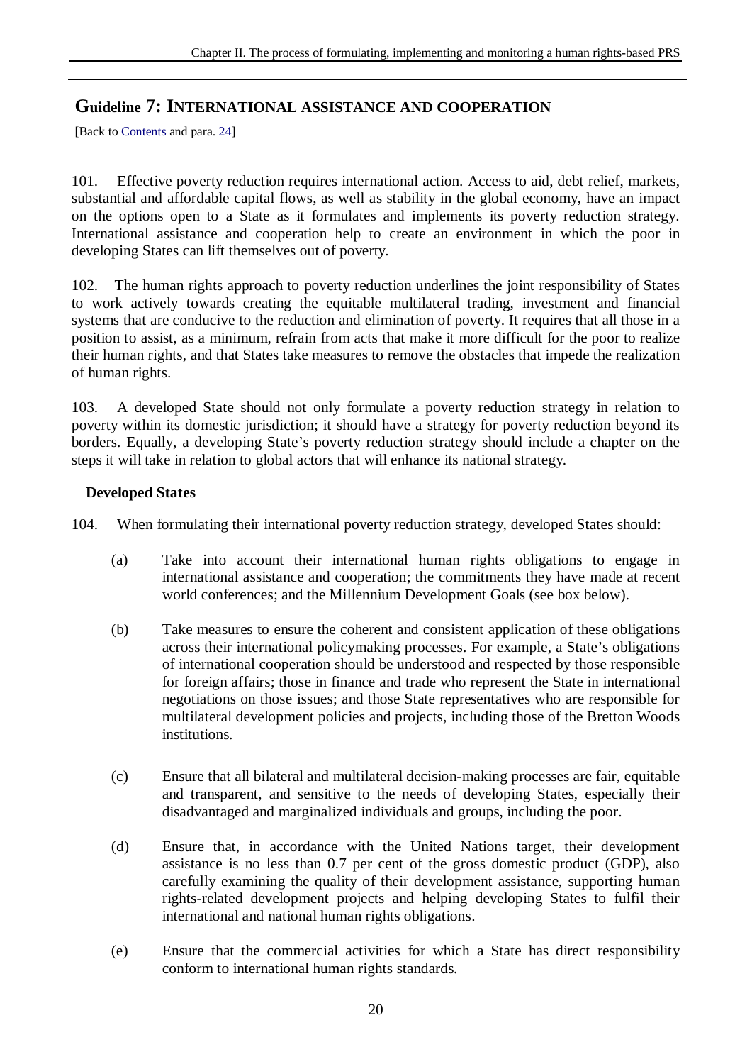## Guideline 7: INTERNATIONAL ASSISTANCE AND COOPERATION

[Back to Contents and para. 24]

101. Effective poverty reduction requires international action. Access to aid, debt relief, markets, substantial and affordable capital flows, as well as stability in the global economy, have an impact on the options open to a State as it formulates and implements its poverty reduction strategy. International assistance and cooperation help to create an environment in which the poor in developing States can lift themselves out of poverty.

102. The human rights approach to poverty reduction underlines the joint responsibility of States to work actively towards creating the equitable multilateral trading, investment and financial systems that are conducive to the reduction and elimination of poverty. It requires that all those in a position to assist, as a minimum, refrain from acts that make it more difficult for the poor to realize their human rights, and that States take measures to remove the obstacles that impede the realization of human rights.

103. A developed State should not only formulate a poverty reduction strategy in relation to poverty within its domestic jurisdiction; it should have a strategy for poverty reduction beyond its borders. Equally, a developing State's poverty reduction strategy should include a chapter on the steps it will take in relation to global actors that will enhance its national strategy.

**Developed States**

104. When formulating their international poverty reduction strategy, developed States should:

(a) Take into account their international human rights obligations to engage in international assistance and cooperation; the commitments they have made at recent world conferences; and the Millennium Development Goals (see box below).

(b) Take measures to ensure the coherent and consistent application of these obligations across their international policymaking processes. For example, a State's obligations of international cooperation should be understood and respected by those responsible for foreign affairs; those in finance and trade who represent the State in international negotiations on those issues; and those State representatives who are responsible for multilateral development policies and projects, including those of the Bretton Woods institutions.

(c) Ensure that all bilateral and multilateral decision-making processes are fair, equitable and transparent, and sensitive to the needs of developing States, especially their disadvantaged and marginalized individuals and groups, including the poor.

(d) Ensure that, in accordance with the United Nations target, their development assistance is no less than 0.7 per cent of the gross domestic product (GDP), also carefully examining the quality of their development assistance, supporting human rights-related development projects and helping developing States to fulfil their international and national human rights obligations.

(e) Ensure that the commercial activities for which a State has direct responsibility conform to international human rights standards.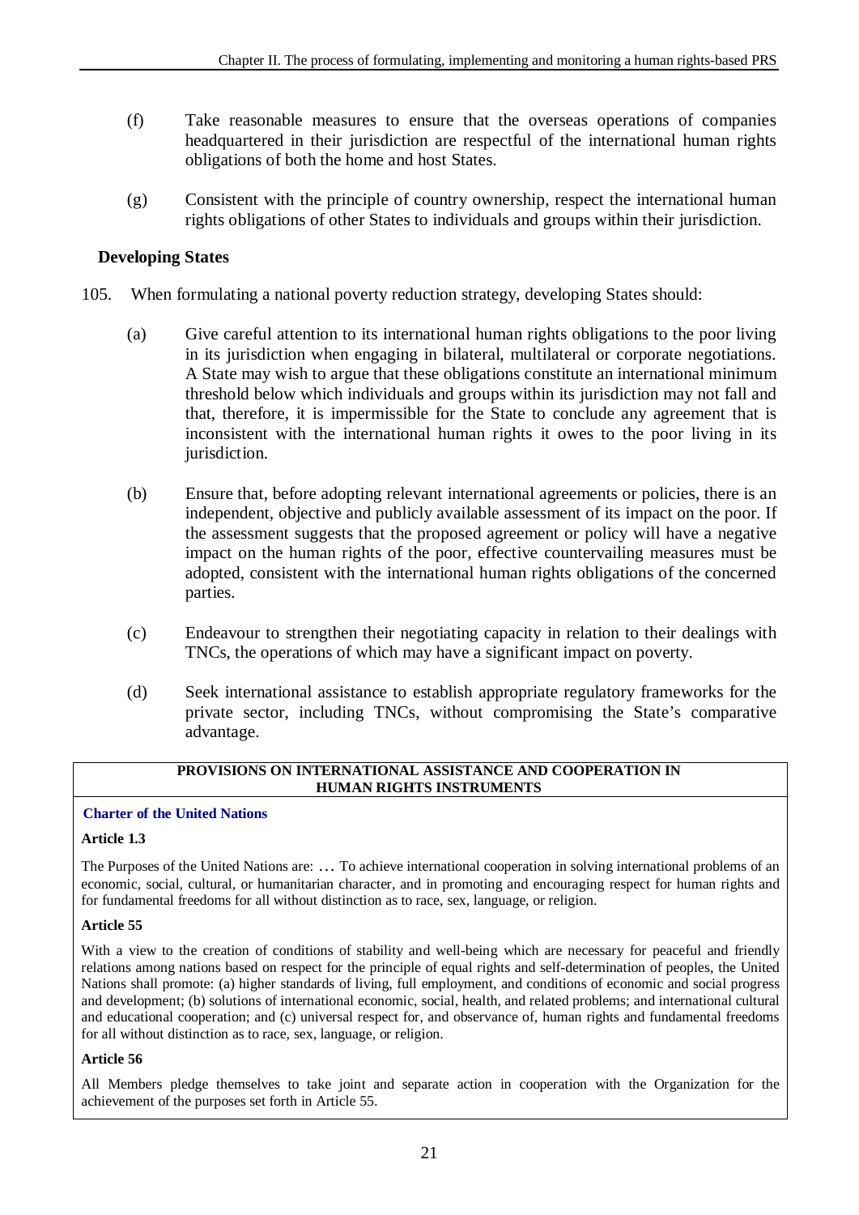(f) Take reasonable measures to ensure that the overseas operations of companies headquartered in their jurisdiction are respectful of the international human rights obligations of both the home and host States.

(g) Consistent with the principle of country ownership, respect the international human rights obligations of other States to individuals and groups within their jurisdiction.

### Developing States

105. When formulating a national poverty reduction strategy, developing States should:

(a) Give careful attention to its international human rights obligations to the poor living in its jurisdiction when engaging in bilateral, multilateral or corporate negotiations. A State may wish to argue that these obligations constitute an international minimum threshold below which individuals and groups within its jurisdiction may not fall and that, therefore, it is impermissible for the State to conclude any agreement that is inconsistent with the international human rights it owes to the poor living in its jurisdiction.

(b) Ensure that, before adopting relevant international agreements or policies, there is an independent, objective and publicly available assessment of its impact on the poor. If the assessment suggests that the proposed agreement or policy will have a negative impact on the human rights of the poor, effective countervailing measures must be adopted, consistent with the international human rights obligations of the concerned parties.

(c) Endeavour to strengthen their negotiating capacity in relation to their dealings with TNCs, the operations of which may have a significant impact on poverty.

(d) Seek international assistance to establish appropriate regulatory frameworks for the private sector, including TNCs, without compromising the State's comparative advantage.

---

**PROVISIONS ON INTERNATIONAL ASSISTANCE AND COOPERATION IN HUMAN RIGHTS INSTRUMENTS**

**Charter of the United Nations**

**Article 1.3**

The Purposes of the United Nations are: … To achieve international cooperation in solving international problems of an economic, social, cultural, or humanitarian character, and in promoting and encouraging respect for human rights and for fundamental freedoms for all without distinction as to race, sex, language, or religion.

**Article 55**

With a view to the creation of conditions of stability and well-being which are necessary for peaceful and friendly relations among nations based on respect for the principle of equal rights and self-determination of peoples, the United Nations shall promote: (a) higher standards of living, full employment, and conditions of economic and social progress and development; (b) solutions of international economic, social, health, and related problems; and international cultural and educational cooperation; and (c) universal respect for, and observance of, human rights and fundamental freedoms for all without distinction as to race, sex, language, or religion.

**Article 56**

All Members pledge themselves to take joint and separate action in cooperation with the Organization for the achievement of the purposes set forth in Article 55.

---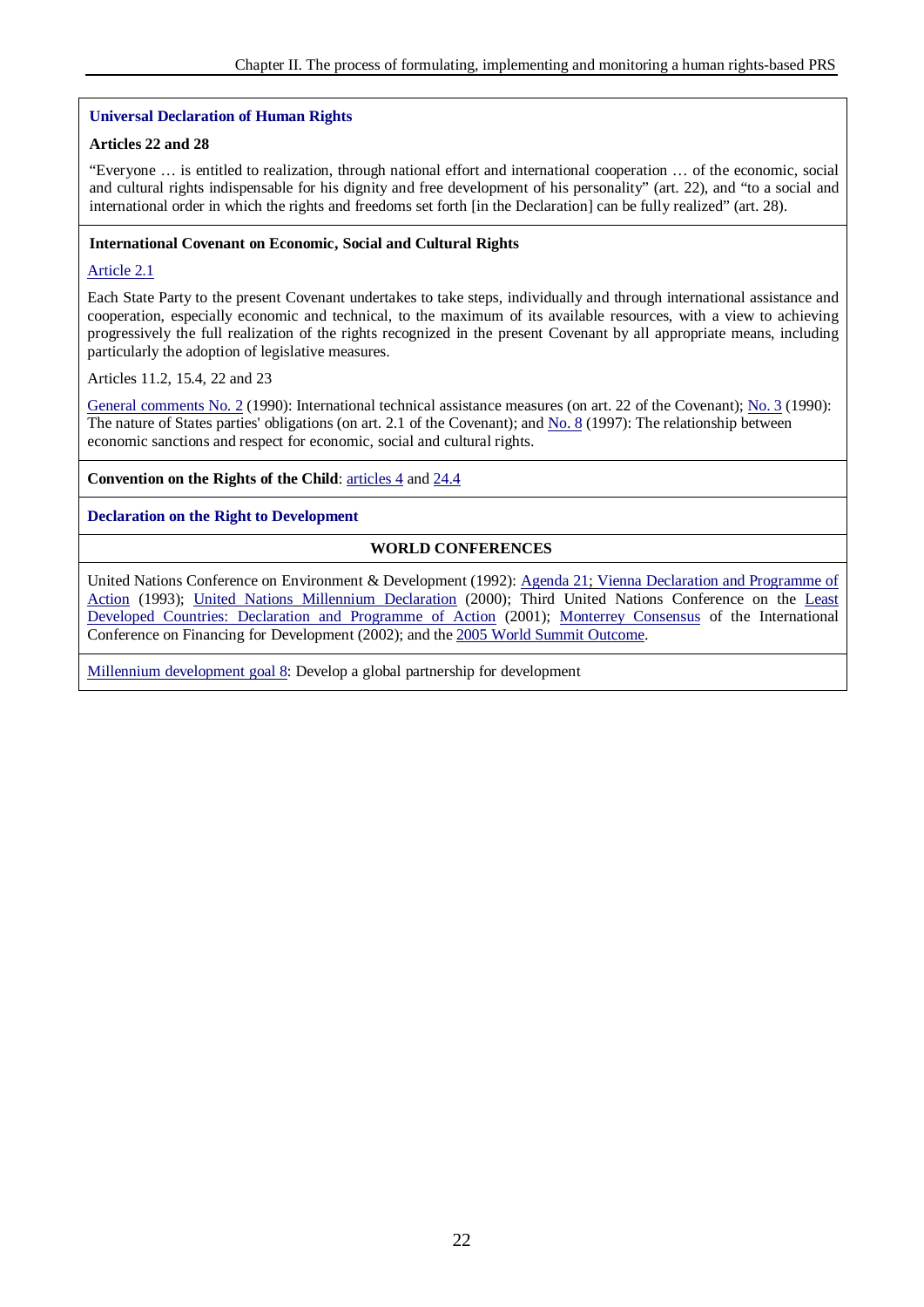**Universal Declaration of Human Rights**

**Articles 22 and 28**

"Everyone … is entitled to realization, through national effort and international cooperation … of the economic, social and cultural rights indispensable for his dignity and free development of his personality" (art. 22), and "to a social and international order in which the rights and freedoms set forth [in the Declaration] can be fully realized" (art. 28).

**International Covenant on Economic, Social and Cultural Rights**

Article 2.1

Each State Party to the present Covenant undertakes to take steps, individually and through international assistance and cooperation, especially economic and technical, to the maximum of its available resources, with a view to achieving progressively the full realization of the rights recognized in the present Covenant by all appropriate means, including particularly the adoption of legislative measures.

Articles 11.2, 15.4, 22 and 23

General comments No. 2 (1990): International technical assistance measures (on art. 22 of the Covenant); No. 3 (1990): The nature of States parties' obligations (on art. 2.1 of the Covenant); and No. 8 (1997): The relationship between economic sanctions and respect for economic, social and cultural rights.

**Convention on the Rights of the Child**: articles 4 and 24.4

**Declaration on the Right to Development**

**WORLD CONFERENCES**

United Nations Conference on Environment & Development (1992): Agenda 21; Vienna Declaration and Programme of Action (1993); United Nations Millennium Declaration (2000); Third United Nations Conference on the Least Developed Countries: Declaration and Programme of Action (2001); Monterrey Consensus of the International Conference on Financing for Development (2002); and the 2005 World Summit Outcome.

Millennium development goal 8: Develop a global partnership for development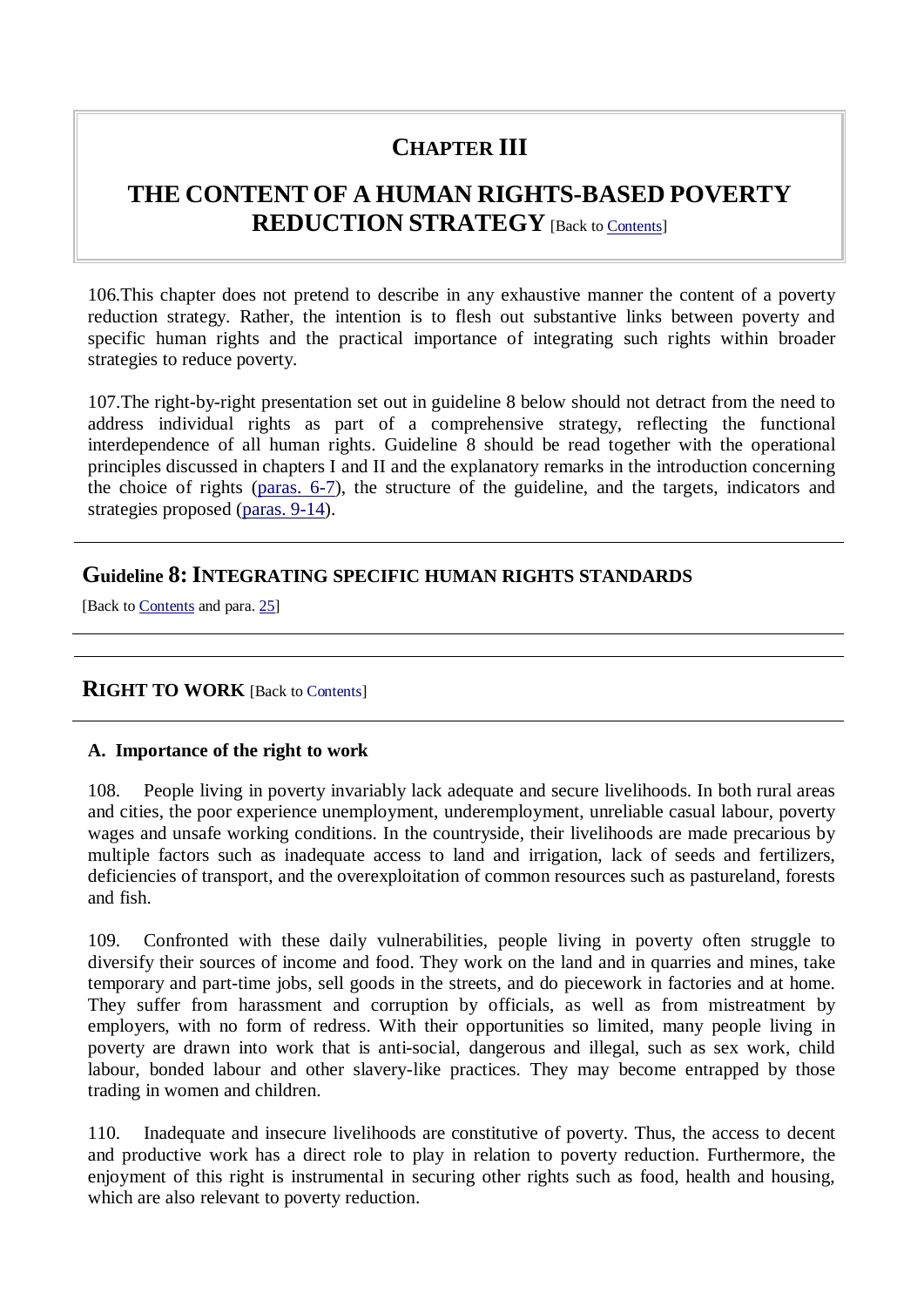# CHAPTER III

# THE CONTENT OF A HUMAN RIGHTS-BASED POVERTY REDUCTION STRATEGY [Back to Contents]

106.This chapter does not pretend to describe in any exhaustive manner the content of a poverty reduction strategy. Rather, the intention is to flesh out substantive links between poverty and specific human rights and the practical importance of integrating such rights within broader strategies to reduce poverty.

107.The right-by-right presentation set out in guideline 8 below should not detract from the need to address individual rights as part of a comprehensive strategy, reflecting the functional interdependence of all human rights. Guideline 8 should be read together with the operational principles discussed in chapters I and II and the explanatory remarks in the introduction concerning the choice of rights (paras. 6-7), the structure of the guideline, and the targets, indicators and strategies proposed (paras. 9-14).

---

## Guideline 8: INTEGRATING SPECIFIC HUMAN RIGHTS STANDARDS

[Back to Contents and para. 25]

---

## RIGHT TO WORK [Back to Contents]

---

### A. Importance of the right to work

108. People living in poverty invariably lack adequate and secure livelihoods. In both rural areas and cities, the poor experience unemployment, underemployment, unreliable casual labour, poverty wages and unsafe working conditions. In the countryside, their livelihoods are made precarious by multiple factors such as inadequate access to land and irrigation, lack of seeds and fertilizers, deficiencies of transport, and the overexploitation of common resources such as pastureland, forests and fish.

109. Confronted with these daily vulnerabilities, people living in poverty often struggle to diversify their sources of income and food. They work on the land and in quarries and mines, take temporary and part-time jobs, sell goods in the streets, and do piecework in factories and at home. They suffer from harassment and corruption by officials, as well as from mistreatment by employers, with no form of redress. With their opportunities so limited, many people living in poverty are drawn into work that is anti-social, dangerous and illegal, such as sex work, child labour, bonded labour and other slavery-like practices. They may become entrapped by those trading in women and children.

110. Inadequate and insecure livelihoods are constitutive of poverty. Thus, the access to decent and productive work has a direct role to play in relation to poverty reduction. Furthermore, the enjoyment of this right is instrumental in securing other rights such as food, health and housing, which are also relevant to poverty reduction.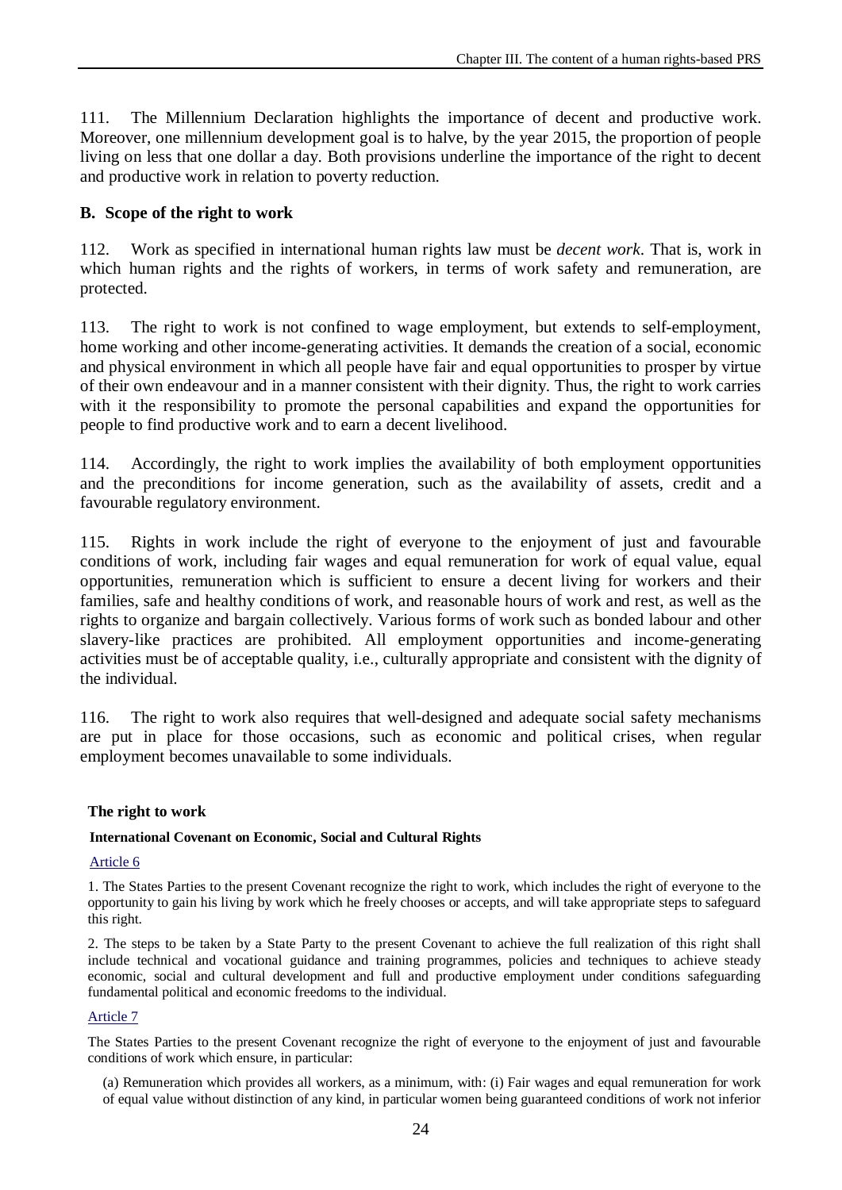111. The Millennium Declaration highlights the importance of decent and productive work. Moreover, one millennium development goal is to halve, by the year 2015, the proportion of people living on less that one dollar a day. Both provisions underline the importance of the right to decent and productive work in relation to poverty reduction.

### B. Scope of the right to work

112. Work as specified in international human rights law must be *decent work*. That is, work in which human rights and the rights of workers, in terms of work safety and remuneration, are protected.

113. The right to work is not confined to wage employment, but extends to self-employment, home working and other income-generating activities. It demands the creation of a social, economic and physical environment in which all people have fair and equal opportunities to prosper by virtue of their own endeavour and in a manner consistent with their dignity. Thus, the right to work carries with it the responsibility to promote the personal capabilities and expand the opportunities for people to find productive work and to earn a decent livelihood.

114. Accordingly, the right to work implies the availability of both employment opportunities and the preconditions for income generation, such as the availability of assets, credit and a favourable regulatory environment.

115. Rights in work include the right of everyone to the enjoyment of just and favourable conditions of work, including fair wages and equal remuneration for work of equal value, equal opportunities, remuneration which is sufficient to ensure a decent living for workers and their families, safe and healthy conditions of work, and reasonable hours of work and rest, as well as the rights to organize and bargain collectively. Various forms of work such as bonded labour and other slavery-like practices are prohibited. All employment opportunities and income-generating activities must be of acceptable quality, i.e., culturally appropriate and consistent with the dignity of the individual.

116. The right to work also requires that well-designed and adequate social safety mechanisms are put in place for those occasions, such as economic and political crises, when regular employment becomes unavailable to some individuals.

**The right to work**

**International Covenant on Economic, Social and Cultural Rights**

Article 6

1. The States Parties to the present Covenant recognize the right to work, which includes the right of everyone to the opportunity to gain his living by work which he freely chooses or accepts, and will take appropriate steps to safeguard this right.

2. The steps to be taken by a State Party to the present Covenant to achieve the full realization of this right shall include technical and vocational guidance and training programmes, policies and techniques to achieve steady economic, social and cultural development and full and productive employment under conditions safeguarding fundamental political and economic freedoms to the individual.

Article 7

The States Parties to the present Covenant recognize the right of everyone to the enjoyment of just and favourable conditions of work which ensure, in particular:

(a) Remuneration which provides all workers, as a minimum, with: (i) Fair wages and equal remuneration for work of equal value without distinction of any kind, in particular women being guaranteed conditions of work not inferior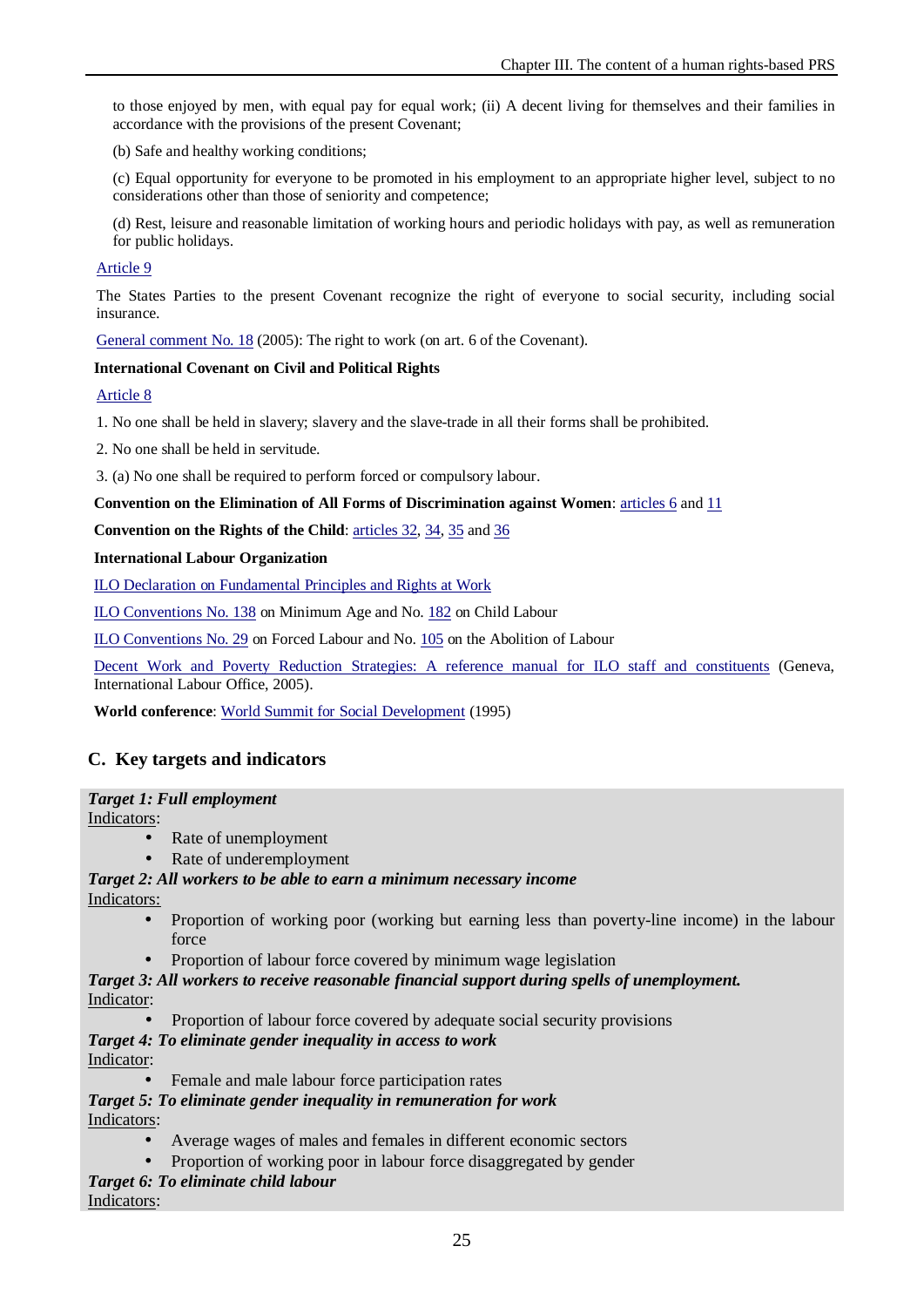to those enjoyed by men, with equal pay for equal work; (ii) A decent living for themselves and their families in accordance with the provisions of the present Covenant;

(b) Safe and healthy working conditions;

(c) Equal opportunity for everyone to be promoted in his employment to an appropriate higher level, subject to no considerations other than those of seniority and competence;

(d) Rest, leisure and reasonable limitation of working hours and periodic holidays with pay, as well as remuneration for public holidays.

Article 9

The States Parties to the present Covenant recognize the right of everyone to social security, including social insurance.

General comment No. 18 (2005): The right to work (on art. 6 of the Covenant).

**International Covenant on Civil and Political Rights**

Article 8

1. No one shall be held in slavery; slavery and the slave-trade in all their forms shall be prohibited.

2. No one shall be held in servitude.

3. (a) No one shall be required to perform forced or compulsory labour.

**Convention on the Elimination of All Forms of Discrimination against Women**: articles 6 and 11

**Convention on the Rights of the Child**: articles 32, 34, 35 and 36

**International Labour Organization**

ILO Declaration on Fundamental Principles and Rights at Work

ILO Conventions No. 138 on Minimum Age and No. 182 on Child Labour

ILO Conventions No. 29 on Forced Labour and No. 105 on the Abolition of Labour

Decent Work and Poverty Reduction Strategies: A reference manual for ILO staff and constituents (Geneva, International Labour Office, 2005).

**World conference**: World Summit for Social Development (1995)

## C. Key targets and indicators

***Target 1: Full employment***

Indicators:

- Rate of unemployment
- Rate of underemployment

***Target 2: All workers to be able to earn a minimum necessary income***

Indicators:

- Proportion of working poor (working but earning less than poverty-line income) in the labour force
- Proportion of labour force covered by minimum wage legislation

***Target 3: All workers to receive reasonable financial support during spells of unemployment.***

Indicator:

- Proportion of labour force covered by adequate social security provisions

***Target 4: To eliminate gender inequality in access to work***

Indicator:

- Female and male labour force participation rates

***Target 5: To eliminate gender inequality in remuneration for work***

Indicators:

- Average wages of males and females in different economic sectors
- Proportion of working poor in labour force disaggregated by gender

***Target 6: To eliminate child labour***

Indicators: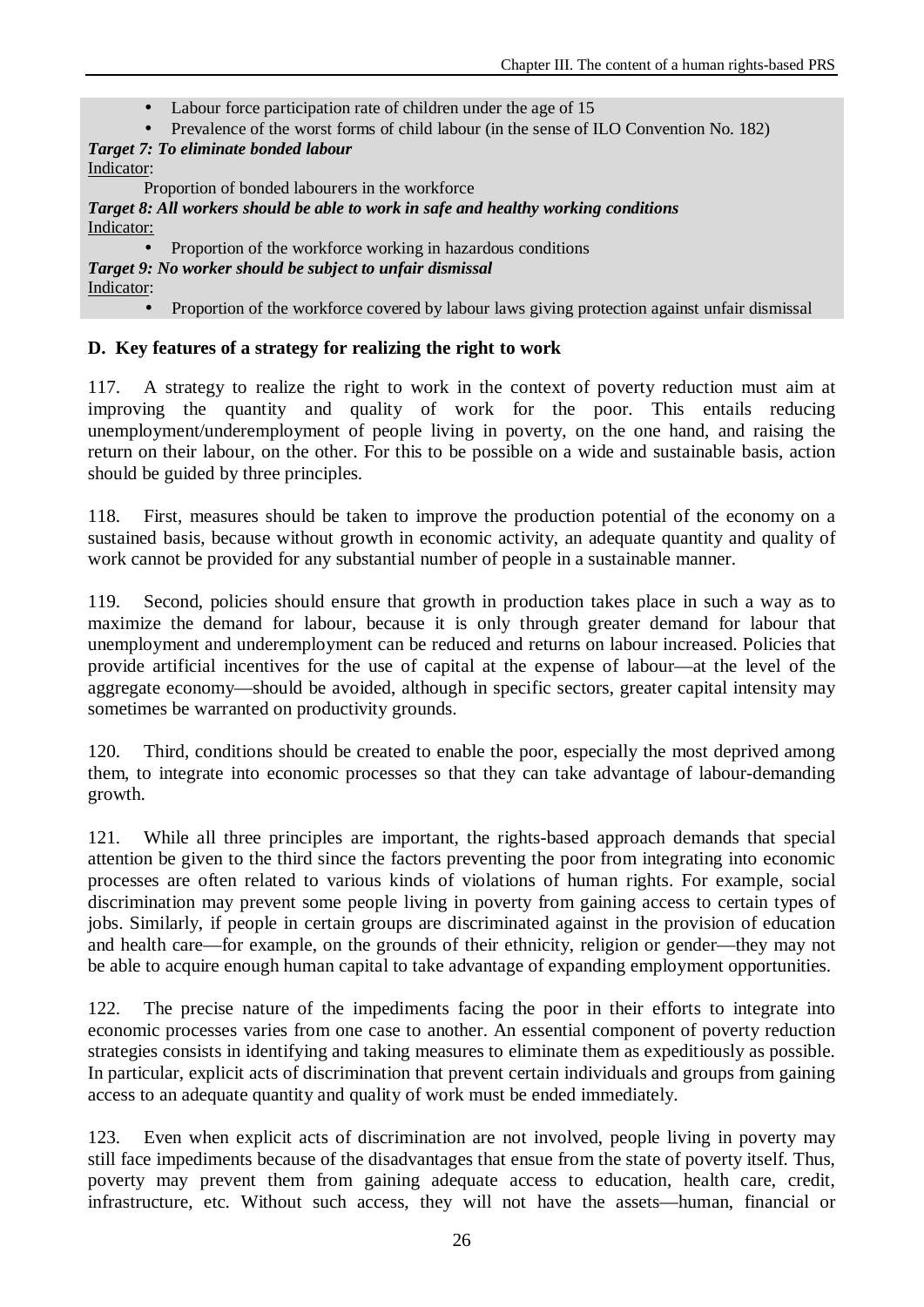- Labour force participation rate of children under the age of 15
- Prevalence of the worst forms of child labour (in the sense of ILO Convention No. 182)

***Target 7: To eliminate bonded labour***

Indicator:

Proportion of bonded labourers in the workforce

***Target 8: All workers should be able to work in safe and healthy working conditions***

Indicator:

- Proportion of the workforce working in hazardous conditions

***Target 9: No worker should be subject to unfair dismissal***

Indicator:

- Proportion of the workforce covered by labour laws giving protection against unfair dismissal

### D. Key features of a strategy for realizing the right to work

117. A strategy to realize the right to work in the context of poverty reduction must aim at improving the quantity and quality of work for the poor. This entails reducing unemployment/underemployment of people living in poverty, on the one hand, and raising the return on their labour, on the other. For this to be possible on a wide and sustainable basis, action should be guided by three principles.

118. First, measures should be taken to improve the production potential of the economy on a sustained basis, because without growth in economic activity, an adequate quantity and quality of work cannot be provided for any substantial number of people in a sustainable manner.

119. Second, policies should ensure that growth in production takes place in such a way as to maximize the demand for labour, because it is only through greater demand for labour that unemployment and underemployment can be reduced and returns on labour increased. Policies that provide artificial incentives for the use of capital at the expense of labour—at the level of the aggregate economy—should be avoided, although in specific sectors, greater capital intensity may sometimes be warranted on productivity grounds.

120. Third, conditions should be created to enable the poor, especially the most deprived among them, to integrate into economic processes so that they can take advantage of labour-demanding growth.

121. While all three principles are important, the rights-based approach demands that special attention be given to the third since the factors preventing the poor from integrating into economic processes are often related to various kinds of violations of human rights. For example, social discrimination may prevent some people living in poverty from gaining access to certain types of jobs. Similarly, if people in certain groups are discriminated against in the provision of education and health care—for example, on the grounds of their ethnicity, religion or gender—they may not be able to acquire enough human capital to take advantage of expanding employment opportunities.

122. The precise nature of the impediments facing the poor in their efforts to integrate into economic processes varies from one case to another. An essential component of poverty reduction strategies consists in identifying and taking measures to eliminate them as expeditiously as possible. In particular, explicit acts of discrimination that prevent certain individuals and groups from gaining access to an adequate quantity and quality of work must be ended immediately.

123. Even when explicit acts of discrimination are not involved, people living in poverty may still face impediments because of the disadvantages that ensue from the state of poverty itself. Thus, poverty may prevent them from gaining adequate access to education, health care, credit, infrastructure, etc. Without such access, they will not have the assets—human, financial or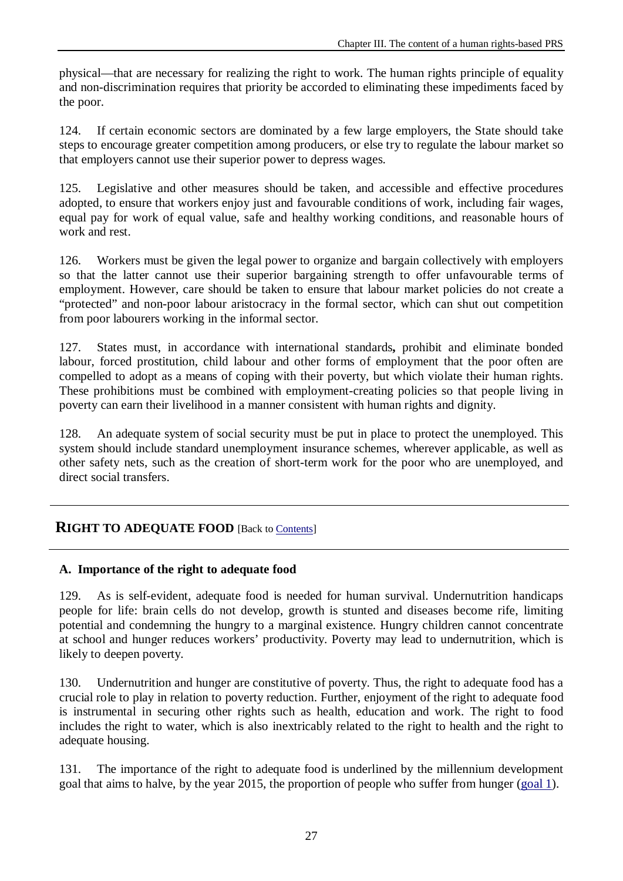physical—that are necessary for realizing the right to work. The human rights principle of equality and non-discrimination requires that priority be accorded to eliminating these impediments faced by the poor.

124. If certain economic sectors are dominated by a few large employers, the State should take steps to encourage greater competition among producers, or else try to regulate the labour market so that employers cannot use their superior power to depress wages.

125. Legislative and other measures should be taken, and accessible and effective procedures adopted, to ensure that workers enjoy just and favourable conditions of work, including fair wages, equal pay for work of equal value, safe and healthy working conditions, and reasonable hours of work and rest.

126. Workers must be given the legal power to organize and bargain collectively with employers so that the latter cannot use their superior bargaining strength to offer unfavourable terms of employment. However, care should be taken to ensure that labour market policies do not create a "protected" and non-poor labour aristocracy in the formal sector, which can shut out competition from poor labourers working in the informal sector.

127. States must, in accordance with international standards**,** prohibit and eliminate bonded labour, forced prostitution, child labour and other forms of employment that the poor often are compelled to adopt as a means of coping with their poverty, but which violate their human rights. These prohibitions must be combined with employment-creating policies so that people living in poverty can earn their livelihood in a manner consistent with human rights and dignity.

128. An adequate system of social security must be put in place to protect the unemployed. This system should include standard unemployment insurance schemes, wherever applicable, as well as other safety nets, such as the creation of short-term work for the poor who are unemployed, and direct social transfers.

## RIGHT TO ADEQUATE FOOD [Back to Contents]

### A. Importance of the right to adequate food

129. As is self-evident, adequate food is needed for human survival. Undernutrition handicaps people for life: brain cells do not develop, growth is stunted and diseases become rife, limiting potential and condemning the hungry to a marginal existence. Hungry children cannot concentrate at school and hunger reduces workers' productivity. Poverty may lead to undernutrition, which is likely to deepen poverty.

130. Undernutrition and hunger are constitutive of poverty. Thus, the right to adequate food has a crucial role to play in relation to poverty reduction. Further, enjoyment of the right to adequate food is instrumental in securing other rights such as health, education and work. The right to food includes the right to water, which is also inextricably related to the right to health and the right to adequate housing.

131. The importance of the right to adequate food is underlined by the millennium development goal that aims to halve, by the year 2015, the proportion of people who suffer from hunger (goal 1).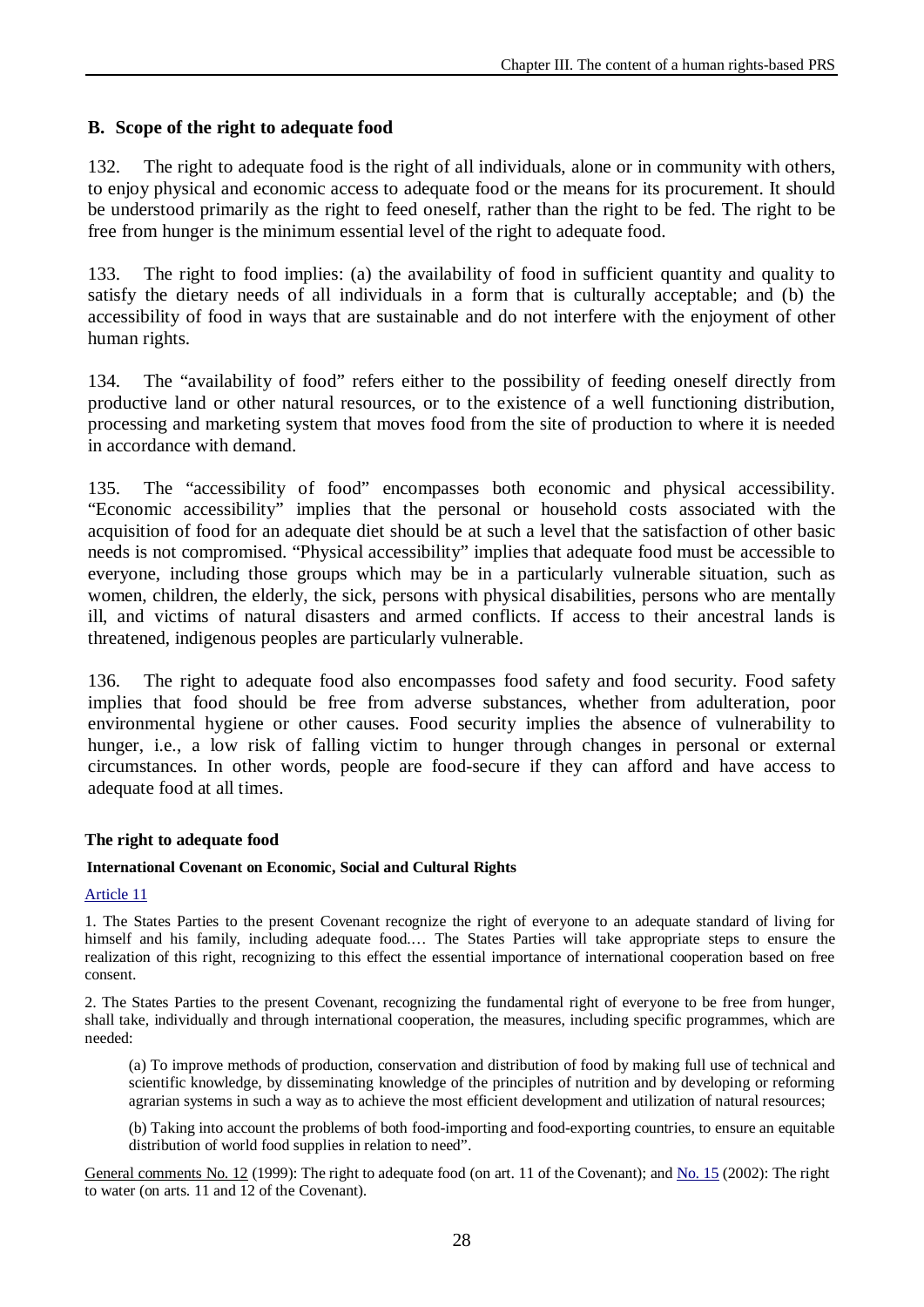## B. Scope of the right to adequate food

132. The right to adequate food is the right of all individuals, alone or in community with others, to enjoy physical and economic access to adequate food or the means for its procurement. It should be understood primarily as the right to feed oneself, rather than the right to be fed. The right to be free from hunger is the minimum essential level of the right to adequate food.

133. The right to food implies: (a) the availability of food in sufficient quantity and quality to satisfy the dietary needs of all individuals in a form that is culturally acceptable; and (b) the accessibility of food in ways that are sustainable and do not interfere with the enjoyment of other human rights.

134. The "availability of food" refers either to the possibility of feeding oneself directly from productive land or other natural resources, or to the existence of a well functioning distribution, processing and marketing system that moves food from the site of production to where it is needed in accordance with demand.

135. The "accessibility of food" encompasses both economic and physical accessibility. "Economic accessibility" implies that the personal or household costs associated with the acquisition of food for an adequate diet should be at such a level that the satisfaction of other basic needs is not compromised. "Physical accessibility" implies that adequate food must be accessible to everyone, including those groups which may be in a particularly vulnerable situation, such as women, children, the elderly, the sick, persons with physical disabilities, persons who are mentally ill, and victims of natural disasters and armed conflicts. If access to their ancestral lands is threatened, indigenous peoples are particularly vulnerable.

136. The right to adequate food also encompasses food safety and food security. Food safety implies that food should be free from adverse substances, whether from adulteration, poor environmental hygiene or other causes. Food security implies the absence of vulnerability to hunger, i.e., a low risk of falling victim to hunger through changes in personal or external circumstances. In other words, people are food-secure if they can afford and have access to adequate food at all times.

**The right to adequate food**

**International Covenant on Economic, Social and Cultural Rights**

Article 11

1. The States Parties to the present Covenant recognize the right of everyone to an adequate standard of living for himself and his family, including adequate food.… The States Parties will take appropriate steps to ensure the realization of this right, recognizing to this effect the essential importance of international cooperation based on free consent.

2. The States Parties to the present Covenant, recognizing the fundamental right of everyone to be free from hunger, shall take, individually and through international cooperation, the measures, including specific programmes, which are needed:

(a) To improve methods of production, conservation and distribution of food by making full use of technical and scientific knowledge, by disseminating knowledge of the principles of nutrition and by developing or reforming agrarian systems in such a way as to achieve the most efficient development and utilization of natural resources;

(b) Taking into account the problems of both food-importing and food-exporting countries, to ensure an equitable distribution of world food supplies in relation to need".

General comments No. 12 (1999): The right to adequate food (on art. 11 of the Covenant); and No. 15 (2002): The right to water (on arts. 11 and 12 of the Covenant).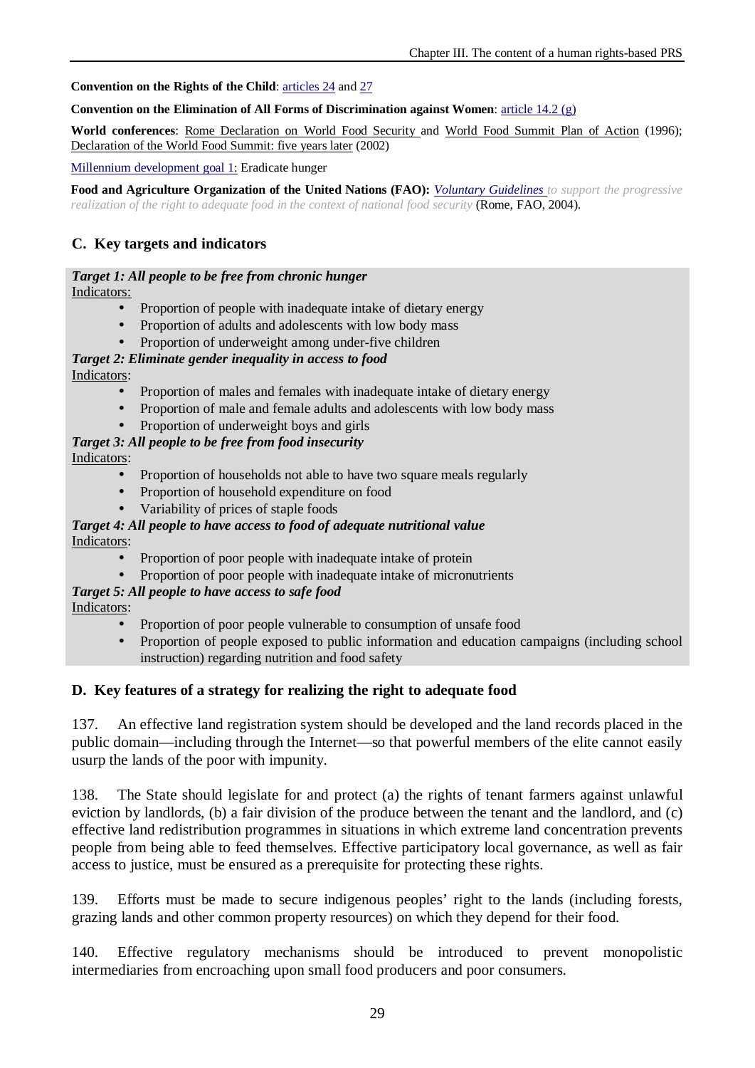**Convention on the Rights of the Child**: articles 24 and 27

**Convention on the Elimination of All Forms of Discrimination against Women**: article 14.2 (g)

**World conferences**: Rome Declaration on World Food Security and World Food Summit Plan of Action (1996); Declaration of the World Food Summit: five years later (2002)

Millennium development goal 1: Eradicate hunger

**Food and Agriculture Organization of the United Nations (FAO):** *Voluntary Guidelines to support the progressive realization of the right to adequate food in the context of national food security* (Rome, FAO, 2004).

## C. Key targets and indicators

***Target 1: All people to be free from chronic hunger***

Indicators:

- Proportion of people with inadequate intake of dietary energy
- Proportion of adults and adolescents with low body mass
- Proportion of underweight among under-five children

***Target 2: Eliminate gender inequality in access to food***

Indicators:

- Proportion of males and females with inadequate intake of dietary energy
- Proportion of male and female adults and adolescents with low body mass
- Proportion of underweight boys and girls

***Target 3: All people to be free from food insecurity***

Indicators:

- Proportion of households not able to have two square meals regularly
- Proportion of household expenditure on food
- Variability of prices of staple foods

***Target 4: All people to have access to food of adequate nutritional value***

Indicators:

- Proportion of poor people with inadequate intake of protein
- Proportion of poor people with inadequate intake of micronutrients

***Target 5: All people to have access to safe food***

Indicators:

- Proportion of poor people vulnerable to consumption of unsafe food
- Proportion of people exposed to public information and education campaigns (including school instruction) regarding nutrition and food safety

## D. Key features of a strategy for realizing the right to adequate food

137. An effective land registration system should be developed and the land records placed in the public domain—including through the Internet—so that powerful members of the elite cannot easily usurp the lands of the poor with impunity.

138. The State should legislate for and protect (a) the rights of tenant farmers against unlawful eviction by landlords, (b) a fair division of the produce between the tenant and the landlord, and (c) effective land redistribution programmes in situations in which extreme land concentration prevents people from being able to feed themselves. Effective participatory local governance, as well as fair access to justice, must be ensured as a prerequisite for protecting these rights.

139. Efforts must be made to secure indigenous peoples' right to the lands (including forests, grazing lands and other common property resources) on which they depend for their food.

140. Effective regulatory mechanisms should be introduced to prevent monopolistic intermediaries from encroaching upon small food producers and poor consumers.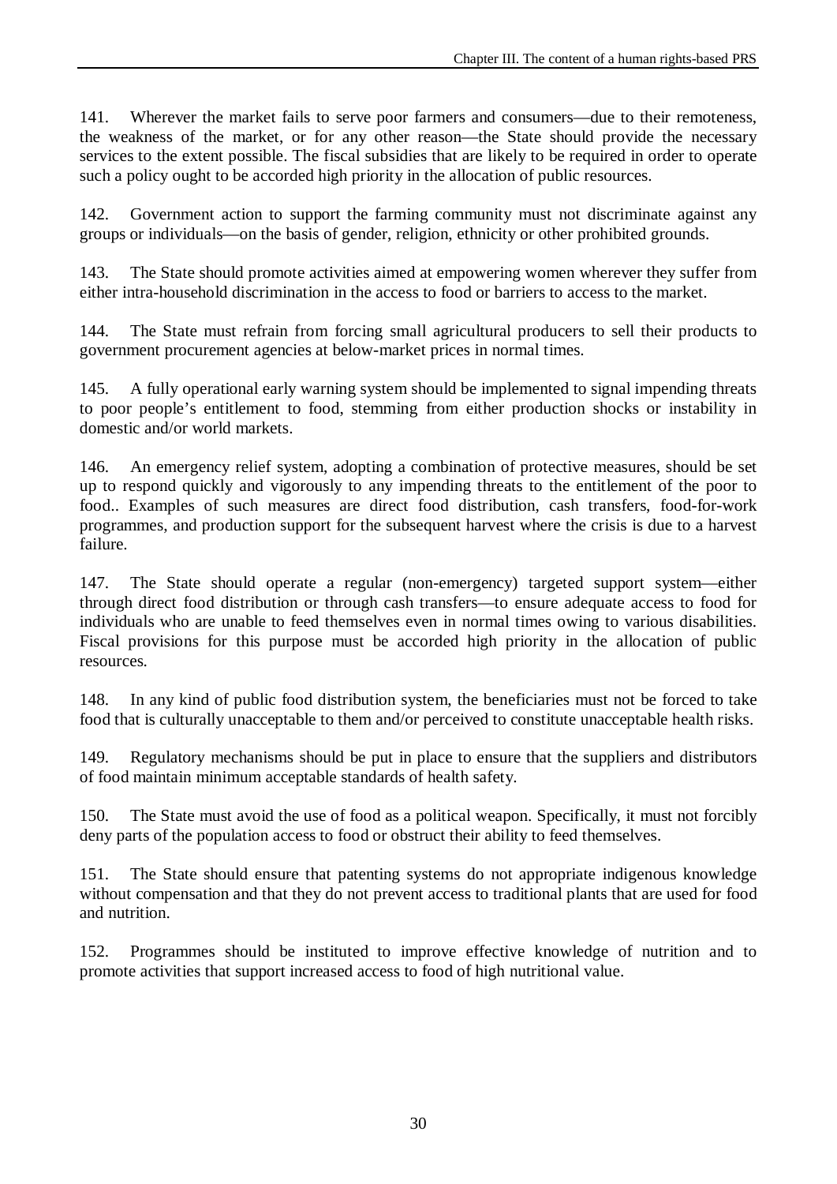141. Wherever the market fails to serve poor farmers and consumers—due to their remoteness, the weakness of the market, or for any other reason—the State should provide the necessary services to the extent possible. The fiscal subsidies that are likely to be required in order to operate such a policy ought to be accorded high priority in the allocation of public resources.

142. Government action to support the farming community must not discriminate against any groups or individuals—on the basis of gender, religion, ethnicity or other prohibited grounds.

143. The State should promote activities aimed at empowering women wherever they suffer from either intra-household discrimination in the access to food or barriers to access to the market.

144. The State must refrain from forcing small agricultural producers to sell their products to government procurement agencies at below-market prices in normal times.

145. A fully operational early warning system should be implemented to signal impending threats to poor people's entitlement to food, stemming from either production shocks or instability in domestic and/or world markets.

146. An emergency relief system, adopting a combination of protective measures, should be set up to respond quickly and vigorously to any impending threats to the entitlement of the poor to food.. Examples of such measures are direct food distribution, cash transfers, food-for-work programmes, and production support for the subsequent harvest where the crisis is due to a harvest failure.

147. The State should operate a regular (non-emergency) targeted support system—either through direct food distribution or through cash transfers—to ensure adequate access to food for individuals who are unable to feed themselves even in normal times owing to various disabilities. Fiscal provisions for this purpose must be accorded high priority in the allocation of public resources.

148. In any kind of public food distribution system, the beneficiaries must not be forced to take food that is culturally unacceptable to them and/or perceived to constitute unacceptable health risks.

149. Regulatory mechanisms should be put in place to ensure that the suppliers and distributors of food maintain minimum acceptable standards of health safety.

150. The State must avoid the use of food as a political weapon. Specifically, it must not forcibly deny parts of the population access to food or obstruct their ability to feed themselves.

151. The State should ensure that patenting systems do not appropriate indigenous knowledge without compensation and that they do not prevent access to traditional plants that are used for food and nutrition.

152. Programmes should be instituted to improve effective knowledge of nutrition and to promote activities that support increased access to food of high nutritional value.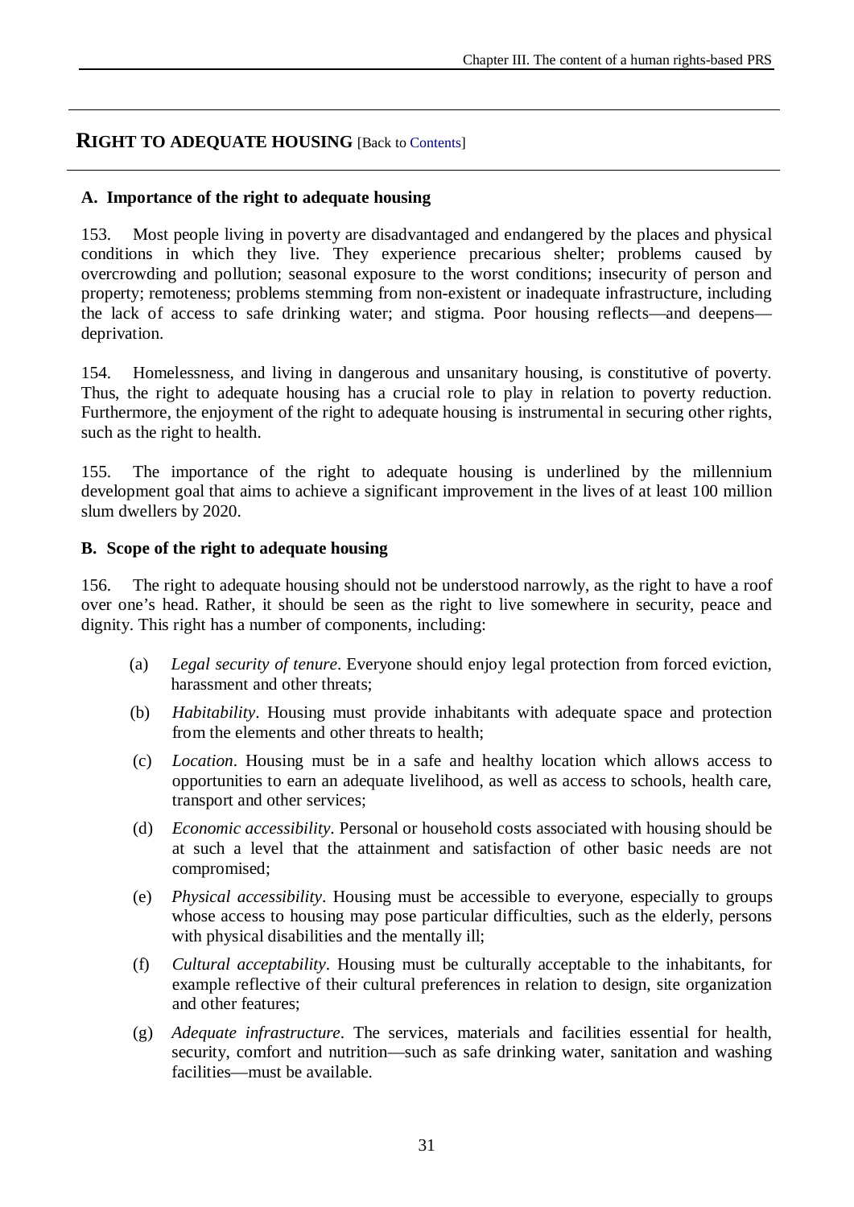## RIGHT TO ADEQUATE HOUSING [Back to Contents]

### A. Importance of the right to adequate housing

153. Most people living in poverty are disadvantaged and endangered by the places and physical conditions in which they live. They experience precarious shelter; problems caused by overcrowding and pollution; seasonal exposure to the worst conditions; insecurity of person and property; remoteness; problems stemming from non-existent or inadequate infrastructure, including the lack of access to safe drinking water; and stigma. Poor housing reflects—and deepens—deprivation.

154. Homelessness, and living in dangerous and unsanitary housing, is constitutive of poverty. Thus, the right to adequate housing has a crucial role to play in relation to poverty reduction. Furthermore, the enjoyment of the right to adequate housing is instrumental in securing other rights, such as the right to health.

155. The importance of the right to adequate housing is underlined by the millennium development goal that aims to achieve a significant improvement in the lives of at least 100 million slum dwellers by 2020.

### B. Scope of the right to adequate housing

156. The right to adequate housing should not be understood narrowly, as the right to have a roof over one's head. Rather, it should be seen as the right to live somewhere in security, peace and dignity. This right has a number of components, including:

(a) *Legal security of tenure*. Everyone should enjoy legal protection from forced eviction, harassment and other threats;

(b) *Habitability*. Housing must provide inhabitants with adequate space and protection from the elements and other threats to health;

(c) *Location*. Housing must be in a safe and healthy location which allows access to opportunities to earn an adequate livelihood, as well as access to schools, health care, transport and other services;

(d) *Economic accessibility*. Personal or household costs associated with housing should be at such a level that the attainment and satisfaction of other basic needs are not compromised;

(e) *Physical accessibility*. Housing must be accessible to everyone, especially to groups whose access to housing may pose particular difficulties, such as the elderly, persons with physical disabilities and the mentally ill;

(f) *Cultural acceptability*. Housing must be culturally acceptable to the inhabitants, for example reflective of their cultural preferences in relation to design, site organization and other features;

(g) *Adequate infrastructure*. The services, materials and facilities essential for health, security, comfort and nutrition—such as safe drinking water, sanitation and washing facilities—must be available.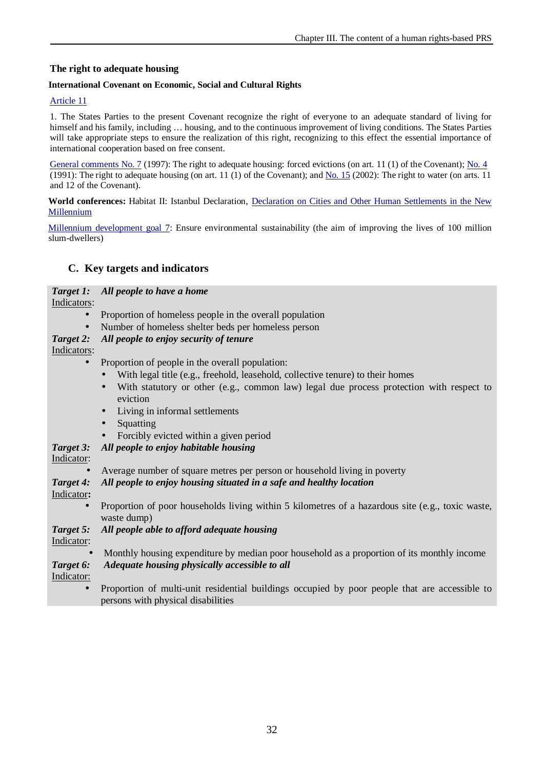### The right to adequate housing

**International Covenant on Economic, Social and Cultural Rights**

Article 11

1. The States Parties to the present Covenant recognize the right of everyone to an adequate standard of living for himself and his family, including … housing, and to the continuous improvement of living conditions. The States Parties will take appropriate steps to ensure the realization of this right, recognizing to this effect the essential importance of international cooperation based on free consent.

General comments No. 7 (1997): The right to adequate housing: forced evictions (on art. 11 (1) of the Covenant); No. 4 (1991): The right to adequate housing (on art. 11 (1) of the Covenant); and No. 15 (2002): The right to water (on arts. 11 and 12 of the Covenant).

**World conferences:** Habitat II: Istanbul Declaration, Declaration on Cities and Other Human Settlements in the New Millennium

Millennium development goal 7: Ensure environmental sustainability (the aim of improving the lives of 100 million slum-dwellers)

## C. Key targets and indicators

***Target 1: All people to have a home***

Indicators:

- Proportion of homeless people in the overall population
- Number of homeless shelter beds per homeless person

***Target 2: All people to enjoy security of tenure***

Indicators:

- Proportion of people in the overall population:
  - With legal title (e.g., freehold, leasehold, collective tenure) to their homes
  - With statutory or other (e.g., common law) legal due process protection with respect to eviction
  - Living in informal settlements
  - Squatting
  - Forcibly evicted within a given period

***Target 3: All people to enjoy habitable housing***

Indicator:

- Average number of square metres per person or household living in poverty

***Target 4: All people to enjoy housing situated in a safe and healthy location***

Indicator**:**

- Proportion of poor households living within 5 kilometres of a hazardous site (e.g., toxic waste, waste dump)

***Target 5: All people able to afford adequate housing***

Indicator:

- Monthly housing expenditure by median poor household as a proportion of its monthly income

***Target 6: Adequate housing physically accessible to all***

Indicator:

- Proportion of multi-unit residential buildings occupied by poor people that are accessible to persons with physical disabilities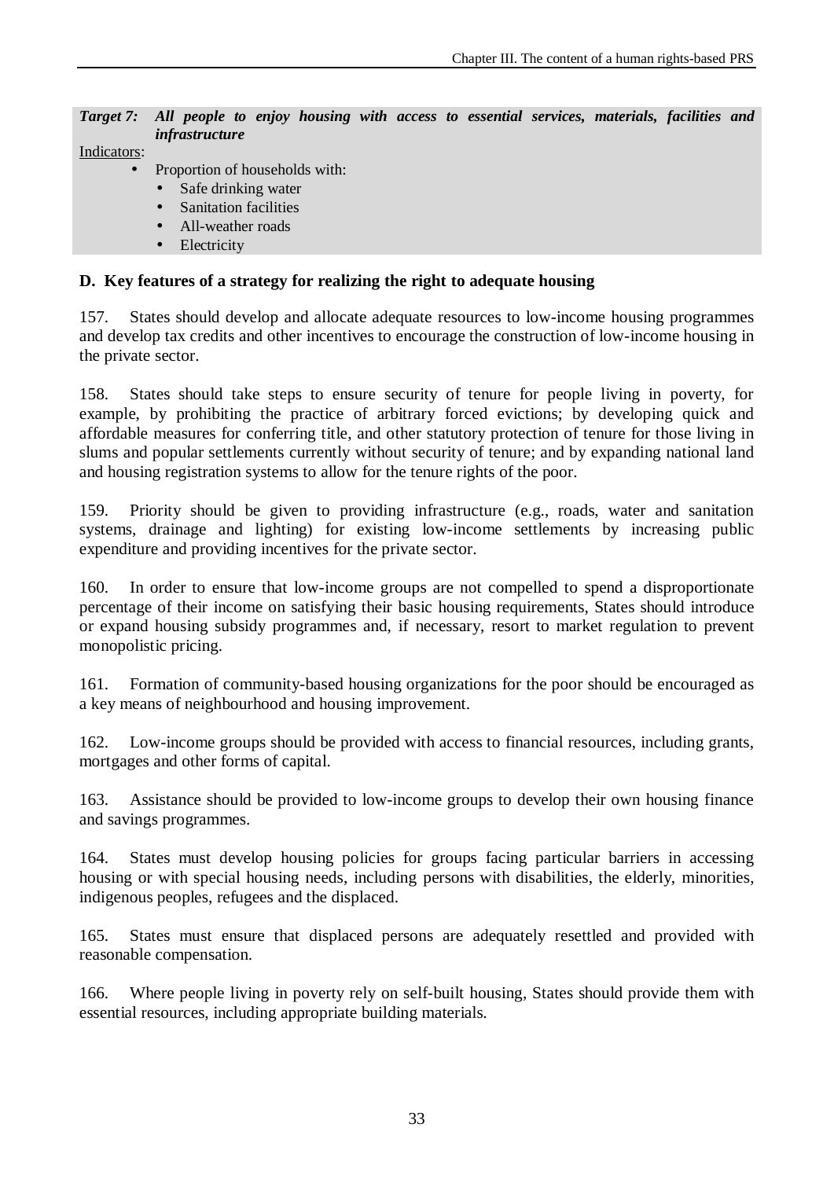***Target 7:*** ***All people to enjoy housing with access to essential services, materials, facilities and infrastructure***

Indicators:

- Proportion of households with:
  - Safe drinking water
  - Sanitation facilities
  - All-weather roads
  - Electricity

## D. Key features of a strategy for realizing the right to adequate housing

157. States should develop and allocate adequate resources to low-income housing programmes and develop tax credits and other incentives to encourage the construction of low-income housing in the private sector.

158. States should take steps to ensure security of tenure for people living in poverty, for example, by prohibiting the practice of arbitrary forced evictions; by developing quick and affordable measures for conferring title, and other statutory protection of tenure for those living in slums and popular settlements currently without security of tenure; and by expanding national land and housing registration systems to allow for the tenure rights of the poor.

159. Priority should be given to providing infrastructure (e.g., roads, water and sanitation systems, drainage and lighting) for existing low-income settlements by increasing public expenditure and providing incentives for the private sector.

160. In order to ensure that low-income groups are not compelled to spend a disproportionate percentage of their income on satisfying their basic housing requirements, States should introduce or expand housing subsidy programmes and, if necessary, resort to market regulation to prevent monopolistic pricing.

161. Formation of community-based housing organizations for the poor should be encouraged as a key means of neighbourhood and housing improvement.

162. Low-income groups should be provided with access to financial resources, including grants, mortgages and other forms of capital.

163. Assistance should be provided to low-income groups to develop their own housing finance and savings programmes.

164. States must develop housing policies for groups facing particular barriers in accessing housing or with special housing needs, including persons with disabilities, the elderly, minorities, indigenous peoples, refugees and the displaced.

165. States must ensure that displaced persons are adequately resettled and provided with reasonable compensation.

166. Where people living in poverty rely on self-built housing, States should provide them with essential resources, including appropriate building materials.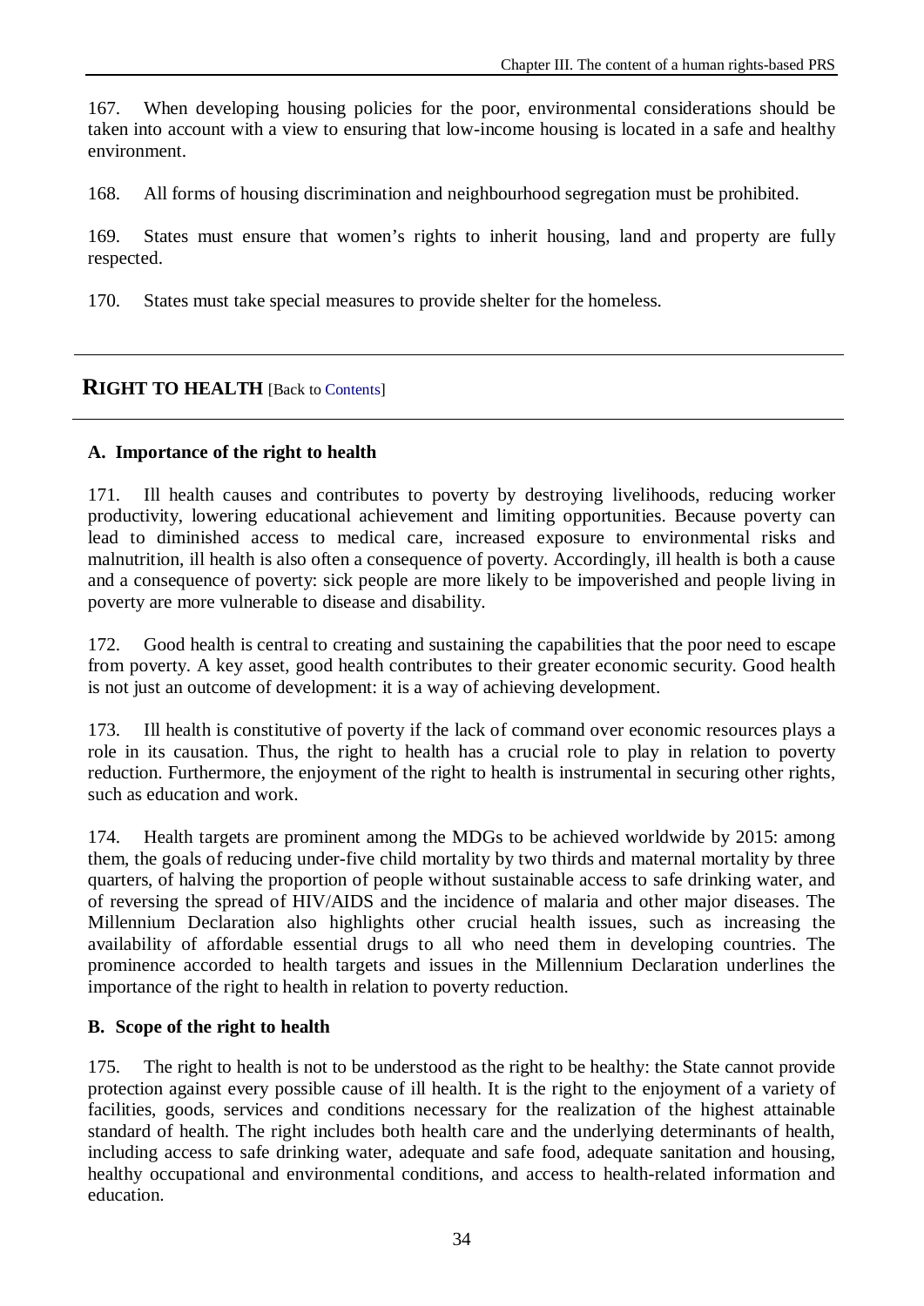167. When developing housing policies for the poor, environmental considerations should be taken into account with a view to ensuring that low-income housing is located in a safe and healthy environment.

168. All forms of housing discrimination and neighbourhood segregation must be prohibited.

169. States must ensure that women's rights to inherit housing, land and property are fully respected.

170. States must take special measures to provide shelter for the homeless.

---

## RIGHT TO HEALTH [Back to Contents]

---

### A. Importance of the right to health

171. Ill health causes and contributes to poverty by destroying livelihoods, reducing worker productivity, lowering educational achievement and limiting opportunities. Because poverty can lead to diminished access to medical care, increased exposure to environmental risks and malnutrition, ill health is also often a consequence of poverty. Accordingly, ill health is both a cause and a consequence of poverty: sick people are more likely to be impoverished and people living in poverty are more vulnerable to disease and disability.

172. Good health is central to creating and sustaining the capabilities that the poor need to escape from poverty. A key asset, good health contributes to their greater economic security. Good health is not just an outcome of development: it is a way of achieving development.

173. Ill health is constitutive of poverty if the lack of command over economic resources plays a role in its causation. Thus, the right to health has a crucial role to play in relation to poverty reduction. Furthermore, the enjoyment of the right to health is instrumental in securing other rights, such as education and work.

174. Health targets are prominent among the MDGs to be achieved worldwide by 2015: among them, the goals of reducing under-five child mortality by two thirds and maternal mortality by three quarters, of halving the proportion of people without sustainable access to safe drinking water, and of reversing the spread of HIV/AIDS and the incidence of malaria and other major diseases. The Millennium Declaration also highlights other crucial health issues, such as increasing the availability of affordable essential drugs to all who need them in developing countries. The prominence accorded to health targets and issues in the Millennium Declaration underlines the importance of the right to health in relation to poverty reduction.

### B. Scope of the right to health

175. The right to health is not to be understood as the right to be healthy: the State cannot provide protection against every possible cause of ill health. It is the right to the enjoyment of a variety of facilities, goods, services and conditions necessary for the realization of the highest attainable standard of health. The right includes both health care and the underlying determinants of health, including access to safe drinking water, adequate and safe food, adequate sanitation and housing, healthy occupational and environmental conditions, and access to health-related information and education.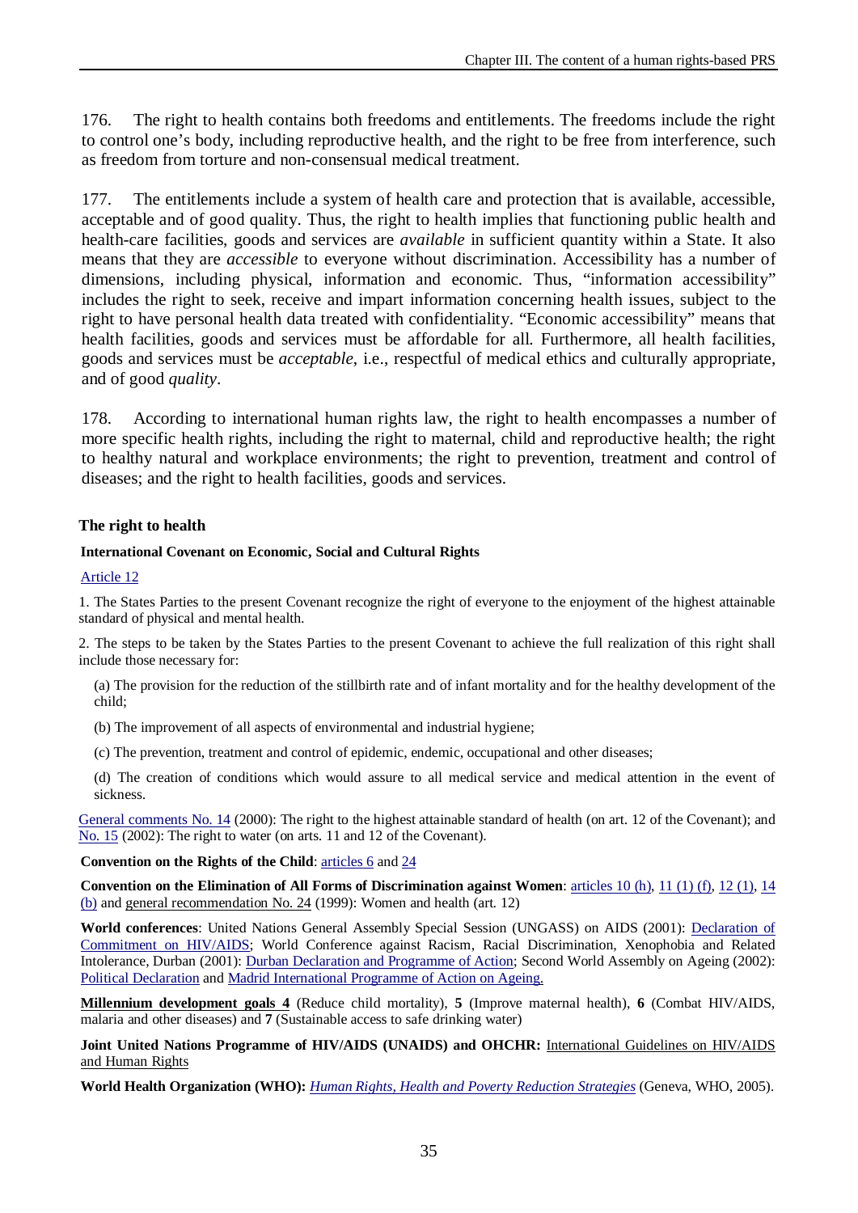176. The right to health contains both freedoms and entitlements. The freedoms include the right to control one's body, including reproductive health, and the right to be free from interference, such as freedom from torture and non-consensual medical treatment.

177. The entitlements include a system of health care and protection that is available, accessible, acceptable and of good quality. Thus, the right to health implies that functioning public health and health-care facilities, goods and services are *available* in sufficient quantity within a State. It also means that they are *accessible* to everyone without discrimination. Accessibility has a number of dimensions, including physical, information and economic. Thus, "information accessibility" includes the right to seek, receive and impart information concerning health issues, subject to the right to have personal health data treated with confidentiality. "Economic accessibility" means that health facilities, goods and services must be affordable for all. Furthermore, all health facilities, goods and services must be *acceptable*, i.e., respectful of medical ethics and culturally appropriate, and of good *quality*.

178. According to international human rights law, the right to health encompasses a number of more specific health rights, including the right to maternal, child and reproductive health; the right to healthy natural and workplace environments; the right to prevention, treatment and control of diseases; and the right to health facilities, goods and services.

### The right to health

**International Covenant on Economic, Social and Cultural Rights**

Article 12

1. The States Parties to the present Covenant recognize the right of everyone to the enjoyment of the highest attainable standard of physical and mental health.

2. The steps to be taken by the States Parties to the present Covenant to achieve the full realization of this right shall include those necessary for:

(a) The provision for the reduction of the stillbirth rate and of infant mortality and for the healthy development of the child;

(b) The improvement of all aspects of environmental and industrial hygiene;

(c) The prevention, treatment and control of epidemic, endemic, occupational and other diseases;

(d) The creation of conditions which would assure to all medical service and medical attention in the event of sickness.

General comments No. 14 (2000): The right to the highest attainable standard of health (on art. 12 of the Covenant); and No. 15 (2002): The right to water (on arts. 11 and 12 of the Covenant).

**Convention on the Rights of the Child**: articles 6 and 24

**Convention on the Elimination of All Forms of Discrimination against Women**: articles 10 (h), 11 (1) (f), 12 (1), 14 (b) and general recommendation No. 24 (1999): Women and health (art. 12)

**World conferences**: United Nations General Assembly Special Session (UNGASS) on AIDS (2001): Declaration of Commitment on HIV/AIDS; World Conference against Racism, Racial Discrimination, Xenophobia and Related Intolerance, Durban (2001): Durban Declaration and Programme of Action; Second World Assembly on Ageing (2002): Political Declaration and Madrid International Programme of Action on Ageing.

**Millennium development goals 4** (Reduce child mortality), **5** (Improve maternal health), **6** (Combat HIV/AIDS, malaria and other diseases) and **7** (Sustainable access to safe drinking water)

**Joint United Nations Programme of HIV/AIDS (UNAIDS) and OHCHR:** International Guidelines on HIV/AIDS and Human Rights

**World Health Organization (WHO):** *Human Rights, Health and Poverty Reduction Strategies* (Geneva, WHO, 2005).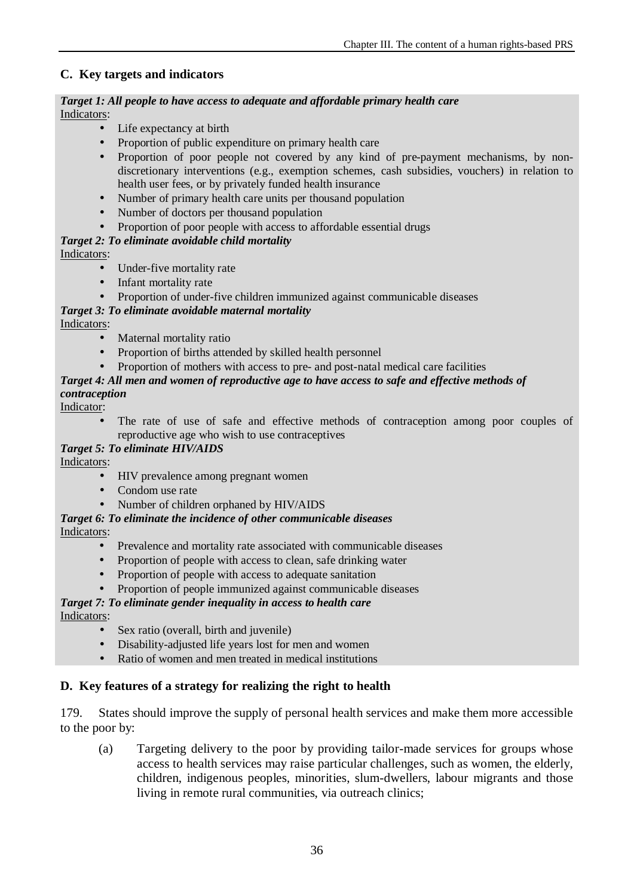## C. Key targets and indicators

***Target 1: All people to have access to adequate and affordable primary health care***

Indicators:

- Life expectancy at birth
- Proportion of public expenditure on primary health care
- Proportion of poor people not covered by any kind of pre-payment mechanisms, by non-discretionary interventions (e.g., exemption schemes, cash subsidies, vouchers) in relation to health user fees, or by privately funded health insurance
- Number of primary health care units per thousand population
- Number of doctors per thousand population
- Proportion of poor people with access to affordable essential drugs

***Target 2: To eliminate avoidable child mortality***

Indicators:

- Under-five mortality rate
- Infant mortality rate
- Proportion of under-five children immunized against communicable diseases

***Target 3: To eliminate avoidable maternal mortality***

Indicators:

- Maternal mortality ratio
- Proportion of births attended by skilled health personnel
- Proportion of mothers with access to pre- and post-natal medical care facilities

***Target 4: All men and women of reproductive age to have access to safe and effective methods of contraception***

Indicator:

- The rate of use of safe and effective methods of contraception among poor couples of reproductive age who wish to use contraceptives

***Target 5: To eliminate HIV/AIDS***

Indicators:

- HIV prevalence among pregnant women
- Condom use rate
- Number of children orphaned by HIV/AIDS

***Target 6: To eliminate the incidence of other communicable diseases***

Indicators:

- Prevalence and mortality rate associated with communicable diseases
- Proportion of people with access to clean, safe drinking water
- Proportion of people with access to adequate sanitation
- Proportion of people immunized against communicable diseases

***Target 7: To eliminate gender inequality in access to health care***

Indicators:

- Sex ratio (overall, birth and juvenile)
- Disability-adjusted life years lost for men and women
- Ratio of women and men treated in medical institutions

## D. Key features of a strategy for realizing the right to health

179. States should improve the supply of personal health services and make them more accessible to the poor by:

(a) Targeting delivery to the poor by providing tailor-made services for groups whose access to health services may raise particular challenges, such as women, the elderly, children, indigenous peoples, minorities, slum-dwellers, labour migrants and those living in remote rural communities, via outreach clinics;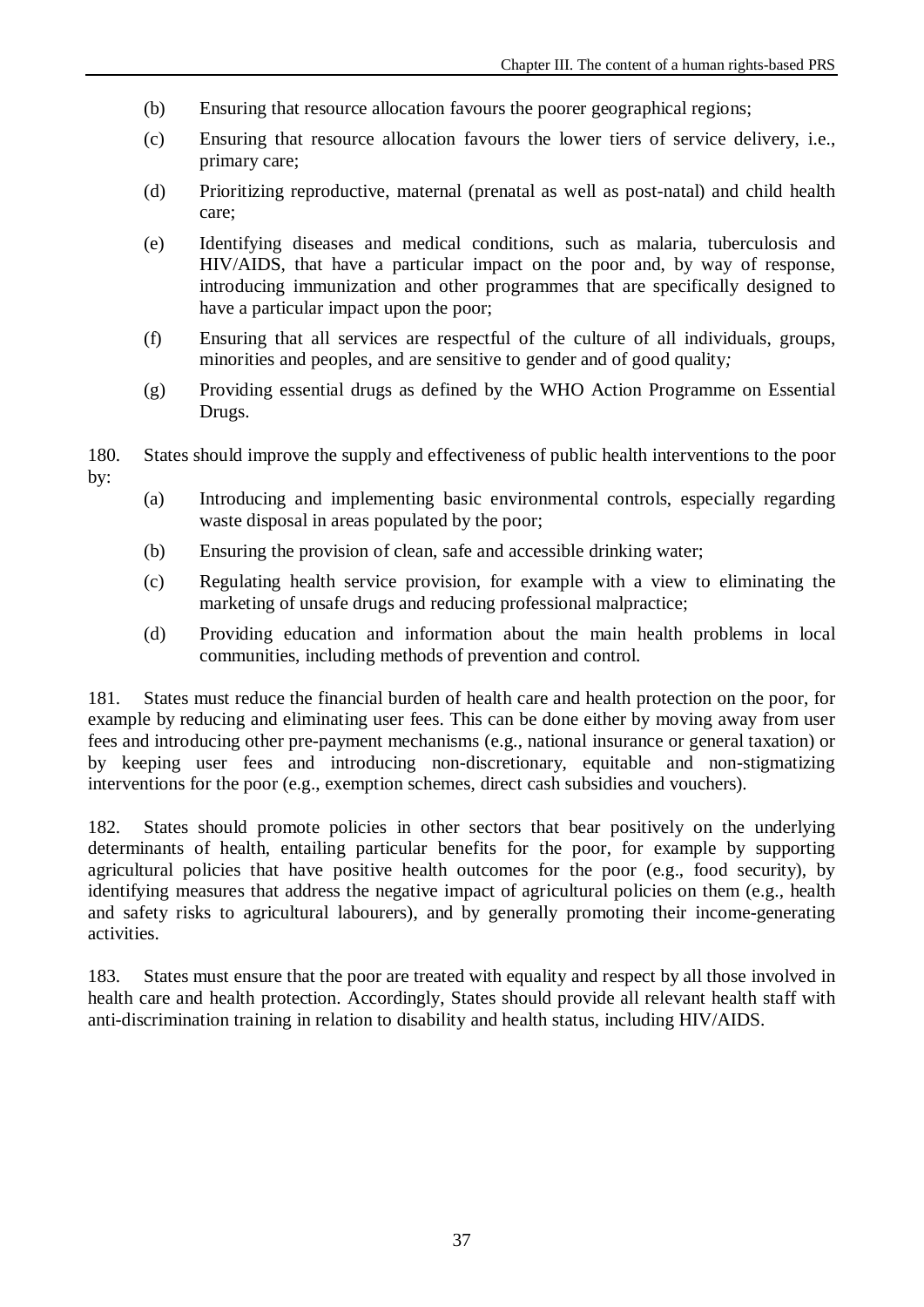(b) Ensuring that resource allocation favours the poorer geographical regions;

(c) Ensuring that resource allocation favours the lower tiers of service delivery, i.e., primary care;

(d) Prioritizing reproductive, maternal (prenatal as well as post-natal) and child health care;

(e) Identifying diseases and medical conditions, such as malaria, tuberculosis and HIV/AIDS, that have a particular impact on the poor and, by way of response, introducing immunization and other programmes that are specifically designed to have a particular impact upon the poor;

(f) Ensuring that all services are respectful of the culture of all individuals, groups, minorities and peoples, and are sensitive to gender and of good quality*;*

(g) Providing essential drugs as defined by the WHO Action Programme on Essential Drugs.

180. States should improve the supply and effectiveness of public health interventions to the poor by:

(a) Introducing and implementing basic environmental controls, especially regarding waste disposal in areas populated by the poor;

(b) Ensuring the provision of clean, safe and accessible drinking water;

(c) Regulating health service provision, for example with a view to eliminating the marketing of unsafe drugs and reducing professional malpractice;

(d) Providing education and information about the main health problems in local communities, including methods of prevention and control.

181. States must reduce the financial burden of health care and health protection on the poor, for example by reducing and eliminating user fees. This can be done either by moving away from user fees and introducing other pre-payment mechanisms (e.g., national insurance or general taxation) or by keeping user fees and introducing non-discretionary, equitable and non-stigmatizing interventions for the poor (e.g., exemption schemes, direct cash subsidies and vouchers).

182. States should promote policies in other sectors that bear positively on the underlying determinants of health, entailing particular benefits for the poor, for example by supporting agricultural policies that have positive health outcomes for the poor (e.g., food security), by identifying measures that address the negative impact of agricultural policies on them (e.g., health and safety risks to agricultural labourers), and by generally promoting their income-generating activities.

183. States must ensure that the poor are treated with equality and respect by all those involved in health care and health protection. Accordingly, States should provide all relevant health staff with anti-discrimination training in relation to disability and health status, including HIV/AIDS.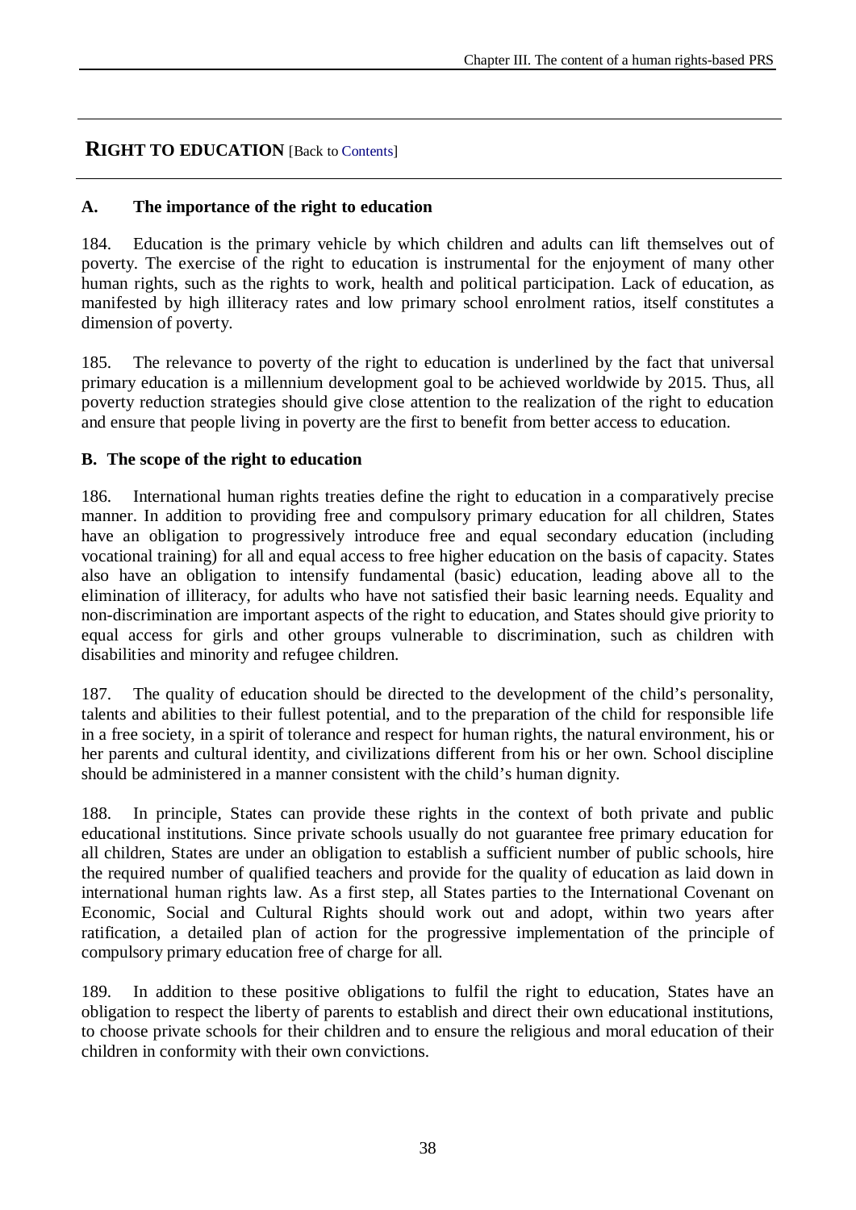## RIGHT TO EDUCATION [Back to Contents]

### A. The importance of the right to education

184. Education is the primary vehicle by which children and adults can lift themselves out of poverty. The exercise of the right to education is instrumental for the enjoyment of many other human rights, such as the rights to work, health and political participation. Lack of education, as manifested by high illiteracy rates and low primary school enrolment ratios, itself constitutes a dimension of poverty.

185. The relevance to poverty of the right to education is underlined by the fact that universal primary education is a millennium development goal to be achieved worldwide by 2015. Thus, all poverty reduction strategies should give close attention to the realization of the right to education and ensure that people living in poverty are the first to benefit from better access to education.

### B. The scope of the right to education

186. International human rights treaties define the right to education in a comparatively precise manner. In addition to providing free and compulsory primary education for all children, States have an obligation to progressively introduce free and equal secondary education (including vocational training) for all and equal access to free higher education on the basis of capacity. States also have an obligation to intensify fundamental (basic) education, leading above all to the elimination of illiteracy, for adults who have not satisfied their basic learning needs. Equality and non-discrimination are important aspects of the right to education, and States should give priority to equal access for girls and other groups vulnerable to discrimination, such as children with disabilities and minority and refugee children.

187. The quality of education should be directed to the development of the child's personality, talents and abilities to their fullest potential, and to the preparation of the child for responsible life in a free society, in a spirit of tolerance and respect for human rights, the natural environment, his or her parents and cultural identity, and civilizations different from his or her own. School discipline should be administered in a manner consistent with the child's human dignity.

188. In principle, States can provide these rights in the context of both private and public educational institutions. Since private schools usually do not guarantee free primary education for all children, States are under an obligation to establish a sufficient number of public schools, hire the required number of qualified teachers and provide for the quality of education as laid down in international human rights law. As a first step, all States parties to the International Covenant on Economic, Social and Cultural Rights should work out and adopt, within two years after ratification, a detailed plan of action for the progressive implementation of the principle of compulsory primary education free of charge for all.

189. In addition to these positive obligations to fulfil the right to education, States have an obligation to respect the liberty of parents to establish and direct their own educational institutions, to choose private schools for their children and to ensure the religious and moral education of their children in conformity with their own convictions.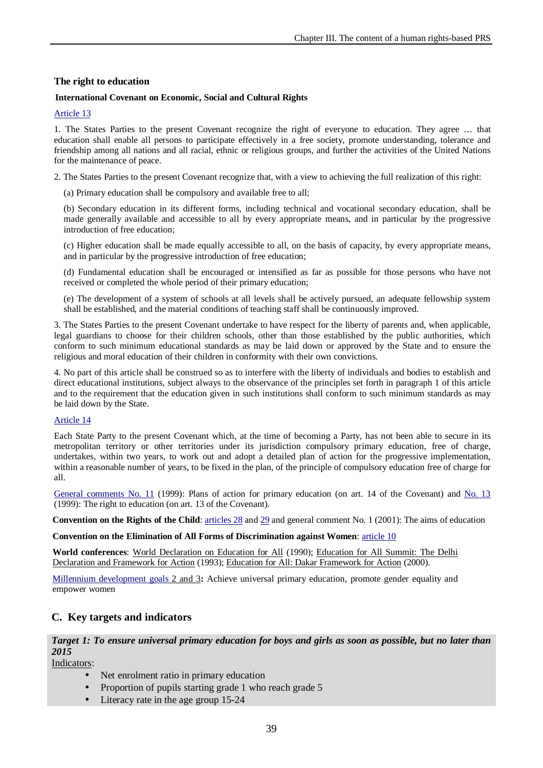### The right to education

**International Covenant on Economic, Social and Cultural Rights**

Article 13

1. The States Parties to the present Covenant recognize the right of everyone to education. They agree … that education shall enable all persons to participate effectively in a free society, promote understanding, tolerance and friendship among all nations and all racial, ethnic or religious groups, and further the activities of the United Nations for the maintenance of peace.

2. The States Parties to the present Covenant recognize that, with a view to achieving the full realization of this right:

(a) Primary education shall be compulsory and available free to all;

(b) Secondary education in its different forms, including technical and vocational secondary education, shall be made generally available and accessible to all by every appropriate means, and in particular by the progressive introduction of free education;

(c) Higher education shall be made equally accessible to all, on the basis of capacity, by every appropriate means, and in particular by the progressive introduction of free education;

(d) Fundamental education shall be encouraged or intensified as far as possible for those persons who have not received or completed the whole period of their primary education;

(e) The development of a system of schools at all levels shall be actively pursued, an adequate fellowship system shall be established, and the material conditions of teaching staff shall be continuously improved.

3. The States Parties to the present Covenant undertake to have respect for the liberty of parents and, when applicable, legal guardians to choose for their children schools, other than those established by the public authorities, which conform to such minimum educational standards as may be laid down or approved by the State and to ensure the religious and moral education of their children in conformity with their own convictions.

4. No part of this article shall be construed so as to interfere with the liberty of individuals and bodies to establish and direct educational institutions, subject always to the observance of the principles set forth in paragraph 1 of this article and to the requirement that the education given in such institutions shall conform to such minimum standards as may be laid down by the State.

Article 14

Each State Party to the present Covenant which, at the time of becoming a Party, has not been able to secure in its metropolitan territory or other territories under its jurisdiction compulsory primary education, free of charge, undertakes, within two years, to work out and adopt a detailed plan of action for the progressive implementation, within a reasonable number of years, to be fixed in the plan, of the principle of compulsory education free of charge for all.

General comments No. 11 (1999): Plans of action for primary education (on art. 14 of the Covenant) and No. 13 (1999): The right to education (on art. 13 of the Covenant).

**Convention on the Rights of the Child**: articles 28 and 29 and general comment No. 1 (2001): The aims of education

**Convention on the Elimination of All Forms of Discrimination against Women**: article 10

**World conferences**: World Declaration on Education for All (1990); Education for All Summit: The Delhi Declaration and Framework for Action (1993); Education for All: Dakar Framework for Action (2000).

Millennium development goals 2 and 3**:** Achieve universal primary education, promote gender equality and empower women

## C. Key targets and indicators

***Target 1: To ensure universal primary education for boys and girls as soon as possible, but no later than 2015***

Indicators:

- Net enrolment ratio in primary education
- Proportion of pupils starting grade 1 who reach grade 5
- Literacy rate in the age group 15-24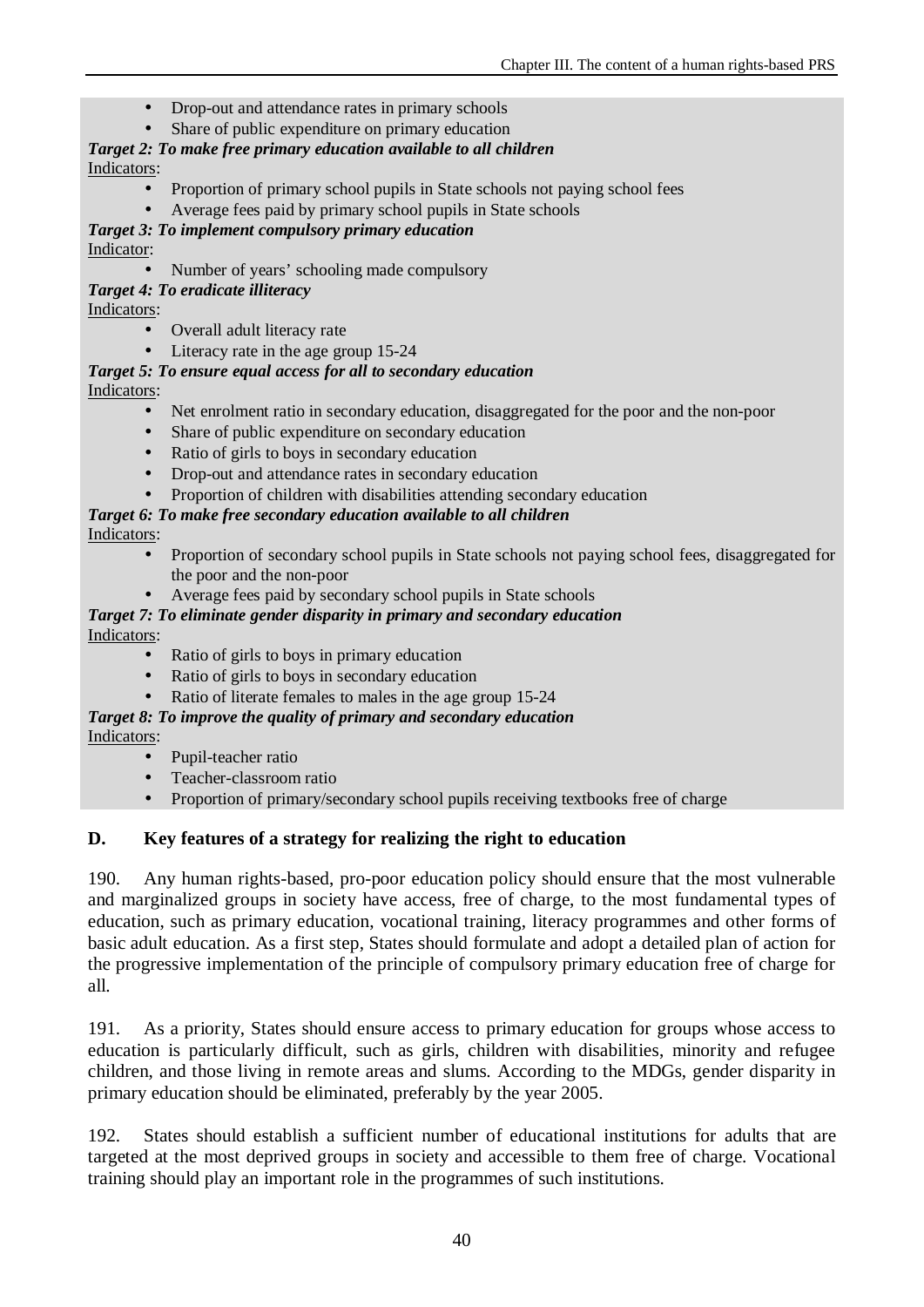- Drop-out and attendance rates in primary schools
- Share of public expenditure on primary education

***Target 2: To make free primary education available to all children***

Indicators:

- Proportion of primary school pupils in State schools not paying school fees
- Average fees paid by primary school pupils in State schools

***Target 3: To implement compulsory primary education***

Indicator:

- Number of years' schooling made compulsory

***Target 4: To eradicate illiteracy***

Indicators:

- Overall adult literacy rate
- Literacy rate in the age group 15-24

***Target 5: To ensure equal access for all to secondary education***

Indicators:

- Net enrolment ratio in secondary education, disaggregated for the poor and the non-poor
- Share of public expenditure on secondary education
- Ratio of girls to boys in secondary education
- Drop-out and attendance rates in secondary education
- Proportion of children with disabilities attending secondary education

***Target 6: To make free secondary education available to all children***

Indicators:

- Proportion of secondary school pupils in State schools not paying school fees, disaggregated for the poor and the non-poor
- Average fees paid by secondary school pupils in State schools

***Target 7: To eliminate gender disparity in primary and secondary education***

Indicators:

- Ratio of girls to boys in primary education
- Ratio of girls to boys in secondary education
- Ratio of literate females to males in the age group 15-24

***Target 8: To improve the quality of primary and secondary education***

Indicators:

- Pupil-teacher ratio
- Teacher-classroom ratio
- Proportion of primary/secondary school pupils receiving textbooks free of charge

## D. Key features of a strategy for realizing the right to education

190. Any human rights-based, pro-poor education policy should ensure that the most vulnerable and marginalized groups in society have access, free of charge, to the most fundamental types of education, such as primary education, vocational training, literacy programmes and other forms of basic adult education. As a first step, States should formulate and adopt a detailed plan of action for the progressive implementation of the principle of compulsory primary education free of charge for all.

191. As a priority, States should ensure access to primary education for groups whose access to education is particularly difficult, such as girls, children with disabilities, minority and refugee children, and those living in remote areas and slums. According to the MDGs, gender disparity in primary education should be eliminated, preferably by the year 2005.

192. States should establish a sufficient number of educational institutions for adults that are targeted at the most deprived groups in society and accessible to them free of charge. Vocational training should play an important role in the programmes of such institutions.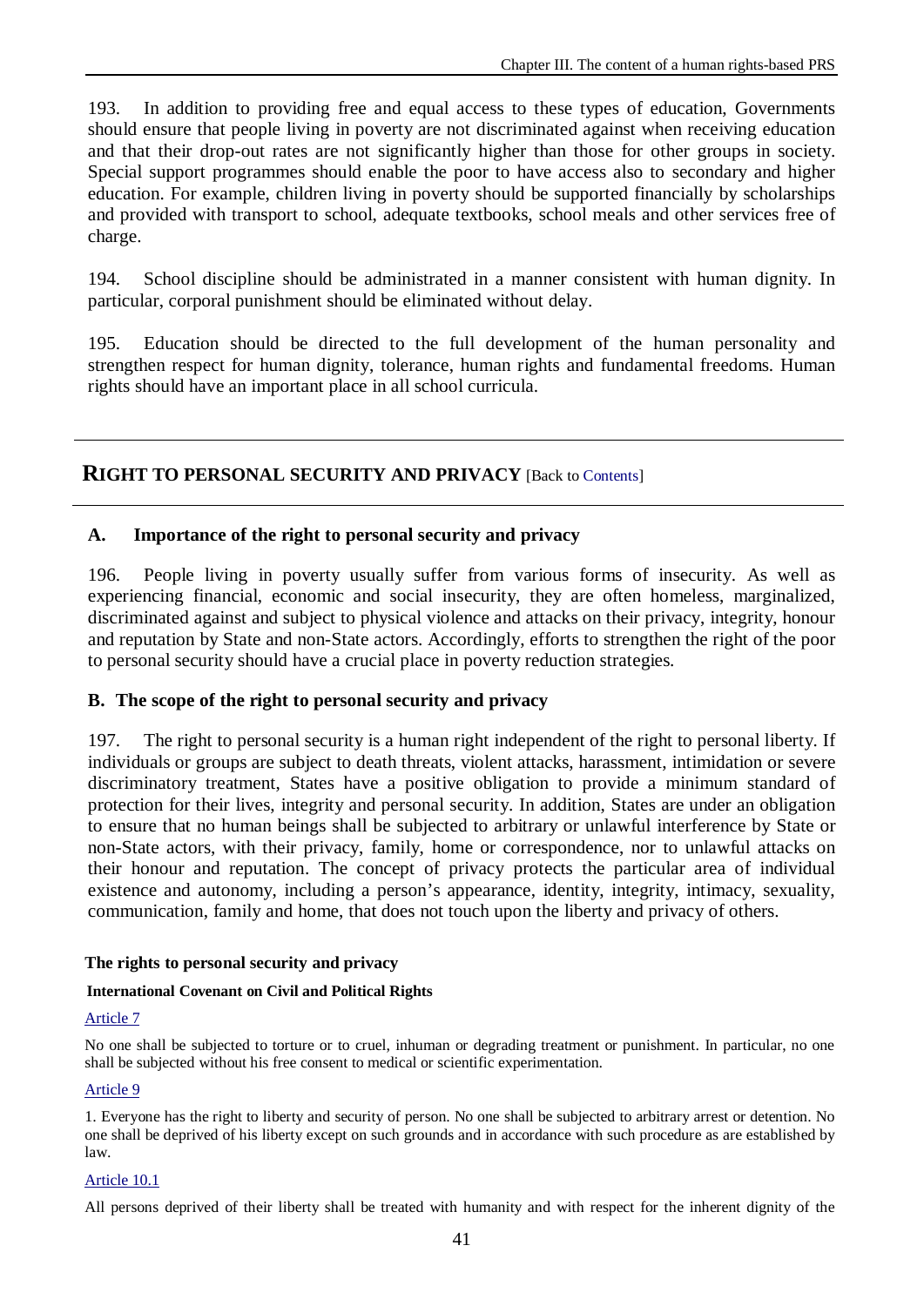193. In addition to providing free and equal access to these types of education, Governments should ensure that people living in poverty are not discriminated against when receiving education and that their drop-out rates are not significantly higher than those for other groups in society. Special support programmes should enable the poor to have access also to secondary and higher education. For example, children living in poverty should be supported financially by scholarships and provided with transport to school, adequate textbooks, school meals and other services free of charge.

194. School discipline should be administrated in a manner consistent with human dignity. In particular, corporal punishment should be eliminated without delay.

195. Education should be directed to the full development of the human personality and strengthen respect for human dignity, tolerance, human rights and fundamental freedoms. Human rights should have an important place in all school curricula.

## RIGHT TO PERSONAL SECURITY AND PRIVACY [Back to Contents]

### A. Importance of the right to personal security and privacy

196. People living in poverty usually suffer from various forms of insecurity. As well as experiencing financial, economic and social insecurity, they are often homeless, marginalized, discriminated against and subject to physical violence and attacks on their privacy, integrity, honour and reputation by State and non-State actors. Accordingly, efforts to strengthen the right of the poor to personal security should have a crucial place in poverty reduction strategies.

### B. The scope of the right to personal security and privacy

197. The right to personal security is a human right independent of the right to personal liberty. If individuals or groups are subject to death threats, violent attacks, harassment, intimidation or severe discriminatory treatment, States have a positive obligation to provide a minimum standard of protection for their lives, integrity and personal security. In addition, States are under an obligation to ensure that no human beings shall be subjected to arbitrary or unlawful interference by State or non-State actors, with their privacy, family, home or correspondence, nor to unlawful attacks on their honour and reputation. The concept of privacy protects the particular area of individual existence and autonomy, including a person's appearance, identity, integrity, intimacy, sexuality, communication, family and home, that does not touch upon the liberty and privacy of others.

**The rights to personal security and privacy**

**International Covenant on Civil and Political Rights**

Article 7

No one shall be subjected to torture or to cruel, inhuman or degrading treatment or punishment. In particular, no one shall be subjected without his free consent to medical or scientific experimentation.

Article 9

1. Everyone has the right to liberty and security of person. No one shall be subjected to arbitrary arrest or detention. No one shall be deprived of his liberty except on such grounds and in accordance with such procedure as are established by law.

Article 10.1

All persons deprived of their liberty shall be treated with humanity and with respect for the inherent dignity of the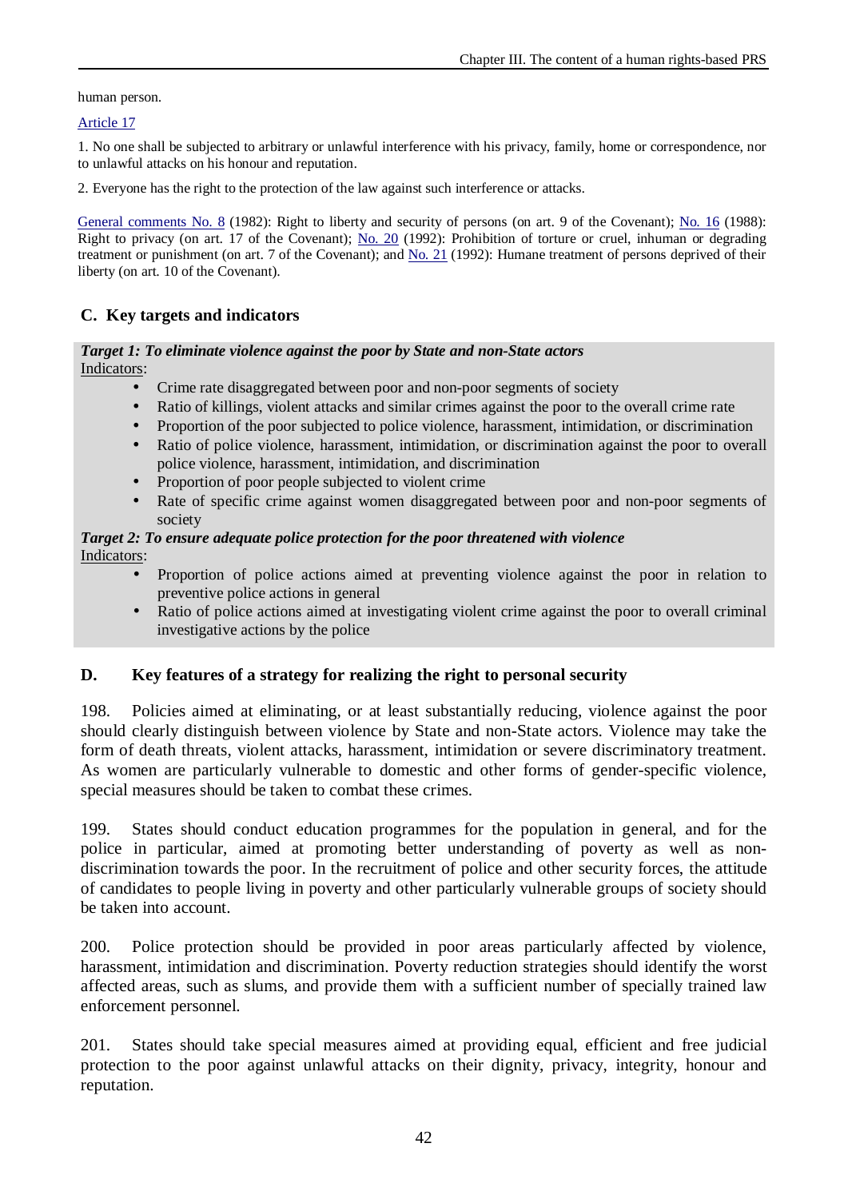human person.

Article 17

1. No one shall be subjected to arbitrary or unlawful interference with his privacy, family, home or correspondence, nor to unlawful attacks on his honour and reputation.

2. Everyone has the right to the protection of the law against such interference or attacks.

General comments No. 8 (1982): Right to liberty and security of persons (on art. 9 of the Covenant); No. 16 (1988): Right to privacy (on art. 17 of the Covenant); No. 20 (1992): Prohibition of torture or cruel, inhuman or degrading treatment or punishment (on art. 7 of the Covenant); and No. 21 (1992): Humane treatment of persons deprived of their liberty (on art. 10 of the Covenant).

## C. Key targets and indicators

***Target 1: To eliminate violence against the poor by State and non-State actors***

Indicators:

- Crime rate disaggregated between poor and non-poor segments of society
- Ratio of killings, violent attacks and similar crimes against the poor to the overall crime rate
- Proportion of the poor subjected to police violence, harassment, intimidation, or discrimination
- Ratio of police violence, harassment, intimidation, or discrimination against the poor to overall police violence, harassment, intimidation, and discrimination
- Proportion of poor people subjected to violent crime
- Rate of specific crime against women disaggregated between poor and non-poor segments of society

***Target 2: To ensure adequate police protection for the poor threatened with violence***

Indicators:

- Proportion of police actions aimed at preventing violence against the poor in relation to preventive police actions in general
- Ratio of police actions aimed at investigating violent crime against the poor to overall criminal investigative actions by the police

## D. Key features of a strategy for realizing the right to personal security

198. Policies aimed at eliminating, or at least substantially reducing, violence against the poor should clearly distinguish between violence by State and non-State actors. Violence may take the form of death threats, violent attacks, harassment, intimidation or severe discriminatory treatment. As women are particularly vulnerable to domestic and other forms of gender-specific violence, special measures should be taken to combat these crimes.

199. States should conduct education programmes for the population in general, and for the police in particular, aimed at promoting better understanding of poverty as well as non-discrimination towards the poor. In the recruitment of police and other security forces, the attitude of candidates to people living in poverty and other particularly vulnerable groups of society should be taken into account.

200. Police protection should be provided in poor areas particularly affected by violence, harassment, intimidation and discrimination. Poverty reduction strategies should identify the worst affected areas, such as slums, and provide them with a sufficient number of specially trained law enforcement personnel.

201. States should take special measures aimed at providing equal, efficient and free judicial protection to the poor against unlawful attacks on their dignity, privacy, integrity, honour and reputation.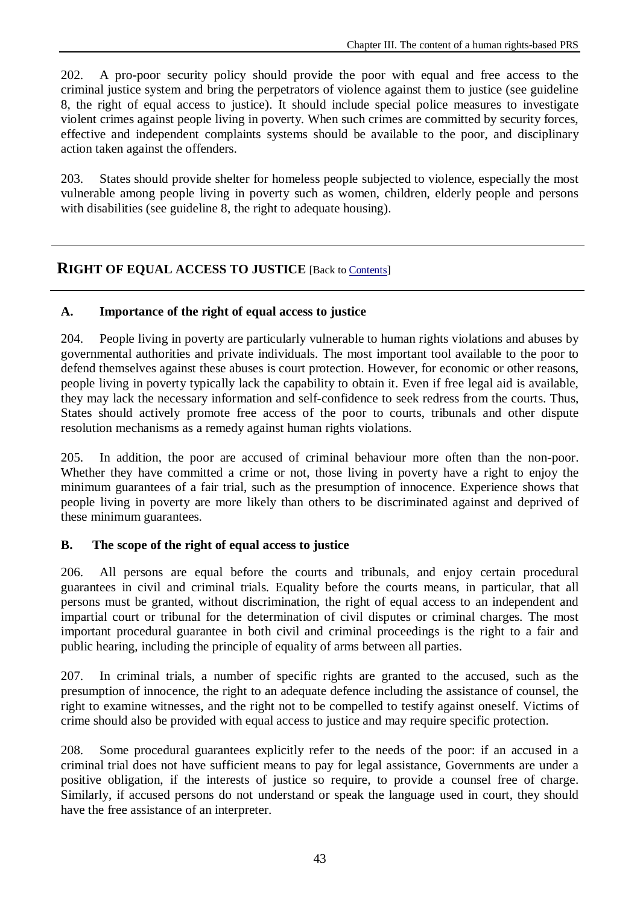202. A pro-poor security policy should provide the poor with equal and free access to the criminal justice system and bring the perpetrators of violence against them to justice (see guideline 8, the right of equal access to justice). It should include special police measures to investigate violent crimes against people living in poverty. When such crimes are committed by security forces, effective and independent complaints systems should be available to the poor, and disciplinary action taken against the offenders.

203. States should provide shelter for homeless people subjected to violence, especially the most vulnerable among people living in poverty such as women, children, elderly people and persons with disabilities (see guideline 8, the right to adequate housing).

---

## RIGHT OF EQUAL ACCESS TO JUSTICE [Back to Contents]

---

### A. Importance of the right of equal access to justice

204. People living in poverty are particularly vulnerable to human rights violations and abuses by governmental authorities and private individuals. The most important tool available to the poor to defend themselves against these abuses is court protection. However, for economic or other reasons, people living in poverty typically lack the capability to obtain it. Even if free legal aid is available, they may lack the necessary information and self-confidence to seek redress from the courts. Thus, States should actively promote free access of the poor to courts, tribunals and other dispute resolution mechanisms as a remedy against human rights violations.

205. In addition, the poor are accused of criminal behaviour more often than the non-poor. Whether they have committed a crime or not, those living in poverty have a right to enjoy the minimum guarantees of a fair trial, such as the presumption of innocence. Experience shows that people living in poverty are more likely than others to be discriminated against and deprived of these minimum guarantees.

### B. The scope of the right of equal access to justice

206. All persons are equal before the courts and tribunals, and enjoy certain procedural guarantees in civil and criminal trials. Equality before the courts means, in particular, that all persons must be granted, without discrimination, the right of equal access to an independent and impartial court or tribunal for the determination of civil disputes or criminal charges. The most important procedural guarantee in both civil and criminal proceedings is the right to a fair and public hearing, including the principle of equality of arms between all parties.

207. In criminal trials, a number of specific rights are granted to the accused, such as the presumption of innocence, the right to an adequate defence including the assistance of counsel, the right to examine witnesses, and the right not to be compelled to testify against oneself. Victims of crime should also be provided with equal access to justice and may require specific protection.

208. Some procedural guarantees explicitly refer to the needs of the poor: if an accused in a criminal trial does not have sufficient means to pay for legal assistance, Governments are under a positive obligation, if the interests of justice so require, to provide a counsel free of charge. Similarly, if accused persons do not understand or speak the language used in court, they should have the free assistance of an interpreter.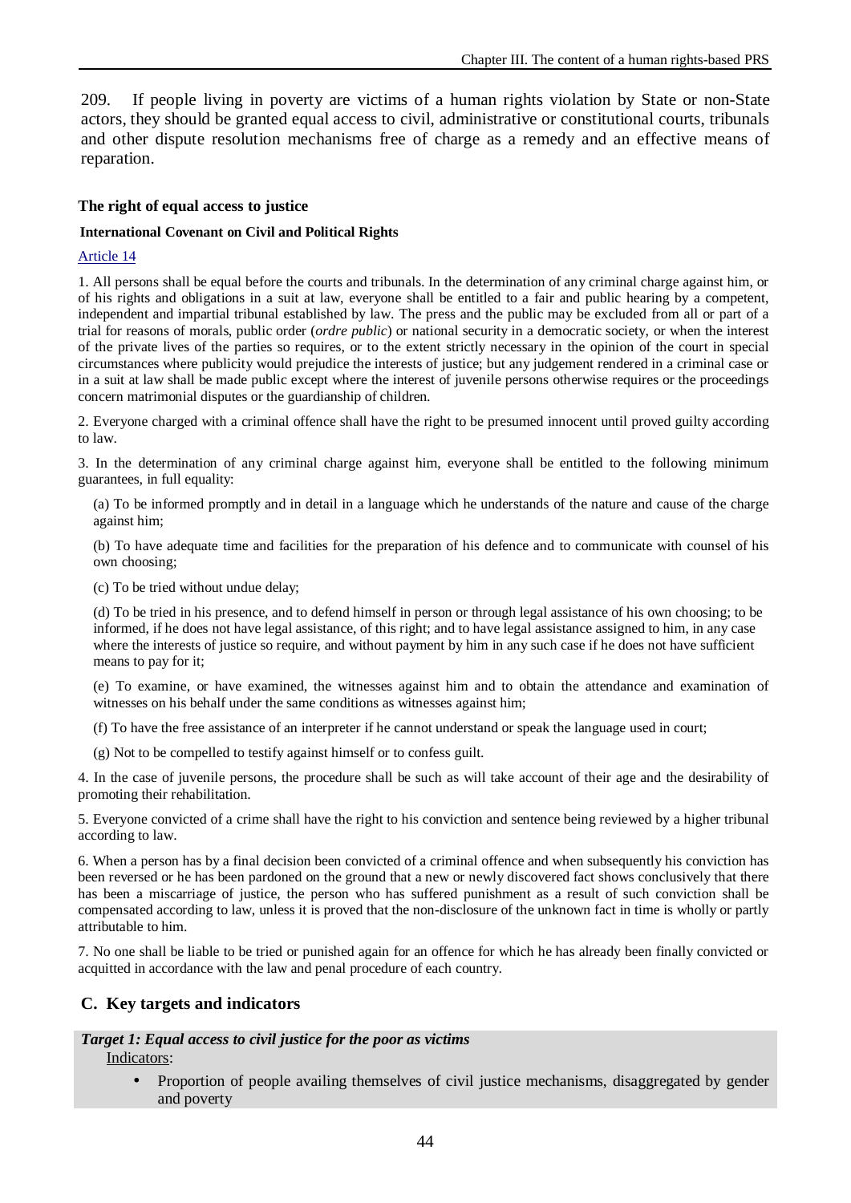209. If people living in poverty are victims of a human rights violation by State or non-State actors, they should be granted equal access to civil, administrative or constitutional courts, tribunals and other dispute resolution mechanisms free of charge as a remedy and an effective means of reparation.

**The right of equal access to justice**

**International Covenant on Civil and Political Rights**

Article 14

1. All persons shall be equal before the courts and tribunals. In the determination of any criminal charge against him, or of his rights and obligations in a suit at law, everyone shall be entitled to a fair and public hearing by a competent, independent and impartial tribunal established by law. The press and the public may be excluded from all or part of a trial for reasons of morals, public order (*ordre public*) or national security in a democratic society, or when the interest of the private lives of the parties so requires, or to the extent strictly necessary in the opinion of the court in special circumstances where publicity would prejudice the interests of justice; but any judgement rendered in a criminal case or in a suit at law shall be made public except where the interest of juvenile persons otherwise requires or the proceedings concern matrimonial disputes or the guardianship of children.

2. Everyone charged with a criminal offence shall have the right to be presumed innocent until proved guilty according to law.

3. In the determination of any criminal charge against him, everyone shall be entitled to the following minimum guarantees, in full equality:

(a) To be informed promptly and in detail in a language which he understands of the nature and cause of the charge against him;

(b) To have adequate time and facilities for the preparation of his defence and to communicate with counsel of his own choosing;

(c) To be tried without undue delay;

(d) To be tried in his presence, and to defend himself in person or through legal assistance of his own choosing; to be informed, if he does not have legal assistance, of this right; and to have legal assistance assigned to him, in any case where the interests of justice so require, and without payment by him in any such case if he does not have sufficient means to pay for it;

(e) To examine, or have examined, the witnesses against him and to obtain the attendance and examination of witnesses on his behalf under the same conditions as witnesses against him;

(f) To have the free assistance of an interpreter if he cannot understand or speak the language used in court;

(g) Not to be compelled to testify against himself or to confess guilt.

4. In the case of juvenile persons, the procedure shall be such as will take account of their age and the desirability of promoting their rehabilitation.

5. Everyone convicted of a crime shall have the right to his conviction and sentence being reviewed by a higher tribunal according to law.

6. When a person has by a final decision been convicted of a criminal offence and when subsequently his conviction has been reversed or he has been pardoned on the ground that a new or newly discovered fact shows conclusively that there has been a miscarriage of justice, the person who has suffered punishment as a result of such conviction shall be compensated according to law, unless it is proved that the non-disclosure of the unknown fact in time is wholly or partly attributable to him.

7. No one shall be liable to be tried or punished again for an offence for which he has already been finally convicted or acquitted in accordance with the law and penal procedure of each country.

## C. Key targets and indicators

***Target 1: Equal access to civil justice for the poor as victims***

Indicators:

- Proportion of people availing themselves of civil justice mechanisms, disaggregated by gender and poverty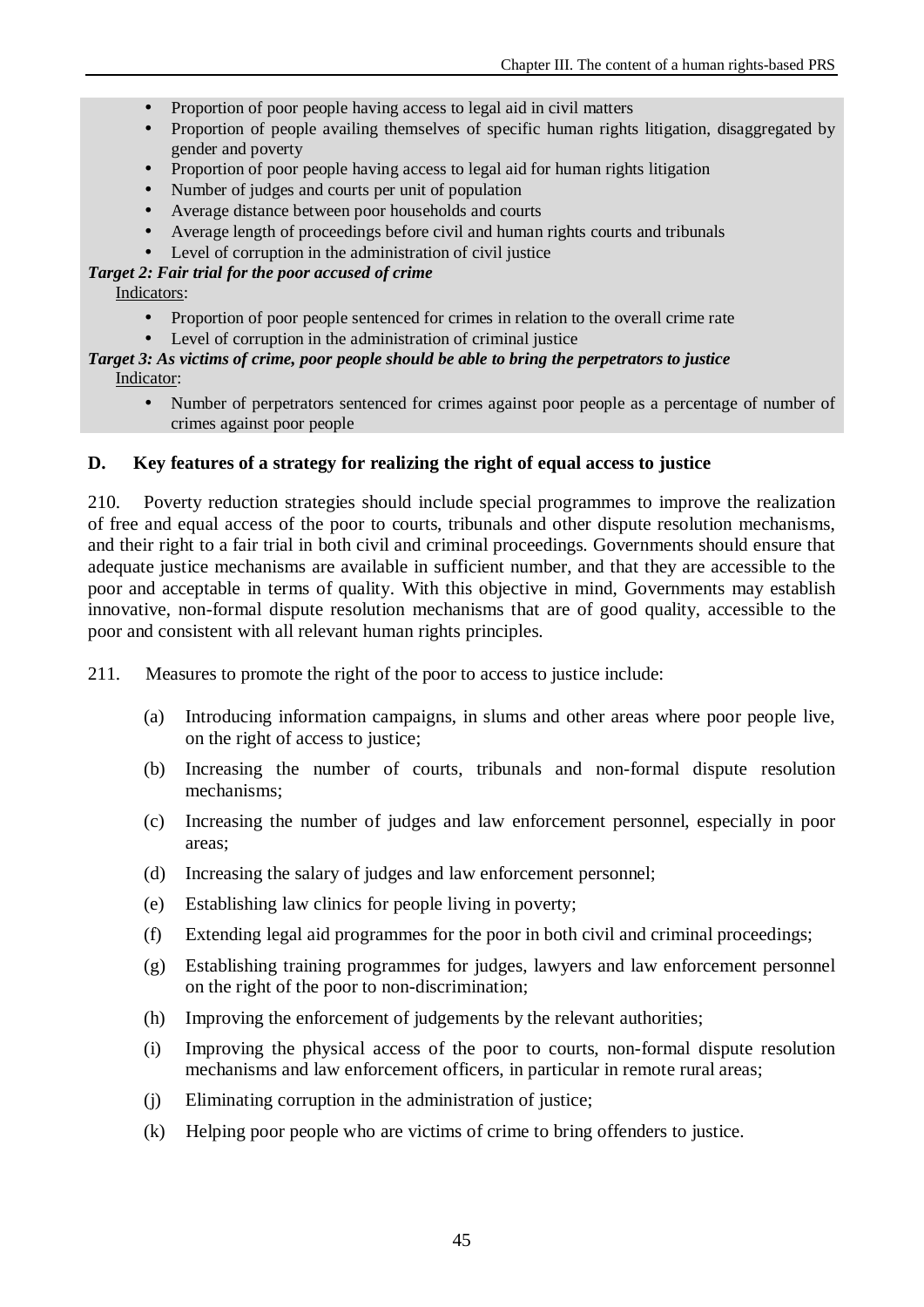- Proportion of poor people having access to legal aid in civil matters
- Proportion of people availing themselves of specific human rights litigation, disaggregated by gender and poverty
- Proportion of poor people having access to legal aid for human rights litigation
- Number of judges and courts per unit of population
- Average distance between poor households and courts
- Average length of proceedings before civil and human rights courts and tribunals
- Level of corruption in the administration of civil justice

***Target 2: Fair trial for the poor accused of crime***

Indicators:

- Proportion of poor people sentenced for crimes in relation to the overall crime rate
- Level of corruption in the administration of criminal justice

***Target 3: As victims of crime, poor people should be able to bring the perpetrators to justice***

Indicator:

- Number of perpetrators sentenced for crimes against poor people as a percentage of number of crimes against poor people

## D. Key features of a strategy for realizing the right of equal access to justice

210. Poverty reduction strategies should include special programmes to improve the realization of free and equal access of the poor to courts, tribunals and other dispute resolution mechanisms, and their right to a fair trial in both civil and criminal proceedings. Governments should ensure that adequate justice mechanisms are available in sufficient number, and that they are accessible to the poor and acceptable in terms of quality. With this objective in mind, Governments may establish innovative, non-formal dispute resolution mechanisms that are of good quality, accessible to the poor and consistent with all relevant human rights principles.

211. Measures to promote the right of the poor to access to justice include:

(a) Introducing information campaigns, in slums and other areas where poor people live, on the right of access to justice;

(b) Increasing the number of courts, tribunals and non-formal dispute resolution mechanisms;

(c) Increasing the number of judges and law enforcement personnel, especially in poor areas;

(d) Increasing the salary of judges and law enforcement personnel;

(e) Establishing law clinics for people living in poverty;

(f) Extending legal aid programmes for the poor in both civil and criminal proceedings;

(g) Establishing training programmes for judges, lawyers and law enforcement personnel on the right of the poor to non-discrimination;

(h) Improving the enforcement of judgements by the relevant authorities;

(i) Improving the physical access of the poor to courts, non-formal dispute resolution mechanisms and law enforcement officers, in particular in remote rural areas;

(j) Eliminating corruption in the administration of justice;

(k) Helping poor people who are victims of crime to bring offenders to justice.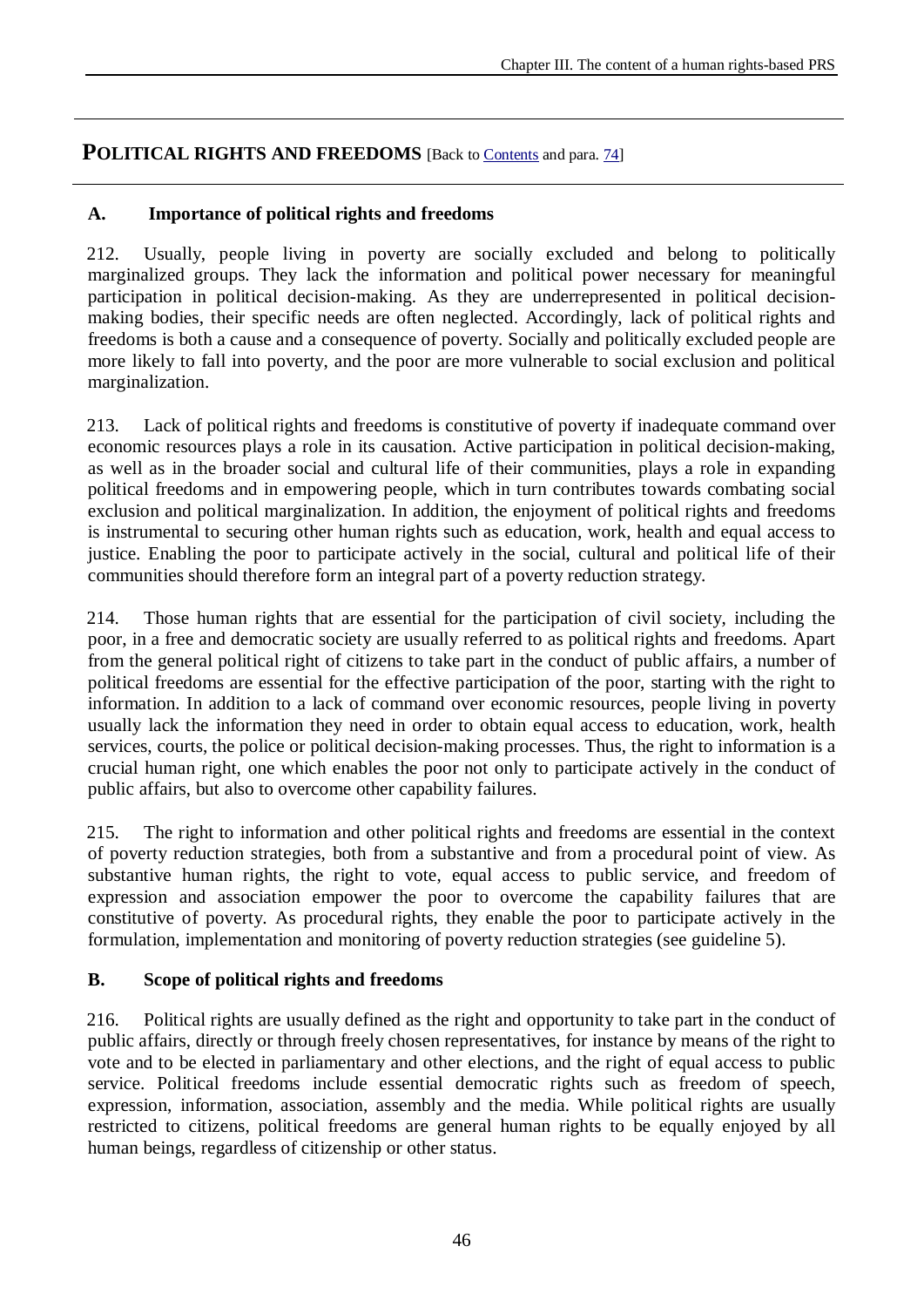## POLITICAL RIGHTS AND FREEDOMS [Back to Contents and para. 74]

### A. Importance of political rights and freedoms

212. Usually, people living in poverty are socially excluded and belong to politically marginalized groups. They lack the information and political power necessary for meaningful participation in political decision-making. As they are underrepresented in political decision-making bodies, their specific needs are often neglected. Accordingly, lack of political rights and freedoms is both a cause and a consequence of poverty. Socially and politically excluded people are more likely to fall into poverty, and the poor are more vulnerable to social exclusion and political marginalization.

213. Lack of political rights and freedoms is constitutive of poverty if inadequate command over economic resources plays a role in its causation. Active participation in political decision-making, as well as in the broader social and cultural life of their communities, plays a role in expanding political freedoms and in empowering people, which in turn contributes towards combating social exclusion and political marginalization. In addition, the enjoyment of political rights and freedoms is instrumental to securing other human rights such as education, work, health and equal access to justice. Enabling the poor to participate actively in the social, cultural and political life of their communities should therefore form an integral part of a poverty reduction strategy.

214. Those human rights that are essential for the participation of civil society, including the poor, in a free and democratic society are usually referred to as political rights and freedoms. Apart from the general political right of citizens to take part in the conduct of public affairs, a number of political freedoms are essential for the effective participation of the poor, starting with the right to information. In addition to a lack of command over economic resources, people living in poverty usually lack the information they need in order to obtain equal access to education, work, health services, courts, the police or political decision-making processes. Thus, the right to information is a crucial human right, one which enables the poor not only to participate actively in the conduct of public affairs, but also to overcome other capability failures.

215. The right to information and other political rights and freedoms are essential in the context of poverty reduction strategies, both from a substantive and from a procedural point of view. As substantive human rights, the right to vote, equal access to public service, and freedom of expression and association empower the poor to overcome the capability failures that are constitutive of poverty. As procedural rights, they enable the poor to participate actively in the formulation, implementation and monitoring of poverty reduction strategies (see guideline 5).

### B. Scope of political rights and freedoms

216. Political rights are usually defined as the right and opportunity to take part in the conduct of public affairs, directly or through freely chosen representatives, for instance by means of the right to vote and to be elected in parliamentary and other elections, and the right of equal access to public service. Political freedoms include essential democratic rights such as freedom of speech, expression, information, association, assembly and the media. While political rights are usually restricted to citizens, political freedoms are general human rights to be equally enjoyed by all human beings, regardless of citizenship or other status.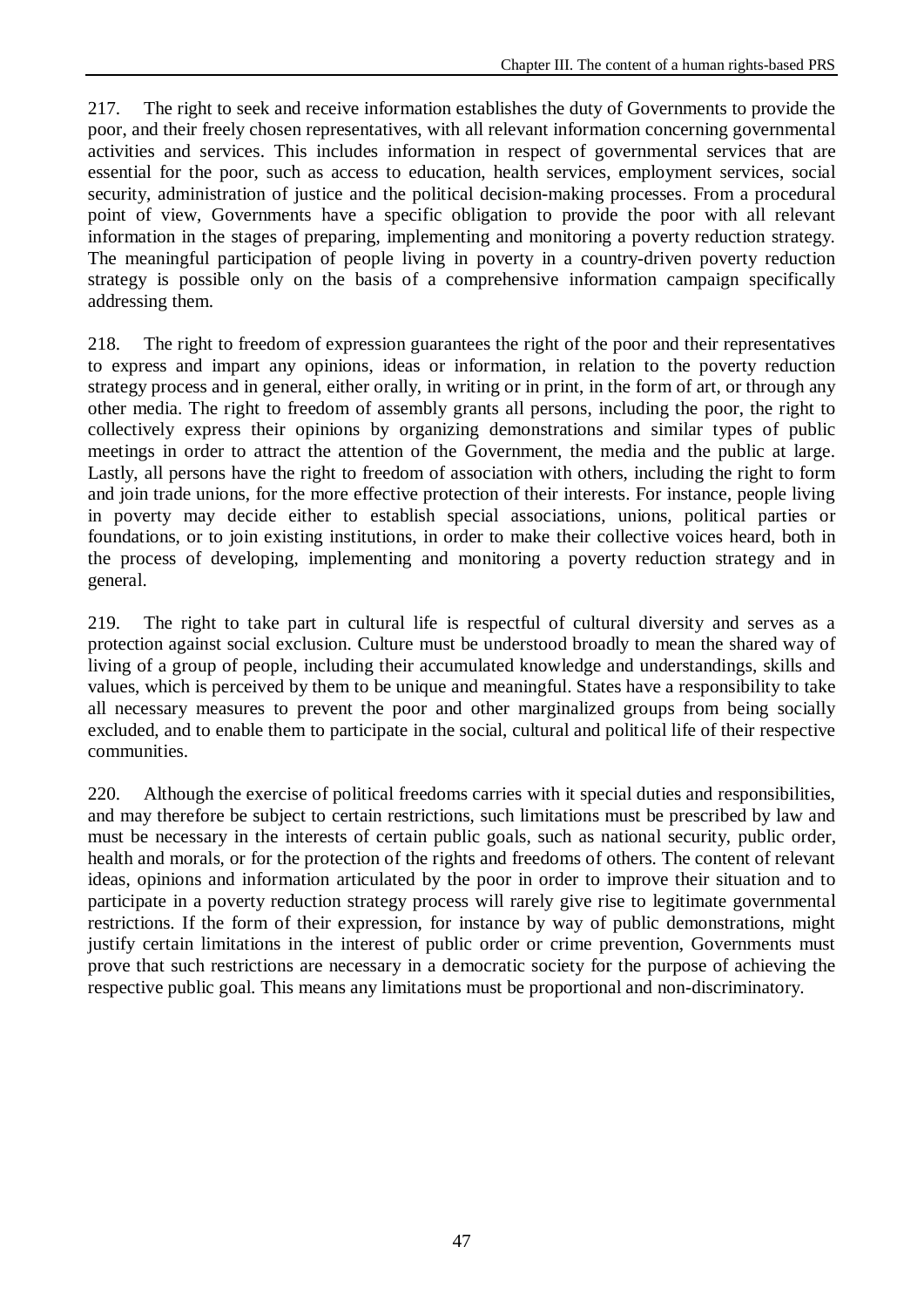217. The right to seek and receive information establishes the duty of Governments to provide the poor, and their freely chosen representatives, with all relevant information concerning governmental activities and services. This includes information in respect of governmental services that are essential for the poor, such as access to education, health services, employment services, social security, administration of justice and the political decision-making processes. From a procedural point of view, Governments have a specific obligation to provide the poor with all relevant information in the stages of preparing, implementing and monitoring a poverty reduction strategy. The meaningful participation of people living in poverty in a country-driven poverty reduction strategy is possible only on the basis of a comprehensive information campaign specifically addressing them.

218. The right to freedom of expression guarantees the right of the poor and their representatives to express and impart any opinions, ideas or information, in relation to the poverty reduction strategy process and in general, either orally, in writing or in print, in the form of art, or through any other media. The right to freedom of assembly grants all persons, including the poor, the right to collectively express their opinions by organizing demonstrations and similar types of public meetings in order to attract the attention of the Government, the media and the public at large. Lastly, all persons have the right to freedom of association with others, including the right to form and join trade unions, for the more effective protection of their interests. For instance, people living in poverty may decide either to establish special associations, unions, political parties or foundations, or to join existing institutions, in order to make their collective voices heard, both in the process of developing, implementing and monitoring a poverty reduction strategy and in general.

219. The right to take part in cultural life is respectful of cultural diversity and serves as a protection against social exclusion. Culture must be understood broadly to mean the shared way of living of a group of people, including their accumulated knowledge and understandings, skills and values, which is perceived by them to be unique and meaningful. States have a responsibility to take all necessary measures to prevent the poor and other marginalized groups from being socially excluded, and to enable them to participate in the social, cultural and political life of their respective communities.

220. Although the exercise of political freedoms carries with it special duties and responsibilities, and may therefore be subject to certain restrictions, such limitations must be prescribed by law and must be necessary in the interests of certain public goals, such as national security, public order, health and morals, or for the protection of the rights and freedoms of others. The content of relevant ideas, opinions and information articulated by the poor in order to improve their situation and to participate in a poverty reduction strategy process will rarely give rise to legitimate governmental restrictions. If the form of their expression, for instance by way of public demonstrations, might justify certain limitations in the interest of public order or crime prevention, Governments must prove that such restrictions are necessary in a democratic society for the purpose of achieving the respective public goal. This means any limitations must be proportional and non-discriminatory.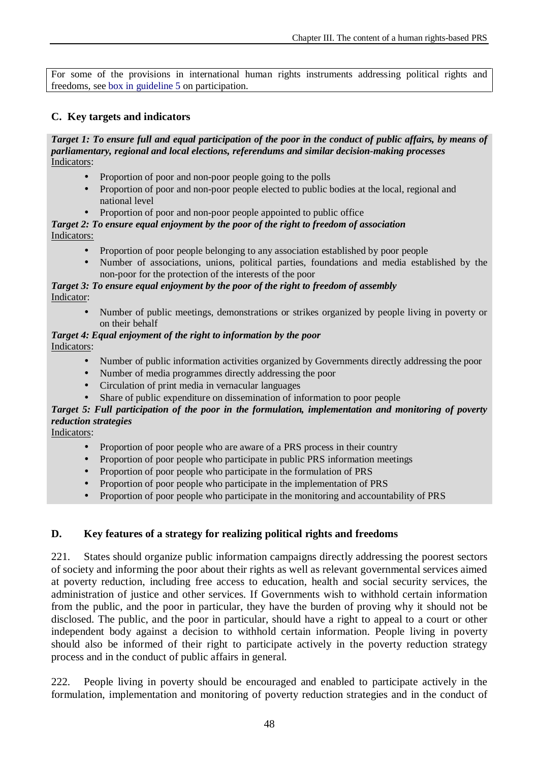For some of the provisions in international human rights instruments addressing political rights and freedoms, see box in guideline 5 on participation.

### C. Key targets and indicators

***Target 1: To ensure full and equal participation of the poor in the conduct of public affairs, by means of parliamentary, regional and local elections, referendums and similar decision-making processes***
Indicators:

- Proportion of poor and non-poor people going to the polls
- Proportion of poor and non-poor people elected to public bodies at the local, regional and national level
- Proportion of poor and non-poor people appointed to public office

***Target 2: To ensure equal enjoyment by the poor of the right to freedom of association***
Indicators:

- Proportion of poor people belonging to any association established by poor people
- Number of associations, unions, political parties, foundations and media established by the non-poor for the protection of the interests of the poor

***Target 3: To ensure equal enjoyment by the poor of the right to freedom of assembly***
Indicator:

- Number of public meetings, demonstrations or strikes organized by people living in poverty or on their behalf

***Target 4: Equal enjoyment of the right to information by the poor***
Indicators:

- Number of public information activities organized by Governments directly addressing the poor
- Number of media programmes directly addressing the poor
- Circulation of print media in vernacular languages
- Share of public expenditure on dissemination of information to poor people

***Target 5: Full participation of the poor in the formulation, implementation and monitoring of poverty reduction strategies***
Indicators:

- Proportion of poor people who are aware of a PRS process in their country
- Proportion of poor people who participate in public PRS information meetings
- Proportion of poor people who participate in the formulation of PRS
- Proportion of poor people who participate in the implementation of PRS
- Proportion of poor people who participate in the monitoring and accountability of PRS

### D. Key features of a strategy for realizing political rights and freedoms

221. States should organize public information campaigns directly addressing the poorest sectors of society and informing the poor about their rights as well as relevant governmental services aimed at poverty reduction, including free access to education, health and social security services, the administration of justice and other services. If Governments wish to withhold certain information from the public, and the poor in particular, they have the burden of proving why it should not be disclosed. The public, and the poor in particular, should have a right to appeal to a court or other independent body against a decision to withhold certain information. People living in poverty should also be informed of their right to participate actively in the poverty reduction strategy process and in the conduct of public affairs in general.

222. People living in poverty should be encouraged and enabled to participate actively in the formulation, implementation and monitoring of poverty reduction strategies and in the conduct of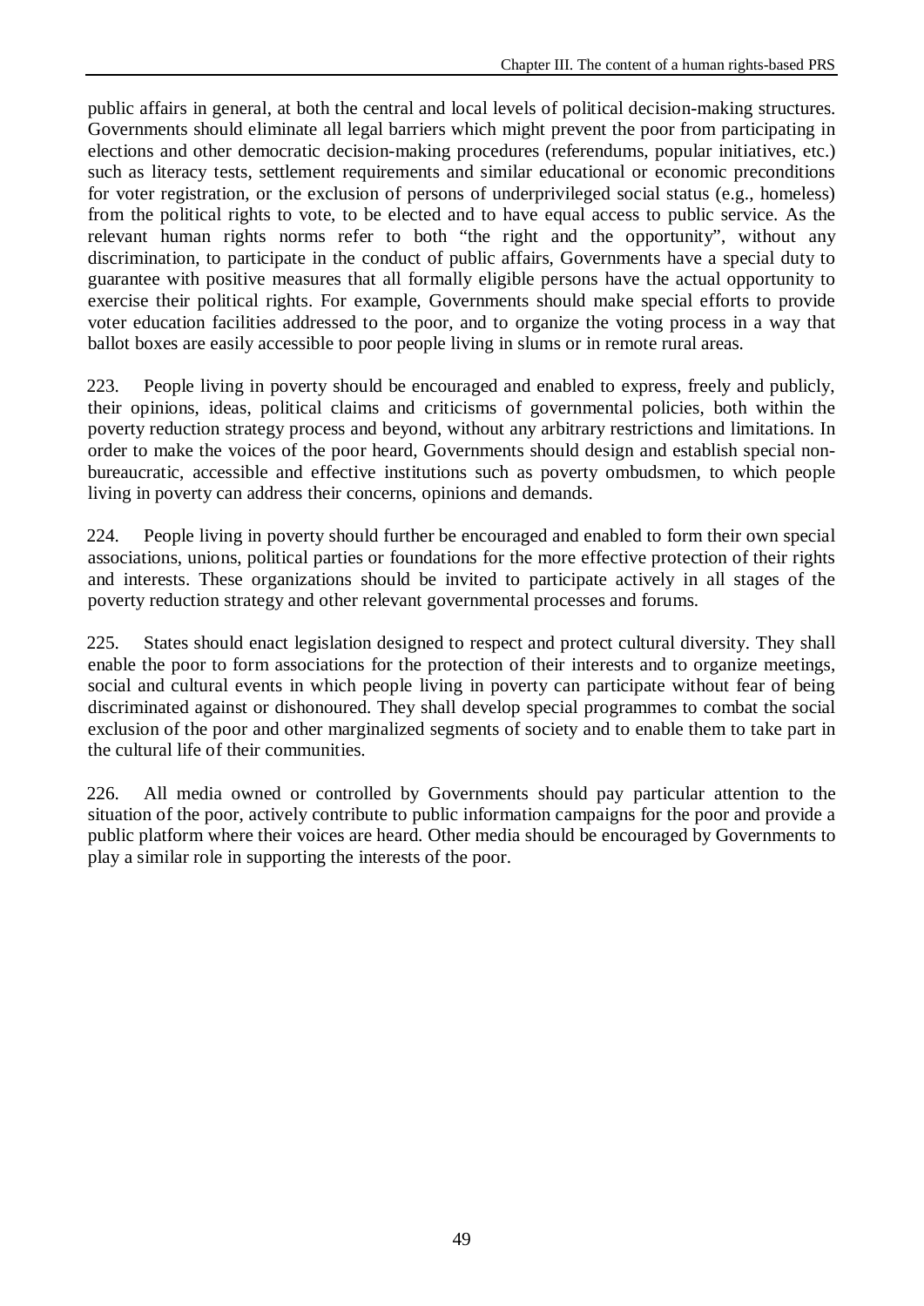public affairs in general, at both the central and local levels of political decision-making structures. Governments should eliminate all legal barriers which might prevent the poor from participating in elections and other democratic decision-making procedures (referendums, popular initiatives, etc.) such as literacy tests, settlement requirements and similar educational or economic preconditions for voter registration, or the exclusion of persons of underprivileged social status (e.g., homeless) from the political rights to vote, to be elected and to have equal access to public service. As the relevant human rights norms refer to both "the right and the opportunity", without any discrimination, to participate in the conduct of public affairs, Governments have a special duty to guarantee with positive measures that all formally eligible persons have the actual opportunity to exercise their political rights. For example, Governments should make special efforts to provide voter education facilities addressed to the poor, and to organize the voting process in a way that ballot boxes are easily accessible to poor people living in slums or in remote rural areas.

223. People living in poverty should be encouraged and enabled to express, freely and publicly, their opinions, ideas, political claims and criticisms of governmental policies, both within the poverty reduction strategy process and beyond, without any arbitrary restrictions and limitations. In order to make the voices of the poor heard, Governments should design and establish special non-bureaucratic, accessible and effective institutions such as poverty ombudsmen, to which people living in poverty can address their concerns, opinions and demands.

224. People living in poverty should further be encouraged and enabled to form their own special associations, unions, political parties or foundations for the more effective protection of their rights and interests. These organizations should be invited to participate actively in all stages of the poverty reduction strategy and other relevant governmental processes and forums.

225. States should enact legislation designed to respect and protect cultural diversity. They shall enable the poor to form associations for the protection of their interests and to organize meetings, social and cultural events in which people living in poverty can participate without fear of being discriminated against or dishonoured. They shall develop special programmes to combat the social exclusion of the poor and other marginalized segments of society and to enable them to take part in the cultural life of their communities.

226. All media owned or controlled by Governments should pay particular attention to the situation of the poor, actively contribute to public information campaigns for the poor and provide a public platform where their voices are heard. Other media should be encouraged by Governments to play a similar role in supporting the interests of the poor.